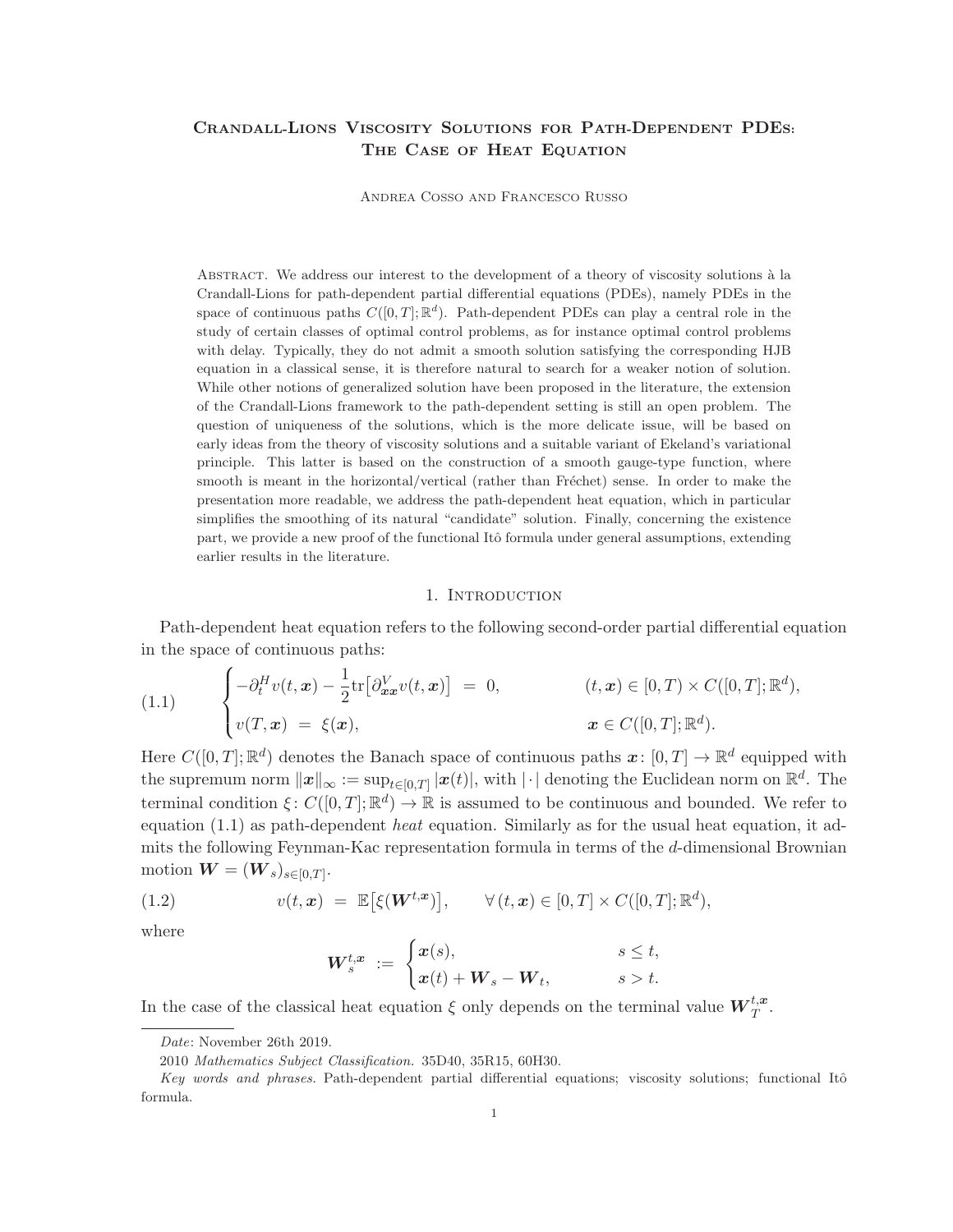# Crandall-Lions Viscosity Solutions for Path-Dependent PDEs: The Case of Heat Equation

Andrea Cosso and Francesco Russo

Abstract. We address our interest to the development of a theory of viscosity solutions à la Crandall-Lions for path-dependent partial differential equations (PDEs), namely PDEs in the space of continuous paths $C([0,T];\mathbb{R}^d)$. Path-dependent PDEs can play a central role in the study of certain classes of optimal control problems, as for instance optimal control problems with delay. Typically, they do not admit a smooth solution satisfying the corresponding HJB equation in a classical sense, it is therefore natural to search for a weaker notion of solution. While other notions of generalized solution have been proposed in the literature, the extension of the Crandall-Lions framework to the path-dependent setting is still an open problem. The question of uniqueness of the solutions, which is the more delicate issue, will be based on early ideas from the theory of viscosity solutions and a suitable variant of Ekeland's variational principle. This latter is based on the construction of a smooth gauge-type function, where smooth is meant in the horizontal/vertical (rather than Fréchet) sense. In order to make the presentation more readable, we address the path-dependent heat equation, which in particular simplifies the smoothing of its natural "candidate" solution. Finally, concerning the existence part, we provide a new proof of the functional Itô formula under general assumptions, extending earlier results in the literature.

## 1. Introduction

Path-dependent heat equation refers to the following second-order partial differential equation in the space of continuous paths:

$$
\begin{cases}
-\partial_t^H v(t,\boldsymbol{x}) - \dfrac{1}{2}\mathrm{tr}\big[\partial_{\boldsymbol{x}\boldsymbol{x}}^V v(t,\boldsymbol{x})\big] \ = \ 0, & (t,\boldsymbol{x}) \in [0,T) \times C([0,T];\mathbb{R}^d), \\[2mm]
v(T,\boldsymbol{x}) \ = \ \xi(\boldsymbol{x}), & \boldsymbol{x} \in C([0,T];\mathbb{R}^d).
\end{cases}
\tag{1.1}
$$

Here $C([0,T];\mathbb{R}^d)$ denotes the Banach space of continuous paths $\boldsymbol{x}\colon [0,T] \to \mathbb{R}^d$ equipped with the supremum norm $\|\boldsymbol{x}\|_\infty := \sup_{t\in[0,T]}|\boldsymbol{x}(t)|$, with $|\cdot|$ denoting the Euclidean norm on $\mathbb{R}^d$. The terminal condition $\xi\colon C([0,T];\mathbb{R}^d) \to \mathbb{R}$ is assumed to be continuous and bounded. We refer to equation (1.1) as path-dependent *heat* equation. Similarly as for the usual heat equation, it admits the following Feynman-Kac representation formula in terms of the $d$-dimensional Brownian motion $\boldsymbol{W} = (\boldsymbol{W}_s)_{s\in[0,T]}$.

$$
v(t,\boldsymbol{x}) \ = \ \mathbb{E}\big[\xi(\boldsymbol{W}^{t,\boldsymbol{x}})\big], \qquad \forall\,(t,\boldsymbol{x}) \in [0,T] \times C([0,T];\mathbb{R}^d),
\tag{1.2}
$$

where

$$
\boldsymbol{W}_s^{t,\boldsymbol{x}} \ := \ \begin{cases} \boldsymbol{x}(s), & s \le t, \\ \boldsymbol{x}(t) + \boldsymbol{W}_s - \boldsymbol{W}_t, & s > t. \end{cases}
$$

In the case of the classical heat equation $\xi$ only depends on the terminal value $\boldsymbol{W}_T^{t,\boldsymbol{x}}$.

*Date*: November 26th 2019.

2010 *Mathematics Subject Classification.* 35D40, 35R15, 60H30.

*Key words and phrases.* Path-dependent partial differential equations; viscosity solutions; functional Itô formula.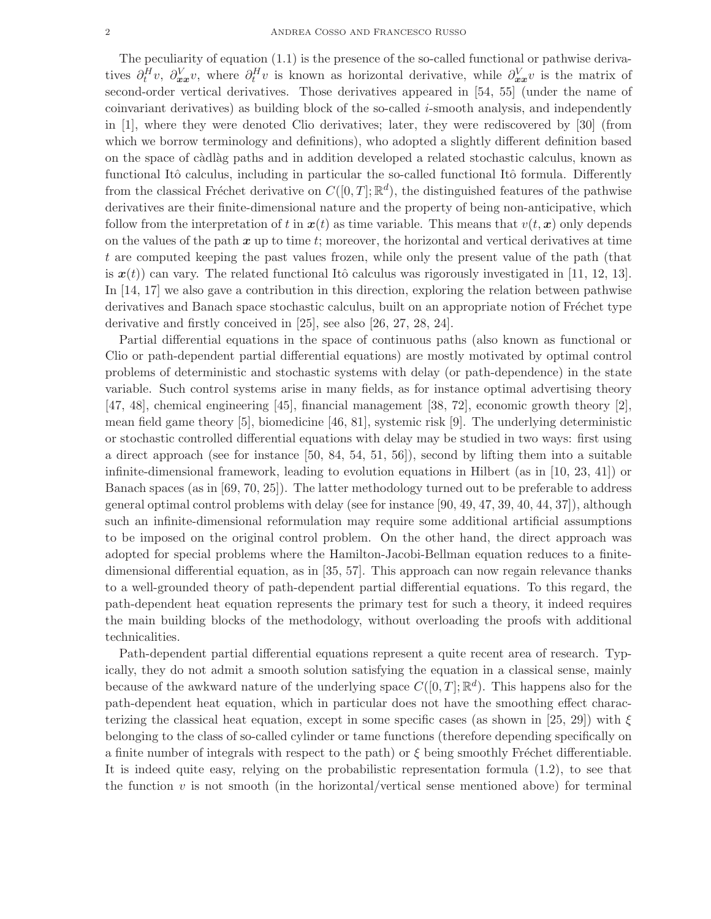The peculiarity of equation (1.1) is the presence of the so-called functional or pathwise derivatives $\partial_t^H v$, $\partial_{\boldsymbol{x}\boldsymbol{x}}^V v$, where $\partial_t^H v$ is known as horizontal derivative, while $\partial_{\boldsymbol{x}\boldsymbol{x}}^V v$ is the matrix of second-order vertical derivatives. Those derivatives appeared in [54, 55] (under the name of coinvariant derivatives) as building block of the so-called $i$-smooth analysis, and independently in [1], where they were denoted Clio derivatives; later, they were rediscovered by [30] (from which we borrow terminology and definitions), who adopted a slightly different definition based on the space of càdlàg paths and in addition developed a related stochastic calculus, known as functional Itô calculus, including in particular the so-called functional Itô formula. Differently from the classical Fréchet derivative on $C([0,T];\mathbb{R}^d)$, the distinguished features of the pathwise derivatives are their finite-dimensional nature and the property of being non-anticipative, which follow from the interpretation of $t$ in $\boldsymbol{x}(t)$ as time variable. This means that $v(t,\boldsymbol{x})$ only depends on the values of the path $\boldsymbol{x}$ up to time $t$; moreover, the horizontal and vertical derivatives at time $t$ are computed keeping the past values frozen, while only the present value of the path (that is $\boldsymbol{x}(t)$) can vary. The related functional Itô calculus was rigorously investigated in [11, 12, 13]. In [14, 17] we also gave a contribution in this direction, exploring the relation between pathwise derivatives and Banach space stochastic calculus, built on an appropriate notion of Fréchet type derivative and firstly conceived in [25], see also [26, 27, 28, 24].

Partial differential equations in the space of continuous paths (also known as functional or Clio or path-dependent partial differential equations) are mostly motivated by optimal control problems of deterministic and stochastic systems with delay (or path-dependence) in the state variable. Such control systems arise in many fields, as for instance optimal advertising theory [47, 48], chemical engineering [45], financial management [38, 72], economic growth theory [2], mean field game theory [5], biomedicine [46, 81], systemic risk [9]. The underlying deterministic or stochastic controlled differential equations with delay may be studied in two ways: first using a direct approach (see for instance [50, 84, 54, 51, 56]), second by lifting them into a suitable infinite-dimensional framework, leading to evolution equations in Hilbert (as in [10, 23, 41]) or Banach spaces (as in [69, 70, 25]). The latter methodology turned out to be preferable to address general optimal control problems with delay (see for instance [90, 49, 47, 39, 40, 44, 37]), although such an infinite-dimensional reformulation may require some additional artificial assumptions to be imposed on the original control problem. On the other hand, the direct approach was adopted for special problems where the Hamilton-Jacobi-Bellman equation reduces to a finite-dimensional differential equation, as in [35, 57]. This approach can now regain relevance thanks to a well-grounded theory of path-dependent partial differential equations. To this regard, the path-dependent heat equation represents the primary test for such a theory, it indeed requires the main building blocks of the methodology, without overloading the proofs with additional technicalities.

Path-dependent partial differential equations represent a quite recent area of research. Typically, they do not admit a smooth solution satisfying the equation in a classical sense, mainly because of the awkward nature of the underlying space $C([0,T];\mathbb{R}^d)$. This happens also for the path-dependent heat equation, which in particular does not have the smoothing effect characterizing the classical heat equation, except in some specific cases (as shown in [25, 29]) with $\xi$ belonging to the class of so-called cylinder or tame functions (therefore depending specifically on a finite number of integrals with respect to the path) or $\xi$ being smoothly Fréchet differentiable. It is indeed quite easy, relying on the probabilistic representation formula (1.2), to see that the function $v$ is not smooth (in the horizontal/vertical sense mentioned above) for terminal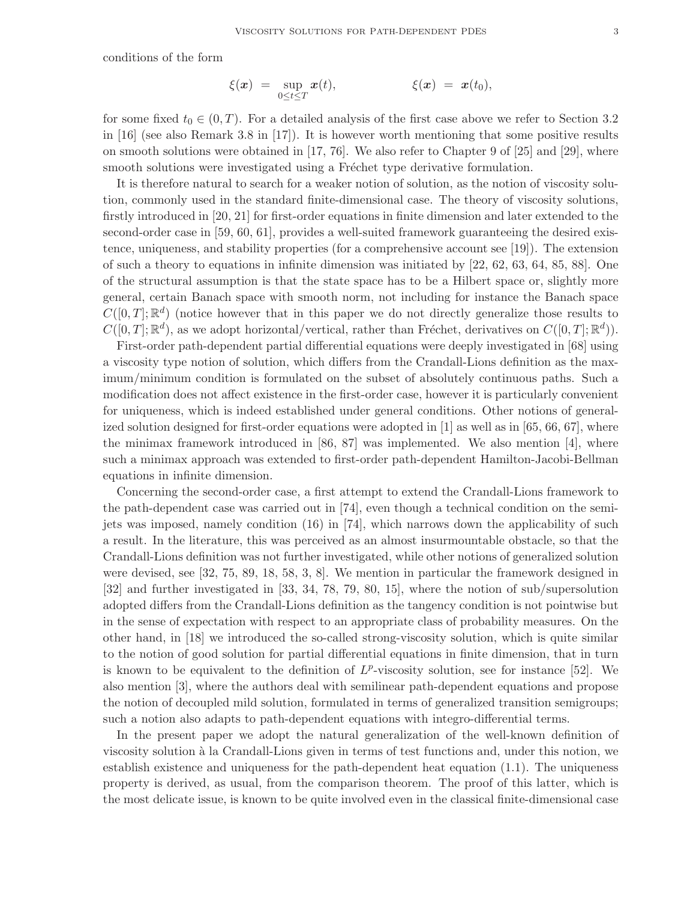conditions of the form

$$\xi(\boldsymbol{x}) \;=\; \sup_{0\leq t\leq T} \boldsymbol{x}(t), \qquad\qquad \xi(\boldsymbol{x}) \;=\; \boldsymbol{x}(t_0),$$

for some fixed $t_0 \in (0,T)$. For a detailed analysis of the first case above we refer to Section 3.2 in [16] (see also Remark 3.8 in [17]). It is however worth mentioning that some positive results on smooth solutions were obtained in [17, 76]. We also refer to Chapter 9 of [25] and [29], where smooth solutions were investigated using a Fréchet type derivative formulation.

It is therefore natural to search for a weaker notion of solution, as the notion of viscosity solution, commonly used in the standard finite-dimensional case. The theory of viscosity solutions, firstly introduced in [20, 21] for first-order equations in finite dimension and later extended to the second-order case in [59, 60, 61], provides a well-suited framework guaranteeing the desired existence, uniqueness, and stability properties (for a comprehensive account see [19]). The extension of such a theory to equations in infinite dimension was initiated by [22, 62, 63, 64, 85, 88]. One of the structural assumption is that the state space has to be a Hilbert space or, slightly more general, certain Banach space with smooth norm, not including for instance the Banach space $C([0,T];\mathbb{R}^d)$ (notice however that in this paper we do not directly generalize those results to $C([0,T];\mathbb{R}^d)$, as we adopt horizontal/vertical, rather than Fréchet, derivatives on $C([0,T];\mathbb{R}^d)$).

First-order path-dependent partial differential equations were deeply investigated in [68] using a viscosity type notion of solution, which differs from the Crandall-Lions definition as the maximum/minimum condition is formulated on the subset of absolutely continuous paths. Such a modification does not affect existence in the first-order case, however it is particularly convenient for uniqueness, which is indeed established under general conditions. Other notions of generalized solution designed for first-order equations were adopted in [1] as well as in [65, 66, 67], where the minimax framework introduced in [86, 87] was implemented. We also mention [4], where such a minimax approach was extended to first-order path-dependent Hamilton-Jacobi-Bellman equations in infinite dimension.

Concerning the second-order case, a first attempt to extend the Crandall-Lions framework to the path-dependent case was carried out in [74], even though a technical condition on the semijets was imposed, namely condition (16) in [74], which narrows down the applicability of such a result. In the literature, this was perceived as an almost insurmountable obstacle, so that the Crandall-Lions definition was not further investigated, while other notions of generalized solution were devised, see [32, 75, 89, 18, 58, 3, 8]. We mention in particular the framework designed in [32] and further investigated in [33, 34, 78, 79, 80, 15], where the notion of sub/supersolution adopted differs from the Crandall-Lions definition as the tangency condition is not pointwise but in the sense of expectation with respect to an appropriate class of probability measures. On the other hand, in [18] we introduced the so-called strong-viscosity solution, which is quite similar to the notion of good solution for partial differential equations in finite dimension, that in turn is known to be equivalent to the definition of $L^p$-viscosity solution, see for instance [52]. We also mention [3], where the authors deal with semilinear path-dependent equations and propose the notion of decoupled mild solution, formulated in terms of generalized transition semigroups; such a notion also adapts to path-dependent equations with integro-differential terms.

In the present paper we adopt the natural generalization of the well-known definition of viscosity solution à la Crandall-Lions given in terms of test functions and, under this notion, we establish existence and uniqueness for the path-dependent heat equation (1.1). The uniqueness property is derived, as usual, from the comparison theorem. The proof of this latter, which is the most delicate issue, is known to be quite involved even in the classical finite-dimensional case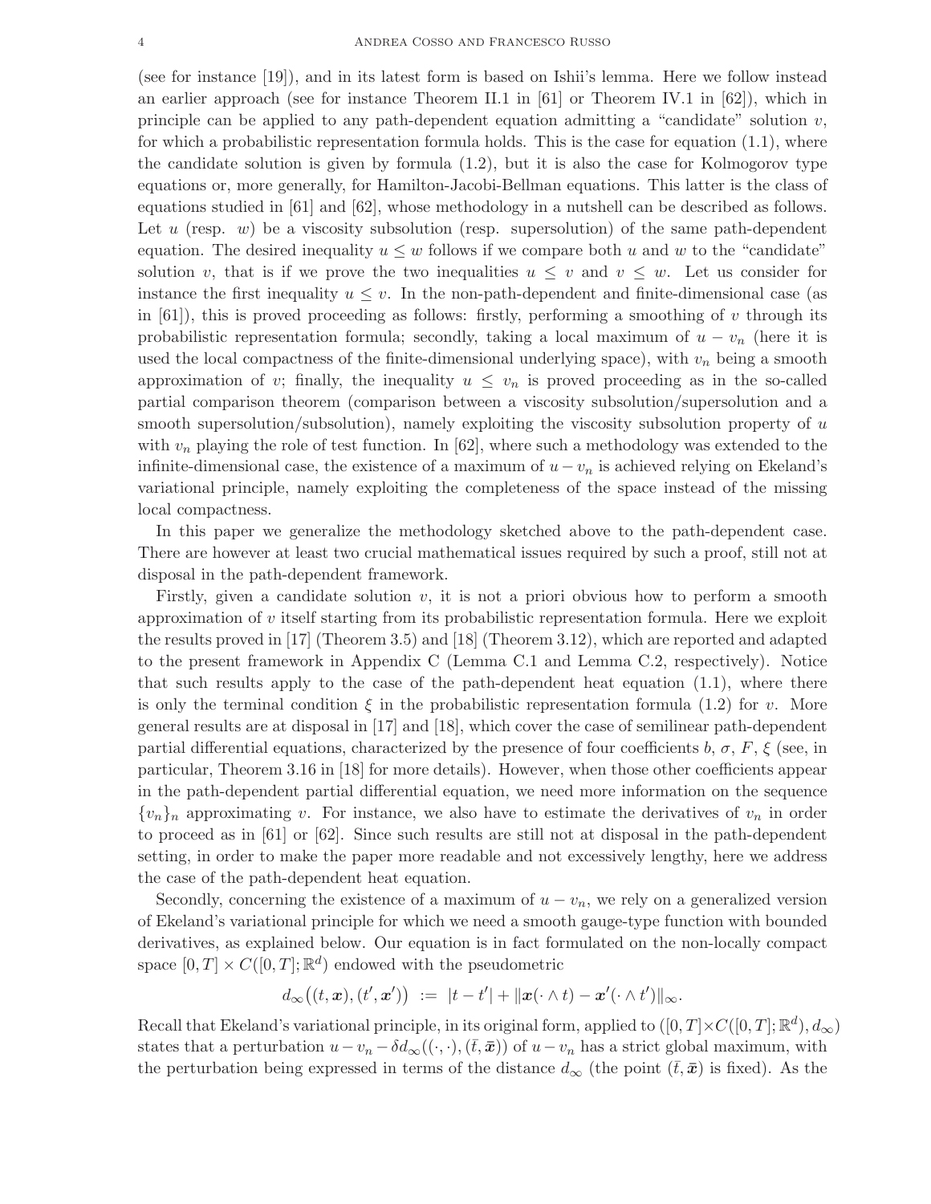(see for instance [19]), and in its latest form is based on Ishii's lemma. Here we follow instead an earlier approach (see for instance Theorem II.1 in [61] or Theorem IV.1 in [62]), which in principle can be applied to any path-dependent equation admitting a "candidate" solution $v$, for which a probabilistic representation formula holds. This is the case for equation (1.1), where the candidate solution is given by formula (1.2), but it is also the case for Kolmogorov type equations or, more generally, for Hamilton-Jacobi-Bellman equations. This latter is the class of equations studied in [61] and [62], whose methodology in a nutshell can be described as follows. Let $u$ (resp. $w$) be a viscosity subsolution (resp. supersolution) of the same path-dependent equation. The desired inequality $u \leq w$ follows if we compare both $u$ and $w$ to the "candidate" solution $v$, that is if we prove the two inequalities $u \leq v$ and $v \leq w$. Let us consider for instance the first inequality $u \leq v$. In the non-path-dependent and finite-dimensional case (as in [61]), this is proved proceeding as follows: firstly, performing a smoothing of $v$ through its probabilistic representation formula; secondly, taking a local maximum of $u - v_n$ (here it is used the local compactness of the finite-dimensional underlying space), with $v_n$ being a smooth approximation of $v$; finally, the inequality $u \leq v_n$ is proved proceeding as in the so-called partial comparison theorem (comparison between a viscosity subsolution/supersolution and a smooth supersolution/subsolution), namely exploiting the viscosity subsolution property of $u$ with $v_n$ playing the role of test function. In [62], where such a methodology was extended to the infinite-dimensional case, the existence of a maximum of $u - v_n$ is achieved relying on Ekeland's variational principle, namely exploiting the completeness of the space instead of the missing local compactness.

In this paper we generalize the methodology sketched above to the path-dependent case. There are however at least two crucial mathematical issues required by such a proof, still not at disposal in the path-dependent framework.

Firstly, given a candidate solution $v$, it is not a priori obvious how to perform a smooth approximation of $v$ itself starting from its probabilistic representation formula. Here we exploit the results proved in [17] (Theorem 3.5) and [18] (Theorem 3.12), which are reported and adapted to the present framework in Appendix C (Lemma C.1 and Lemma C.2, respectively). Notice that such results apply to the case of the path-dependent heat equation (1.1), where there is only the terminal condition $\xi$ in the probabilistic representation formula (1.2) for $v$. More general results are at disposal in [17] and [18], which cover the case of semilinear path-dependent partial differential equations, characterized by the presence of four coefficients $b$, $\sigma$, $F$, $\xi$ (see, in particular, Theorem 3.16 in [18] for more details). However, when those other coefficients appear in the path-dependent partial differential equation, we need more information on the sequence $\{v_n\}_n$ approximating $v$. For instance, we also have to estimate the derivatives of $v_n$ in order to proceed as in [61] or [62]. Since such results are still not at disposal in the path-dependent setting, in order to make the paper more readable and not excessively lengthy, here we address the case of the path-dependent heat equation.

Secondly, concerning the existence of a maximum of $u - v_n$, we rely on a generalized version of Ekeland's variational principle for which we need a smooth gauge-type function with bounded derivatives, as explained below. Our equation is in fact formulated on the non-locally compact space $[0,T] \times C([0,T];\mathbb{R}^d)$ endowed with the pseudometric

$$d_\infty\big((t,\boldsymbol{x}),(t',\boldsymbol{x}')\big) \;:=\; |t-t'| + \|\boldsymbol{x}(\cdot\wedge t) - \boldsymbol{x}'(\cdot\wedge t')\|_\infty.$$

Recall that Ekeland's variational principle, in its original form, applied to $([0,T]\times C([0,T];\mathbb{R}^d), d_\infty)$ states that a perturbation $u - v_n - \delta d_\infty((\cdot,\cdot),(\bar t,\bar{\boldsymbol{x}}))$ of $u - v_n$ has a strict global maximum, with the perturbation being expressed in terms of the distance $d_\infty$ (the point $(\bar t,\bar{\boldsymbol{x}})$ is fixed). As the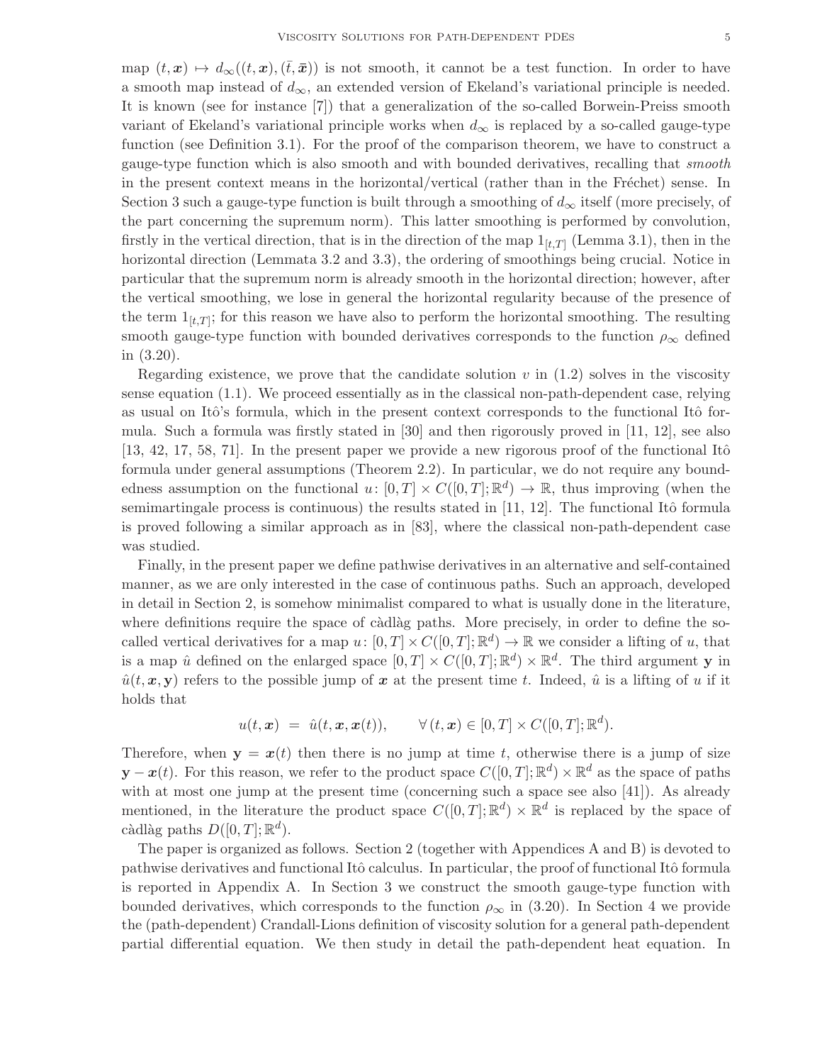map $(t, \boldsymbol{x}) \mapsto d_\infty((t, \boldsymbol{x}), (\bar{t}, \bar{\boldsymbol{x}}))$ is not smooth, it cannot be a test function. In order to have a smooth map instead of $d_\infty$, an extended version of Ekeland's variational principle is needed. It is known (see for instance [7]) that a generalization of the so-called Borwein-Preiss smooth variant of Ekeland's variational principle works when $d_\infty$ is replaced by a so-called gauge-type function (see Definition 3.1). For the proof of the comparison theorem, we have to construct a gauge-type function which is also smooth and with bounded derivatives, recalling that *smooth* in the present context means in the horizontal/vertical (rather than in the Fréchet) sense. In Section 3 such a gauge-type function is built through a smoothing of $d_\infty$ itself (more precisely, of the part concerning the supremum norm). This latter smoothing is performed by convolution, firstly in the vertical direction, that is in the direction of the map $1_{[t,T]}$ (Lemma 3.1), then in the horizontal direction (Lemmata 3.2 and 3.3), the ordering of smoothings being crucial. Notice in particular that the supremum norm is already smooth in the horizontal direction; however, after the vertical smoothing, we lose in general the horizontal regularity because of the presence of the term $1_{[t,T]}$; for this reason we have also to perform the horizontal smoothing. The resulting smooth gauge-type function with bounded derivatives corresponds to the function $\rho_\infty$ defined in (3.20).

Regarding existence, we prove that the candidate solution $v$ in (1.2) solves in the viscosity sense equation (1.1). We proceed essentially as in the classical non-path-dependent case, relying as usual on Itô's formula, which in the present context corresponds to the functional Itô formula. Such a formula was firstly stated in [30] and then rigorously proved in [11, 12], see also [13, 42, 17, 58, 71]. In the present paper we provide a new rigorous proof of the functional Itô formula under general assumptions (Theorem 2.2). In particular, we do not require any boundedness assumption on the functional $u\colon [0,T] \times C([0,T];\mathbb{R}^d) \to \mathbb{R}$, thus improving (when the semimartingale process is continuous) the results stated in [11, 12]. The functional Itô formula is proved following a similar approach as in [83], where the classical non-path-dependent case was studied.

Finally, in the present paper we define pathwise derivatives in an alternative and self-contained manner, as we are only interested in the case of continuous paths. Such an approach, developed in detail in Section 2, is somehow minimalist compared to what is usually done in the literature, where definitions require the space of càdlàg paths. More precisely, in order to define the so-called vertical derivatives for a map $u\colon [0,T] \times C([0,T];\mathbb{R}^d) \to \mathbb{R}$ we consider a lifting of $u$, that is a map $\hat{u}$ defined on the enlarged space $[0,T] \times C([0,T];\mathbb{R}^d) \times \mathbb{R}^d$. The third argument $\mathbf{y}$ in $\hat{u}(t, \boldsymbol{x}, \mathbf{y})$ refers to the possible jump of $\boldsymbol{x}$ at the present time $t$. Indeed, $\hat{u}$ is a lifting of $u$ if it holds that

$$u(t, \boldsymbol{x}) \;=\; \hat{u}(t, \boldsymbol{x}, \boldsymbol{x}(t)), \qquad \forall\, (t, \boldsymbol{x}) \in [0,T] \times C([0,T];\mathbb{R}^d).$$

Therefore, when $\mathbf{y} = \boldsymbol{x}(t)$ then there is no jump at time $t$, otherwise there is a jump of size $\mathbf{y} - \boldsymbol{x}(t)$. For this reason, we refer to the product space $C([0,T];\mathbb{R}^d) \times \mathbb{R}^d$ as the space of paths with at most one jump at the present time (concerning such a space see also [41]). As already mentioned, in the literature the product space $C([0,T];\mathbb{R}^d) \times \mathbb{R}^d$ is replaced by the space of càdlàg paths $D([0,T];\mathbb{R}^d)$.

The paper is organized as follows. Section 2 (together with Appendices A and B) is devoted to pathwise derivatives and functional Itô calculus. In particular, the proof of functional Itô formula is reported in Appendix A. In Section 3 we construct the smooth gauge-type function with bounded derivatives, which corresponds to the function $\rho_\infty$ in (3.20). In Section 4 we provide the (path-dependent) Crandall-Lions definition of viscosity solution for a general path-dependent partial differential equation. We then study in detail the path-dependent heat equation. In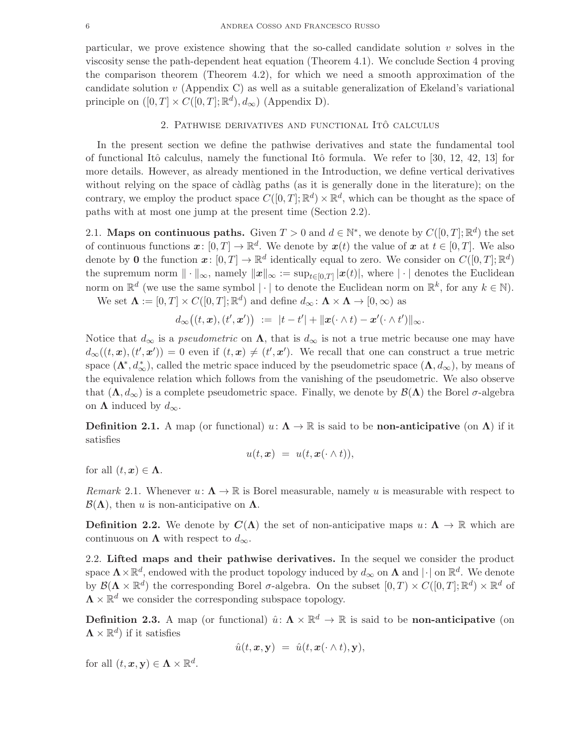particular, we prove existence showing that the so-called candidate solution $v$ solves in the viscosity sense the path-dependent heat equation (Theorem 4.1). We conclude Section 4 proving the comparison theorem (Theorem 4.2), for which we need a smooth approximation of the candidate solution $v$ (Appendix C) as well as a suitable generalization of Ekeland's variational principle on $([0,T] \times C([0,T];\mathbb{R}^d), d_\infty)$ (Appendix D).

## 2. Pathwise derivatives and functional Itô calculus

In the present section we define the pathwise derivatives and state the fundamental tool of functional Itô calculus, namely the functional Itô formula. We refer to [30, 12, 42, 13] for more details. However, as already mentioned in the Introduction, we define vertical derivatives without relying on the space of càdlàg paths (as it is generally done in the literature); on the contrary, we employ the product space $C([0,T];\mathbb{R}^d) \times \mathbb{R}^d$, which can be thought as the space of paths with at most one jump at the present time (Section 2.2).

### 2.1. Maps on continuous paths.

Given $T > 0$ and $d \in \mathbb{N}^*$, we denote by $C([0,T];\mathbb{R}^d)$ the set of continuous functions $\boldsymbol{x}\colon [0,T] \to \mathbb{R}^d$. We denote by $\boldsymbol{x}(t)$ the value of $\boldsymbol{x}$ at $t \in [0,T]$. We also denote by $\mathbf{0}$ the function $\boldsymbol{x}\colon [0,T] \to \mathbb{R}^d$ identically equal to zero. We consider on $C([0,T];\mathbb{R}^d)$ the supremum norm $\|\cdot\|_\infty$, namely $\|\boldsymbol{x}\|_\infty := \sup_{t\in[0,T]} |\boldsymbol{x}(t)|$, where $|\cdot|$ denotes the Euclidean norm on $\mathbb{R}^d$ (we use the same symbol $|\cdot|$ to denote the Euclidean norm on $\mathbb{R}^k$, for any $k \in \mathbb{N}$).

We set $\boldsymbol{\Lambda} := [0,T] \times C([0,T];\mathbb{R}^d)$ and define $d_\infty\colon \boldsymbol{\Lambda} \times \boldsymbol{\Lambda} \to [0,\infty)$ as

$$d_\infty\big((t,\boldsymbol{x}),(t',\boldsymbol{x}')\big) \ := \ |t-t'| + \|\boldsymbol{x}(\cdot\wedge t) - \boldsymbol{x}'(\cdot\wedge t')\|_\infty.$$

Notice that $d_\infty$ is a *pseudometric* on $\boldsymbol{\Lambda}$, that is $d_\infty$ is not a true metric because one may have $d_\infty((t,\boldsymbol{x}),(t',\boldsymbol{x}')) = 0$ even if $(t,\boldsymbol{x}) \neq (t',\boldsymbol{x}')$. We recall that one can construct a true metric space $(\boldsymbol{\Lambda}^*, d_\infty^*)$, called the metric space induced by the pseudometric space $(\boldsymbol{\Lambda}, d_\infty)$, by means of the equivalence relation which follows from the vanishing of the pseudometric. We also observe that $(\boldsymbol{\Lambda}, d_\infty)$ is a complete pseudometric space. Finally, we denote by $\mathcal{B}(\boldsymbol{\Lambda})$ the Borel $\sigma$-algebra on $\boldsymbol{\Lambda}$ induced by $d_\infty$.

**Definition 2.1.** A map (or functional) $u\colon \boldsymbol{\Lambda} \to \mathbb{R}$ is said to be **non-anticipative** (on $\boldsymbol{\Lambda}$) if it satisfies

$$u(t,\boldsymbol{x}) \ = \ u(t,\boldsymbol{x}(\cdot\wedge t)),$$

for all $(t,\boldsymbol{x}) \in \boldsymbol{\Lambda}$.

*Remark* 2.1. Whenever $u\colon \boldsymbol{\Lambda} \to \mathbb{R}$ is Borel measurable, namely $u$ is measurable with respect to $\mathcal{B}(\boldsymbol{\Lambda})$, then $u$ is non-anticipative on $\boldsymbol{\Lambda}$.

**Definition 2.2.** We denote by $\boldsymbol{C}(\boldsymbol{\Lambda})$ the set of non-anticipative maps $u\colon \boldsymbol{\Lambda} \to \mathbb{R}$ which are continuous on $\boldsymbol{\Lambda}$ with respect to $d_\infty$.

### 2.2. Lifted maps and their pathwise derivatives.

In the sequel we consider the product space $\boldsymbol{\Lambda} \times \mathbb{R}^d$, endowed with the product topology induced by $d_\infty$ on $\boldsymbol{\Lambda}$ and $|\cdot|$ on $\mathbb{R}^d$. We denote by $\mathcal{B}(\boldsymbol{\Lambda} \times \mathbb{R}^d)$ the corresponding Borel $\sigma$-algebra. On the subset $[0,T) \times C([0,T];\mathbb{R}^d) \times \mathbb{R}^d$ of $\boldsymbol{\Lambda} \times \mathbb{R}^d$ we consider the corresponding subspace topology.

**Definition 2.3.** A map (or functional) $\hat{u}\colon \boldsymbol{\Lambda} \times \mathbb{R}^d \to \mathbb{R}$ is said to be **non-anticipative** (on $\boldsymbol{\Lambda} \times \mathbb{R}^d$) if it satisfies

$$\hat{u}(t,\boldsymbol{x},\mathrm{y}) \ = \ \hat{u}(t,\boldsymbol{x}(\cdot\wedge t),\mathrm{y}),$$

for all $(t,\boldsymbol{x},\mathrm{y}) \in \boldsymbol{\Lambda} \times \mathbb{R}^d$.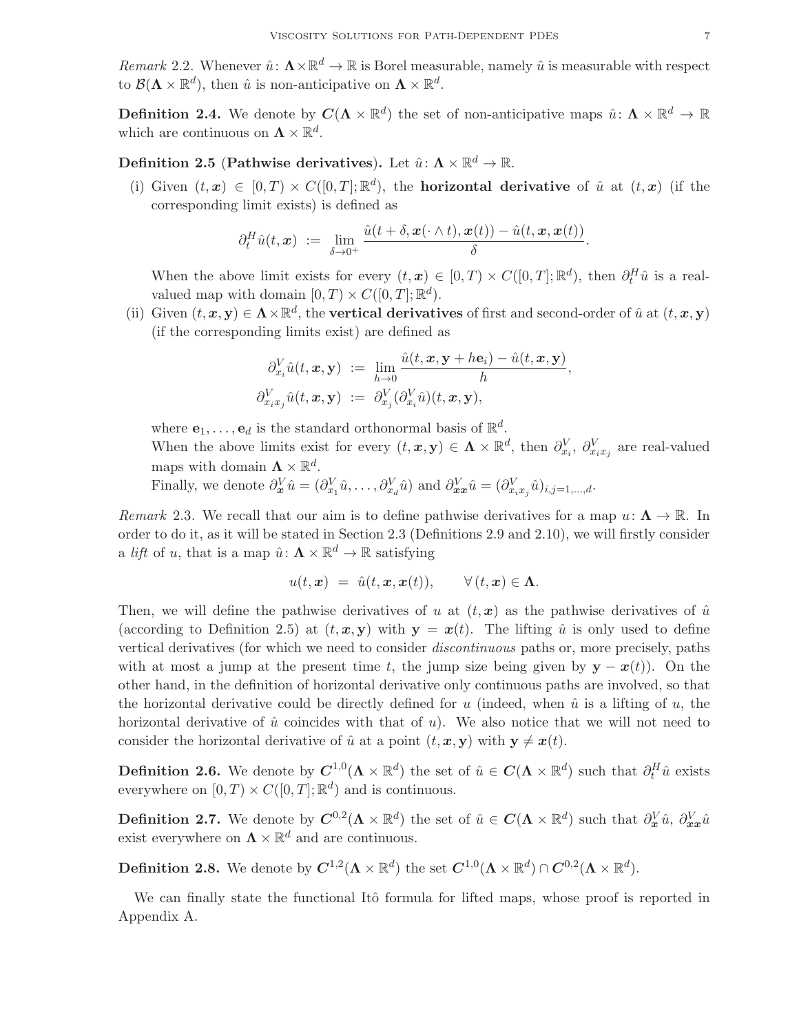*Remark* 2.2. Whenever $\hat{u}\colon \mathbf{\Lambda}\times\mathbb{R}^d \to \mathbb{R}$ is Borel measurable, namely $\hat{u}$ is measurable with respect to $\mathcal{B}(\mathbf{\Lambda}\times\mathbb{R}^d)$, then $\hat{u}$ is non-anticipative on $\mathbf{\Lambda}\times\mathbb{R}^d$.

**Definition 2.4.** We denote by $\boldsymbol{C}(\mathbf{\Lambda}\times\mathbb{R}^d)$ the set of non-anticipative maps $\hat{u}\colon \mathbf{\Lambda}\times\mathbb{R}^d \to \mathbb{R}$ which are continuous on $\mathbf{\Lambda}\times\mathbb{R}^d$.

**Definition 2.5 (Pathwise derivatives).** Let $\hat{u}\colon \mathbf{\Lambda}\times\mathbb{R}^d \to \mathbb{R}$.

(i) Given $(t,\boldsymbol{x}) \in [0,T)\times C([0,T];\mathbb{R}^d)$, the **horizontal derivative** of $\hat{u}$ at $(t,\boldsymbol{x})$ (if the corresponding limit exists) is defined as

$$\partial_t^H \hat{u}(t,\boldsymbol{x}) \;:=\; \lim_{\delta\to 0^+} \frac{\hat{u}(t+\delta,\boldsymbol{x}(\cdot\wedge t),\boldsymbol{x}(t)) - \hat{u}(t,\boldsymbol{x},\boldsymbol{x}(t))}{\delta}.$$

When the above limit exists for every $(t,\boldsymbol{x}) \in [0,T)\times C([0,T];\mathbb{R}^d)$, then $\partial_t^H \hat{u}$ is a real-valued map with domain $[0,T)\times C([0,T];\mathbb{R}^d)$.

(ii) Given $(t,\boldsymbol{x},\mathbf{y}) \in \mathbf{\Lambda}\times\mathbb{R}^d$, the **vertical derivatives** of first and second-order of $\hat{u}$ at $(t,\boldsymbol{x},\mathbf{y})$ (if the corresponding limits exist) are defined as

$$\partial_{x_i}^V \hat{u}(t,\boldsymbol{x},\mathbf{y}) \;:=\; \lim_{h\to 0} \frac{\hat{u}(t,\boldsymbol{x},\mathbf{y}+h\mathbf{e}_i) - \hat{u}(t,\boldsymbol{x},\mathbf{y})}{h},$$
$$\partial_{x_i x_j}^V \hat{u}(t,\boldsymbol{x},\mathbf{y}) \;:=\; \partial_{x_j}^V(\partial_{x_i}^V \hat{u})(t,\boldsymbol{x},\mathbf{y}),$$

where $\mathbf{e}_1,\ldots,\mathbf{e}_d$ is the standard orthonormal basis of $\mathbb{R}^d$.
When the above limits exist for every $(t,\boldsymbol{x},\mathbf{y}) \in \mathbf{\Lambda}\times\mathbb{R}^d$, then $\partial_{x_i}^V$, $\partial_{x_i x_j}^V$ are real-valued maps with domain $\mathbf{\Lambda}\times\mathbb{R}^d$.
Finally, we denote $\partial_{\boldsymbol{x}}^V \hat{u} = (\partial_{x_1}^V \hat{u},\ldots,\partial_{x_d}^V \hat{u})$ and $\partial_{\boldsymbol{x}\boldsymbol{x}}^V \hat{u} = (\partial_{x_i x_j}^V \hat{u})_{i,j=1,\ldots,d}$.

*Remark* 2.3. We recall that our aim is to define pathwise derivatives for a map $u\colon \mathbf{\Lambda}\to\mathbb{R}$. In order to do it, as it will be stated in Section 2.3 (Definitions 2.9 and 2.10), we will firstly consider a *lift* of $u$, that is a map $\hat{u}\colon \mathbf{\Lambda}\times\mathbb{R}^d\to\mathbb{R}$ satisfying

$$u(t,\boldsymbol{x}) \;=\; \hat{u}(t,\boldsymbol{x},\boldsymbol{x}(t)), \qquad \forall\,(t,\boldsymbol{x})\in\mathbf{\Lambda}.$$

Then, we will define the pathwise derivatives of $u$ at $(t,\boldsymbol{x})$ as the pathwise derivatives of $\hat{u}$ (according to Definition 2.5) at $(t,\boldsymbol{x},\mathbf{y})$ with $\mathbf{y}=\boldsymbol{x}(t)$. The lifting $\hat{u}$ is only used to define vertical derivatives (for which we need to consider *discontinuous* paths or, more precisely, paths with at most a jump at the present time $t$, the jump size being given by $\mathbf{y}-\boldsymbol{x}(t)$). On the other hand, in the definition of horizontal derivative only continuous paths are involved, so that the horizontal derivative could be directly defined for $u$ (indeed, when $\hat{u}$ is a lifting of $u$, the horizontal derivative of $\hat{u}$ coincides with that of $u$). We also notice that we will not need to consider the horizontal derivative of $\hat{u}$ at a point $(t,\boldsymbol{x},\mathbf{y})$ with $\mathbf{y}\neq\boldsymbol{x}(t)$.

**Definition 2.6.** We denote by $\boldsymbol{C}^{1,0}(\mathbf{\Lambda}\times\mathbb{R}^d)$ the set of $\hat{u}\in\boldsymbol{C}(\mathbf{\Lambda}\times\mathbb{R}^d)$ such that $\partial_t^H\hat{u}$ exists everywhere on $[0,T)\times C([0,T];\mathbb{R}^d)$ and is continuous.

**Definition 2.7.** We denote by $\boldsymbol{C}^{0,2}(\mathbf{\Lambda}\times\mathbb{R}^d)$ the set of $\hat{u}\in\boldsymbol{C}(\mathbf{\Lambda}\times\mathbb{R}^d)$ such that $\partial_{\boldsymbol{x}}^V\hat{u}$, $\partial_{\boldsymbol{x}\boldsymbol{x}}^V\hat{u}$ exist everywhere on $\mathbf{\Lambda}\times\mathbb{R}^d$ and are continuous.

**Definition 2.8.** We denote by $\boldsymbol{C}^{1,2}(\mathbf{\Lambda}\times\mathbb{R}^d)$ the set $\boldsymbol{C}^{1,0}(\mathbf{\Lambda}\times\mathbb{R}^d)\cap\boldsymbol{C}^{0,2}(\mathbf{\Lambda}\times\mathbb{R}^d)$.

We can finally state the functional Itô formula for lifted maps, whose proof is reported in Appendix A.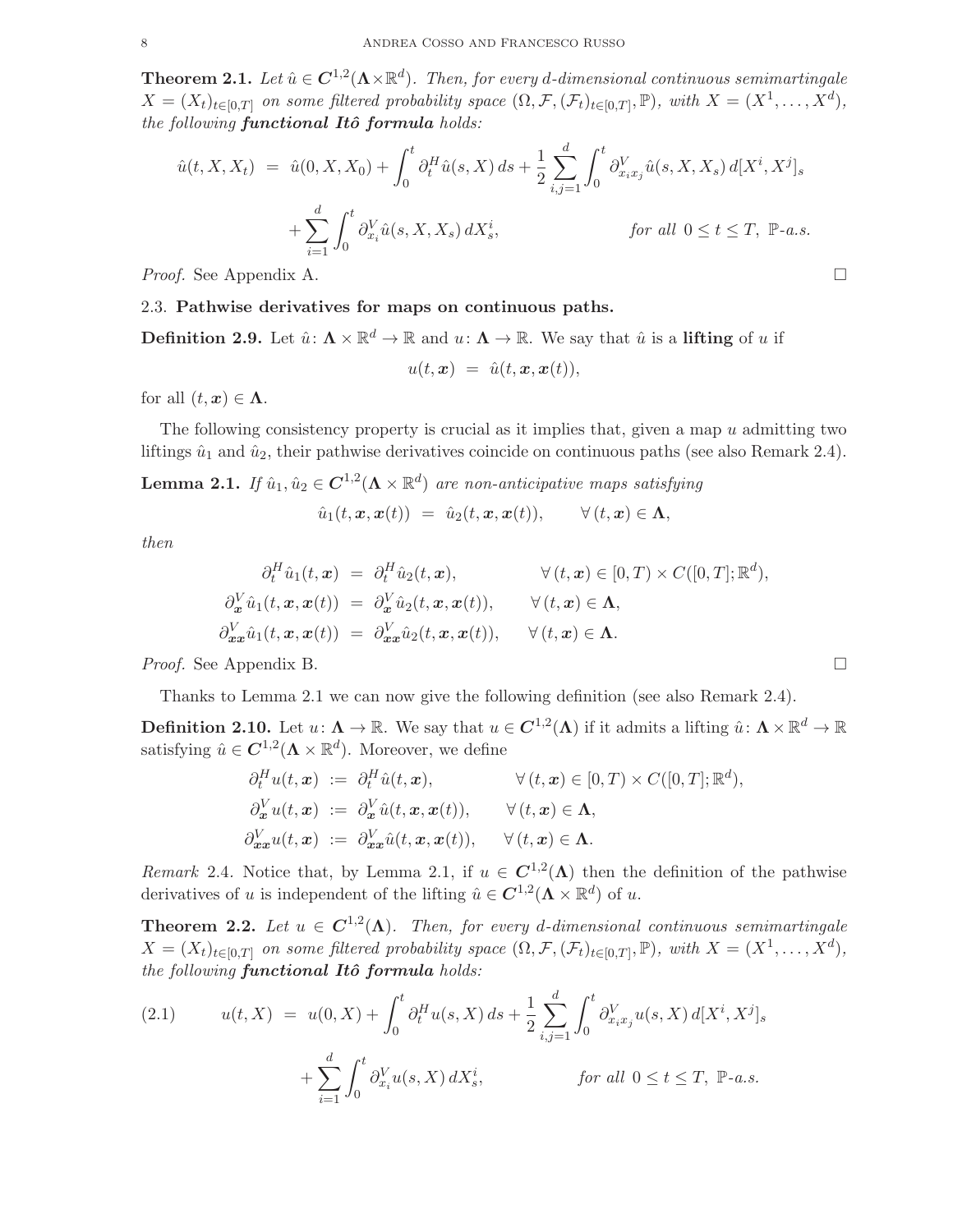**Theorem 2.1.** *Let $\hat u \in \boldsymbol{C}^{1,2}(\boldsymbol{\Lambda}\times\mathbb{R}^d)$. Then, for every $d$-dimensional continuous semimartingale $X = (X_t)_{t\in[0,T]}$ on some filtered probability space $(\Omega,\mathcal{F},(\mathcal{F}_t)_{t\in[0,T]},\mathbb{P})$, with $X = (X^1,\ldots,X^d)$, the following* ***functional Itô formula*** *holds:*

$$
\begin{aligned}
\hat u(t,X,X_t) \;&=\; \hat u(0,X,X_0) + \int_0^t \partial_t^H \hat u(s,X)\,ds + \frac{1}{2}\sum_{i,j=1}^d \int_0^t \partial_{x_ix_j}^V \hat u(s,X,X_s)\,d[X^i,X^j]_s \\
&\quad + \sum_{i=1}^d \int_0^t \partial_{x_i}^V \hat u(s,X,X_s)\,dX_s^i, \qquad\qquad \text{for all } 0\le t\le T,\ \mathbb{P}\text{-a.s.}
\end{aligned}
$$

*Proof.* See Appendix A. □

## 2.3. Pathwise derivatives for maps on continuous paths.

**Definition 2.9.** Let $\hat u\colon \boldsymbol{\Lambda}\times\mathbb{R}^d \to \mathbb{R}$ and $u\colon\boldsymbol{\Lambda}\to\mathbb{R}$. We say that $\hat u$ is a **lifting** of $u$ if

$$
u(t,\boldsymbol{x}) \;=\; \hat u(t,\boldsymbol{x},\boldsymbol{x}(t)),
$$

for all $(t,\boldsymbol{x})\in\boldsymbol{\Lambda}$.

The following consistency property is crucial as it implies that, given a map $u$ admitting two liftings $\hat u_1$ and $\hat u_2$, their pathwise derivatives coincide on continuous paths (see also Remark 2.4).

**Lemma 2.1.** *If $\hat u_1,\hat u_2 \in \boldsymbol{C}^{1,2}(\boldsymbol{\Lambda}\times\mathbb{R}^d)$ are non-anticipative maps satisfying*

$$
\hat u_1(t,\boldsymbol{x},\boldsymbol{x}(t)) \;=\; \hat u_2(t,\boldsymbol{x},\boldsymbol{x}(t)), \qquad \forall\,(t,\boldsymbol{x})\in\boldsymbol{\Lambda},
$$

*then*

$$
\begin{aligned}
\partial_t^H \hat u_1(t,\boldsymbol{x}) \;&=\; \partial_t^H \hat u_2(t,\boldsymbol{x}), \qquad\qquad \forall\,(t,\boldsymbol{x})\in[0,T)\times C([0,T];\mathbb{R}^d),\\
\partial_{\boldsymbol{x}}^V \hat u_1(t,\boldsymbol{x},\boldsymbol{x}(t)) \;&=\; \partial_{\boldsymbol{x}}^V \hat u_2(t,\boldsymbol{x},\boldsymbol{x}(t)), \qquad \forall\,(t,\boldsymbol{x})\in\boldsymbol{\Lambda},\\
\partial_{\boldsymbol{x}\boldsymbol{x}}^V \hat u_1(t,\boldsymbol{x},\boldsymbol{x}(t)) \;&=\; \partial_{\boldsymbol{x}\boldsymbol{x}}^V \hat u_2(t,\boldsymbol{x},\boldsymbol{x}(t)), \qquad \forall\,(t,\boldsymbol{x})\in\boldsymbol{\Lambda}.
\end{aligned}
$$

*Proof.* See Appendix B. □

Thanks to Lemma 2.1 we can now give the following definition (see also Remark 2.4).

**Definition 2.10.** Let $u\colon\boldsymbol{\Lambda}\to\mathbb{R}$. We say that $u\in\boldsymbol{C}^{1,2}(\boldsymbol{\Lambda})$ if it admits a lifting $\hat u\colon\boldsymbol{\Lambda}\times\mathbb{R}^d\to\mathbb{R}$ satisfying $\hat u\in\boldsymbol{C}^{1,2}(\boldsymbol{\Lambda}\times\mathbb{R}^d)$. Moreover, we define

$$
\begin{aligned}
\partial_t^H u(t,\boldsymbol{x}) \;&:=\; \partial_t^H \hat u(t,\boldsymbol{x}), \qquad\qquad \forall\,(t,\boldsymbol{x})\in[0,T)\times C([0,T];\mathbb{R}^d),\\
\partial_{\boldsymbol{x}}^V u(t,\boldsymbol{x}) \;&:=\; \partial_{\boldsymbol{x}}^V \hat u(t,\boldsymbol{x},\boldsymbol{x}(t)), \qquad \forall\,(t,\boldsymbol{x})\in\boldsymbol{\Lambda},\\
\partial_{\boldsymbol{x}\boldsymbol{x}}^V u(t,\boldsymbol{x}) \;&:=\; \partial_{\boldsymbol{x}\boldsymbol{x}}^V \hat u(t,\boldsymbol{x},\boldsymbol{x}(t)), \qquad \forall\,(t,\boldsymbol{x})\in\boldsymbol{\Lambda}.
\end{aligned}
$$

*Remark* 2.4. Notice that, by Lemma 2.1, if $u\in\boldsymbol{C}^{1,2}(\boldsymbol{\Lambda})$ then the definition of the pathwise derivatives of $u$ is independent of the lifting $\hat u\in\boldsymbol{C}^{1,2}(\boldsymbol{\Lambda}\times\mathbb{R}^d)$ of $u$.

**Theorem 2.2.** *Let $u\in\boldsymbol{C}^{1,2}(\boldsymbol{\Lambda})$. Then, for every $d$-dimensional continuous semimartingale $X = (X_t)_{t\in[0,T]}$ on some filtered probability space $(\Omega,\mathcal{F},(\mathcal{F}_t)_{t\in[0,T]},\mathbb{P})$, with $X = (X^1,\ldots,X^d)$, the following* ***functional Itô formula*** *holds:*

$$
\begin{aligned}
u(t,X) \;&=\; u(0,X) + \int_0^t \partial_t^H u(s,X)\,ds + \frac{1}{2}\sum_{i,j=1}^d \int_0^t \partial_{x_ix_j}^V u(s,X)\,d[X^i,X^j]_s \qquad (2.1)\\
&\quad + \sum_{i=1}^d \int_0^t \partial_{x_i}^V u(s,X)\,dX_s^i, \qquad\qquad \text{for all } 0\le t\le T,\ \mathbb{P}\text{-a.s.}
\end{aligned}
$$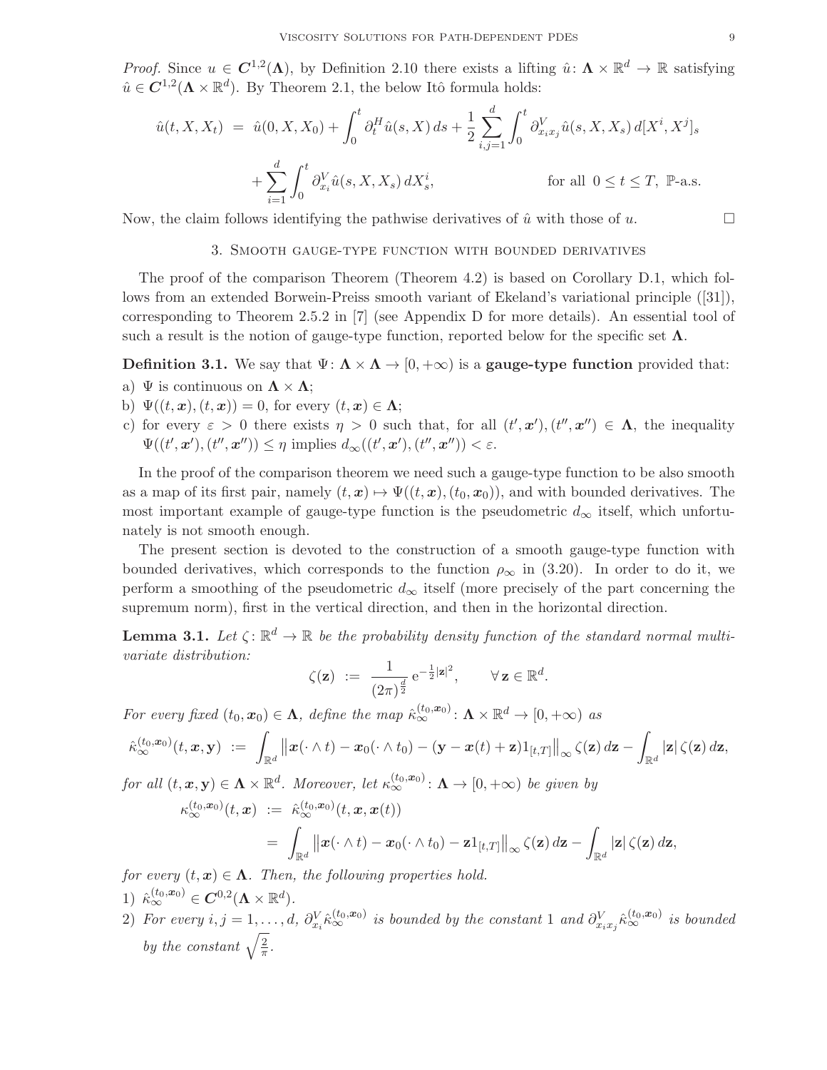*Proof.* Since $u \in \boldsymbol{C}^{1,2}(\boldsymbol{\Lambda})$, by Definition 2.10 there exists a lifting $\hat{u}\colon \boldsymbol{\Lambda} \times \mathbb{R}^d \to \mathbb{R}$ satisfying $\hat{u} \in \boldsymbol{C}^{1,2}(\boldsymbol{\Lambda} \times \mathbb{R}^d)$. By Theorem 2.1, the below Itô formula holds:

$$
\begin{aligned}
\hat{u}(t, X, X_t) \;&=\; \hat{u}(0, X, X_0) + \int_0^t \partial_t^H \hat{u}(s, X)\, ds + \frac{1}{2} \sum_{i,j=1}^d \int_0^t \partial_{x_i x_j}^V \hat{u}(s, X, X_s)\, d[X^i, X^j]_s \\
&\quad + \sum_{i=1}^d \int_0^t \partial_{x_i}^V \hat{u}(s, X, X_s)\, dX_s^i, \qquad\qquad \text{for all } 0 \le t \le T, \ \mathbb{P}\text{-a.s.}
\end{aligned}
$$

Now, the claim follows identifying the pathwise derivatives of $\hat{u}$ with those of $u$. $\square$

## 3. Smooth gauge-type function with bounded derivatives

The proof of the comparison Theorem (Theorem 4.2) is based on Corollary D.1, which follows from an extended Borwein-Preiss smooth variant of Ekeland's variational principle ([31]), corresponding to Theorem 2.5.2 in [7] (see Appendix D for more details). An essential tool of such a result is the notion of gauge-type function, reported below for the specific set $\boldsymbol{\Lambda}$.

**Definition 3.1.** We say that $\Psi\colon \boldsymbol{\Lambda} \times \boldsymbol{\Lambda} \to [0, +\infty)$ is a **gauge-type function** provided that:

a) $\Psi$ is continuous on $\boldsymbol{\Lambda} \times \boldsymbol{\Lambda}$;

b) $\Psi((t, \boldsymbol{x}), (t, \boldsymbol{x})) = 0$, for every $(t, \boldsymbol{x}) \in \boldsymbol{\Lambda}$;

c) for every $\varepsilon > 0$ there exists $\eta > 0$ such that, for all $(t', \boldsymbol{x}'), (t'', \boldsymbol{x}'') \in \boldsymbol{\Lambda}$, the inequality $\Psi((t', \boldsymbol{x}'), (t'', \boldsymbol{x}'')) \le \eta$ implies $d_\infty((t', \boldsymbol{x}'), (t'', \boldsymbol{x}'')) < \varepsilon$.

In the proof of the comparison theorem we need such a gauge-type function to be also smooth as a map of its first pair, namely $(t, \boldsymbol{x}) \mapsto \Psi((t, \boldsymbol{x}), (t_0, \boldsymbol{x}_0))$, and with bounded derivatives. The most important example of gauge-type function is the pseudometric $d_\infty$ itself, which unfortunately is not smooth enough.

The present section is devoted to the construction of a smooth gauge-type function with bounded derivatives, which corresponds to the function $\rho_\infty$ in (3.20). In order to do it, we perform a smoothing of the pseudometric $d_\infty$ itself (more precisely of the part concerning the supremum norm), first in the vertical direction, and then in the horizontal direction.

**Lemma 3.1.** *Let $\zeta\colon \mathbb{R}^d \to \mathbb{R}$ be the probability density function of the standard normal multivariate distribution:*

$$
\zeta(\mathbf{z}) \;:=\; \frac{1}{(2\pi)^{\frac{d}{2}}}\, \mathrm{e}^{-\frac{1}{2}|\mathbf{z}|^2}, \qquad \forall\, \mathbf{z} \in \mathbb{R}^d.
$$

*For every fixed $(t_0, \boldsymbol{x}_0) \in \boldsymbol{\Lambda}$, define the map $\hat{\kappa}_\infty^{(t_0, \boldsymbol{x}_0)}\colon \boldsymbol{\Lambda} \times \mathbb{R}^d \to [0, +\infty)$ as*

$$
\hat{\kappa}_\infty^{(t_0, \boldsymbol{x}_0)}(t, \boldsymbol{x}, \mathbf{y}) \;:=\; \int_{\mathbb{R}^d} \big\| \boldsymbol{x}(\cdot \wedge t) - \boldsymbol{x}_0(\cdot \wedge t_0) - (\mathbf{y} - \boldsymbol{x}(t) + \mathbf{z}) 1_{[t,T]} \big\|_\infty\, \zeta(\mathbf{z})\, d\mathbf{z} - \int_{\mathbb{R}^d} |\mathbf{z}|\, \zeta(\mathbf{z})\, d\mathbf{z},
$$

*for all $(t, \boldsymbol{x}, \mathbf{y}) \in \boldsymbol{\Lambda} \times \mathbb{R}^d$. Moreover, let $\kappa_\infty^{(t_0, \boldsymbol{x}_0)}\colon \boldsymbol{\Lambda} \to [0, +\infty)$ be given by*

$$
\begin{aligned}
\kappa_\infty^{(t_0, \boldsymbol{x}_0)}(t, \boldsymbol{x}) \;&:=\; \hat{\kappa}_\infty^{(t_0, \boldsymbol{x}_0)}(t, \boldsymbol{x}, \boldsymbol{x}(t)) \\
&=\; \int_{\mathbb{R}^d} \big\| \boldsymbol{x}(\cdot \wedge t) - \boldsymbol{x}_0(\cdot \wedge t_0) - \mathbf{z} 1_{[t,T]} \big\|_\infty\, \zeta(\mathbf{z})\, d\mathbf{z} - \int_{\mathbb{R}^d} |\mathbf{z}|\, \zeta(\mathbf{z})\, d\mathbf{z},
\end{aligned}
$$

*for every $(t, \boldsymbol{x}) \in \boldsymbol{\Lambda}$. Then, the following properties hold.*

1) *$\hat{\kappa}_\infty^{(t_0, \boldsymbol{x}_0)} \in \boldsymbol{C}^{0,2}(\boldsymbol{\Lambda} \times \mathbb{R}^d)$.*

2) *For every $i, j = 1, \ldots, d$, $\partial_{x_i}^V \hat{\kappa}_\infty^{(t_0, \boldsymbol{x}_0)}$ is bounded by the constant $1$ and $\partial_{x_i x_j}^V \hat{\kappa}_\infty^{(t_0, \boldsymbol{x}_0)}$ is bounded by the constant $\sqrt{\frac{2}{\pi}}$.*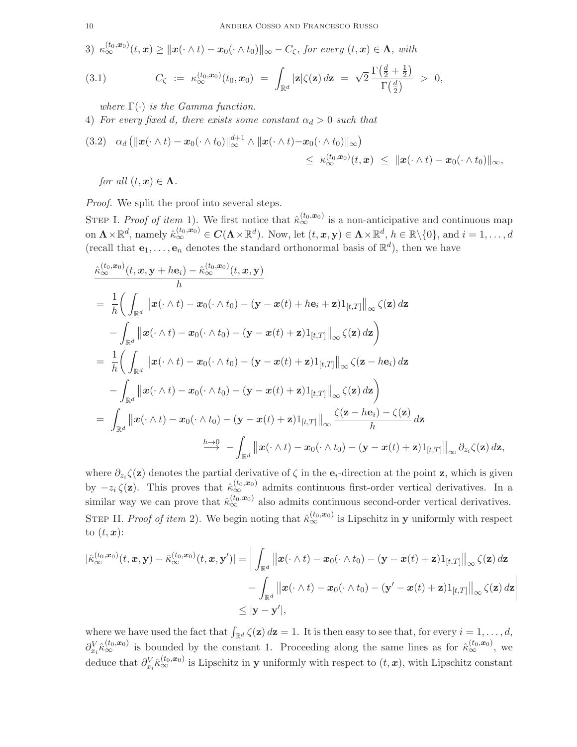3) $\kappa_\infty^{(t_0,\boldsymbol{x}_0)}(t,\boldsymbol{x}) \geq \|\boldsymbol{x}(\cdot\wedge t) - \boldsymbol{x}_0(\cdot\wedge t_0)\|_\infty - C_\zeta$, *for every* $(t,\boldsymbol{x}) \in \boldsymbol{\Lambda}$, *with*

$$
C_\zeta \;:=\; \kappa_\infty^{(t_0,\boldsymbol{x}_0)}(t_0,\boldsymbol{x}_0) \;=\; \int_{\mathbb{R}^d} |\mathbf{z}|\zeta(\mathbf{z})\,d\mathbf{z} \;=\; \sqrt{2}\,\frac{\Gamma\big(\frac{d}{2}+\frac{1}{2}\big)}{\Gamma\big(\frac{d}{2}\big)} \;>\; 0, \tag{3.1}
$$

*where* $\Gamma(\cdot)$ *is the Gamma function.*

4) *For every fixed d, there exists some constant* $\alpha_d > 0$ *such that*

$$
\alpha_d\big(\|\boldsymbol{x}(\cdot\wedge t) - \boldsymbol{x}_0(\cdot\wedge t_0)\|_\infty^{d+1} \wedge \|\boldsymbol{x}(\cdot\wedge t) - \boldsymbol{x}_0(\cdot\wedge t_0)\|_\infty\big) \;\leq\; \kappa_\infty^{(t_0,\boldsymbol{x}_0)}(t,\boldsymbol{x}) \;\leq\; \|\boldsymbol{x}(\cdot\wedge t) - \boldsymbol{x}_0(\cdot\wedge t_0)\|_\infty, \tag{3.2}
$$

*for all* $(t,\boldsymbol{x}) \in \boldsymbol{\Lambda}$.

*Proof.* We split the proof into several steps.

Step I. *Proof of item* 1). We first notice that $\hat\kappa_\infty^{(t_0,\boldsymbol{x}_0)}$ is a non-anticipative and continuous map on $\boldsymbol{\Lambda}\times\mathbb{R}^d$, namely $\hat\kappa_\infty^{(t_0,\boldsymbol{x}_0)} \in \boldsymbol{C}(\boldsymbol{\Lambda}\times\mathbb{R}^d)$. Now, let $(t,\boldsymbol{x},\mathbf{y}) \in \boldsymbol{\Lambda}\times\mathbb{R}^d$, $h \in \mathbb{R}\backslash\{0\}$, and $i = 1,\ldots,d$ (recall that $\mathbf{e}_1,\ldots,\mathbf{e}_n$ denotes the standard orthonormal basis of $\mathbb{R}^d$), then we have

$$
\begin{aligned}
&\frac{\hat\kappa_\infty^{(t_0,\boldsymbol{x}_0)}(t,\boldsymbol{x},\mathbf{y}+h\mathbf{e}_i) - \hat\kappa_\infty^{(t_0,\boldsymbol{x}_0)}(t,\boldsymbol{x},\mathbf{y})}{h} \\
&= \frac{1}{h}\bigg(\int_{\mathbb{R}^d} \big\|\boldsymbol{x}(\cdot\wedge t) - \boldsymbol{x}_0(\cdot\wedge t_0) - (\mathbf{y} - \boldsymbol{x}(t) + h\mathbf{e}_i + \mathbf{z})1_{[t,T]}\big\|_\infty \zeta(\mathbf{z})\,d\mathbf{z} \\
&\quad - \int_{\mathbb{R}^d} \big\|\boldsymbol{x}(\cdot\wedge t) - \boldsymbol{x}_0(\cdot\wedge t_0) - (\mathbf{y} - \boldsymbol{x}(t) + \mathbf{z})1_{[t,T]}\big\|_\infty \zeta(\mathbf{z})\,d\mathbf{z}\bigg) \\
&= \frac{1}{h}\bigg(\int_{\mathbb{R}^d} \big\|\boldsymbol{x}(\cdot\wedge t) - \boldsymbol{x}_0(\cdot\wedge t_0) - (\mathbf{y} - \boldsymbol{x}(t) + \mathbf{z})1_{[t,T]}\big\|_\infty \zeta(\mathbf{z} - h\mathbf{e}_i)\,d\mathbf{z} \\
&\quad - \int_{\mathbb{R}^d} \big\|\boldsymbol{x}(\cdot\wedge t) - \boldsymbol{x}_0(\cdot\wedge t_0) - (\mathbf{y} - \boldsymbol{x}(t) + \mathbf{z})1_{[t,T]}\big\|_\infty \zeta(\mathbf{z})\,d\mathbf{z}\bigg) \\
&= \int_{\mathbb{R}^d} \big\|\boldsymbol{x}(\cdot\wedge t) - \boldsymbol{x}_0(\cdot\wedge t_0) - (\mathbf{y} - \boldsymbol{x}(t) + \mathbf{z})1_{[t,T]}\big\|_\infty \frac{\zeta(\mathbf{z} - h\mathbf{e}_i) - \zeta(\mathbf{z})}{h}\,d\mathbf{z} \\
&\qquad \overset{h\to 0}{\longrightarrow}\; -\int_{\mathbb{R}^d} \big\|\boldsymbol{x}(\cdot\wedge t) - \boldsymbol{x}_0(\cdot\wedge t_0) - (\mathbf{y} - \boldsymbol{x}(t) + \mathbf{z})1_{[t,T]}\big\|_\infty \partial_{z_i}\zeta(\mathbf{z})\,d\mathbf{z},
\end{aligned}
$$

where $\partial_{z_i}\zeta(\mathbf{z})$ denotes the partial derivative of $\zeta$ in the $\mathbf{e}_i$-direction at the point $\mathbf{z}$, which is given by $-z_i\,\zeta(\mathbf{z})$. This proves that $\hat\kappa_\infty^{(t_0,\boldsymbol{x}_0)}$ admits continuous first-order vertical derivatives. In a similar way we can prove that $\hat\kappa_\infty^{(t_0,\boldsymbol{x}_0)}$ also admits continuous second-order vertical derivatives.

Step II. *Proof of item* 2). We begin noting that $\hat\kappa_\infty^{(t_0,\boldsymbol{x}_0)}$ is Lipschitz in $\mathbf{y}$ uniformly with respect to $(t,\boldsymbol{x})$:

$$
\begin{aligned}
|\hat\kappa_\infty^{(t_0,\boldsymbol{x}_0)}(t,\boldsymbol{x},\mathbf{y}) - \hat\kappa_\infty^{(t_0,\boldsymbol{x}_0)}(t,\boldsymbol{x},\mathbf{y}')| &= \bigg|\int_{\mathbb{R}^d} \big\|\boldsymbol{x}(\cdot\wedge t) - \boldsymbol{x}_0(\cdot\wedge t_0) - (\mathbf{y} - \boldsymbol{x}(t) + \mathbf{z})1_{[t,T]}\big\|_\infty \zeta(\mathbf{z})\,d\mathbf{z} \\
&\quad - \int_{\mathbb{R}^d} \big\|\boldsymbol{x}(\cdot\wedge t) - \boldsymbol{x}_0(\cdot\wedge t_0) - (\mathbf{y}' - \boldsymbol{x}(t) + \mathbf{z})1_{[t,T]}\big\|_\infty \zeta(\mathbf{z})\,d\mathbf{z}\bigg| \\
&\leq |\mathbf{y} - \mathbf{y}'|,
\end{aligned}
$$

where we have used the fact that $\int_{\mathbb{R}^d}\zeta(\mathbf{z})\,d\mathbf{z} = 1$. It is then easy to see that, for every $i = 1,\ldots,d$, $\partial_{x_i}^V\hat\kappa_\infty^{(t_0,\boldsymbol{x}_0)}$ is bounded by the constant 1. Proceeding along the same lines as for $\hat\kappa_\infty^{(t_0,\boldsymbol{x}_0)}$, we deduce that $\partial_{x_i}^V\hat\kappa_\infty^{(t_0,\boldsymbol{x}_0)}$ is Lipschitz in $\mathbf{y}$ uniformly with respect to $(t,\boldsymbol{x})$, with Lipschitz constant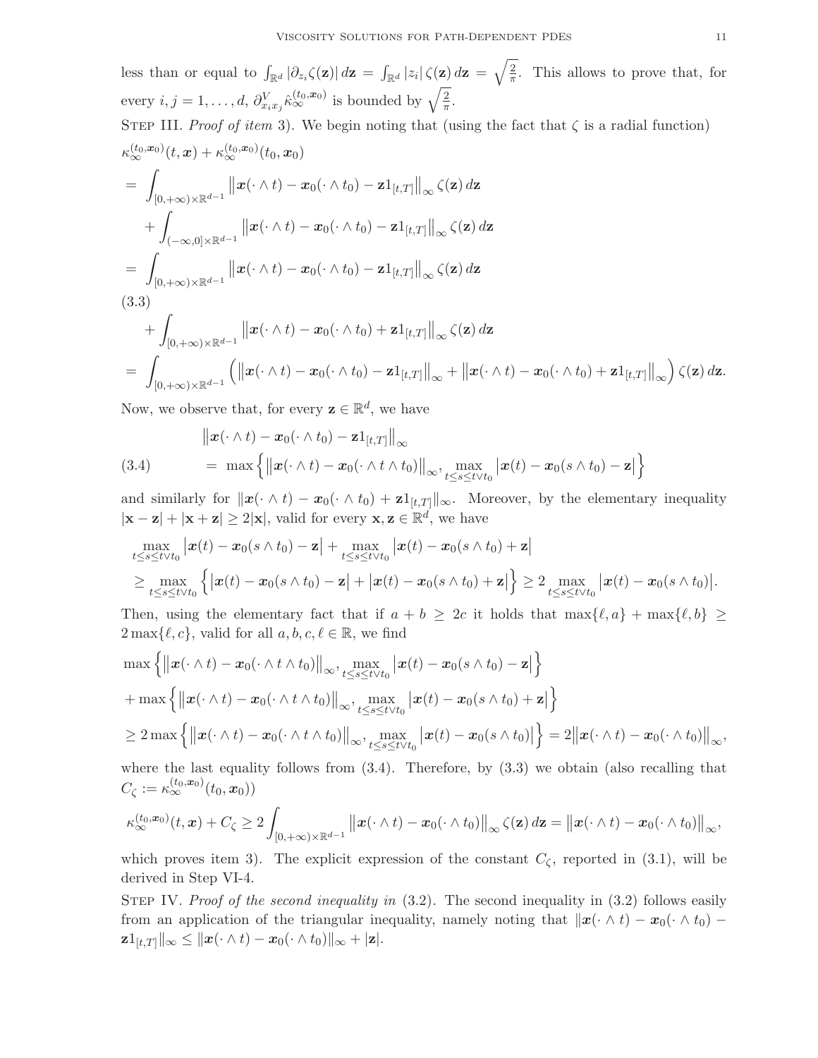less than or equal to $\int_{\mathbb{R}^d} |\partial_{z_i} \zeta(\mathbf{z})|\, d\mathbf{z} = \int_{\mathbb{R}^d} |z_i|\, \zeta(\mathbf{z})\, d\mathbf{z} = \sqrt{\frac{2}{\pi}}$. This allows to prove that, for every $i, j = 1, \ldots, d$, $\partial^V_{x_i x_j} \hat{\kappa}^{(t_0,\boldsymbol{x}_0)}_\infty$ is bounded by $\sqrt{\frac{2}{\pi}}$.

Step III. *Proof of item* 3). We begin noting that (using the fact that $\zeta$ is a radial function)

$$
\begin{aligned}
&\kappa^{(t_0,\boldsymbol{x}_0)}_\infty(t,\boldsymbol{x}) + \kappa^{(t_0,\boldsymbol{x}_0)}_\infty(t_0,\boldsymbol{x}_0) \\
&= \int_{[0,+\infty)\times\mathbb{R}^{d-1}} \big\|\boldsymbol{x}(\cdot\wedge t) - \boldsymbol{x}_0(\cdot\wedge t_0) - \mathbf{z}1_{[t,T]}\big\|_\infty \zeta(\mathbf{z})\, d\mathbf{z} \\
&\quad + \int_{(-\infty,0]\times\mathbb{R}^{d-1}} \big\|\boldsymbol{x}(\cdot\wedge t) - \boldsymbol{x}_0(\cdot\wedge t_0) - \mathbf{z}1_{[t,T]}\big\|_\infty \zeta(\mathbf{z})\, d\mathbf{z} \\
&= \int_{[0,+\infty)\times\mathbb{R}^{d-1}} \big\|\boldsymbol{x}(\cdot\wedge t) - \boldsymbol{x}_0(\cdot\wedge t_0) - \mathbf{z}1_{[t,T]}\big\|_\infty \zeta(\mathbf{z})\, d\mathbf{z} \\
&\quad + \int_{[0,+\infty)\times\mathbb{R}^{d-1}} \big\|\boldsymbol{x}(\cdot\wedge t) - \boldsymbol{x}_0(\cdot\wedge t_0) + \mathbf{z}1_{[t,T]}\big\|_\infty \zeta(\mathbf{z})\, d\mathbf{z} \qquad (3.3)\\
&= \int_{[0,+\infty)\times\mathbb{R}^{d-1}} \Big(\big\|\boldsymbol{x}(\cdot\wedge t) - \boldsymbol{x}_0(\cdot\wedge t_0) - \mathbf{z}1_{[t,T]}\big\|_\infty + \big\|\boldsymbol{x}(\cdot\wedge t) - \boldsymbol{x}_0(\cdot\wedge t_0) + \mathbf{z}1_{[t,T]}\big\|_\infty\Big) \zeta(\mathbf{z})\, d\mathbf{z}.
\end{aligned}
$$

Now, we observe that, for every $\mathbf{z} \in \mathbb{R}^d$, we have

$$
\begin{aligned}
&\big\|\boldsymbol{x}(\cdot\wedge t) - \boldsymbol{x}_0(\cdot\wedge t_0) - \mathbf{z}1_{[t,T]}\big\|_\infty \\
&= \max\Big\{\big\|\boldsymbol{x}(\cdot\wedge t) - \boldsymbol{x}_0(\cdot\wedge t\wedge t_0)\big\|_\infty, \max_{t\le s\le t\vee t_0} \big|\boldsymbol{x}(t) - \boldsymbol{x}_0(s\wedge t_0) - \mathbf{z}\big|\Big\} \qquad (3.4)
\end{aligned}
$$

and similarly for $\|\boldsymbol{x}(\cdot\wedge t) - \boldsymbol{x}_0(\cdot\wedge t_0) + \mathbf{z}1_{[t,T]}\|_\infty$. Moreover, by the elementary inequality $|\mathbf{x} - \mathbf{z}| + |\mathbf{x} + \mathbf{z}| \ge 2|\mathbf{x}|$, valid for every $\mathbf{x}, \mathbf{z} \in \mathbb{R}^d$, we have

$$
\begin{aligned}
&\max_{t\le s\le t\vee t_0} \big|\boldsymbol{x}(t) - \boldsymbol{x}_0(s\wedge t_0) - \mathbf{z}\big| + \max_{t\le s\le t\vee t_0} \big|\boldsymbol{x}(t) - \boldsymbol{x}_0(s\wedge t_0) + \mathbf{z}\big| \\
&\ge \max_{t\le s\le t\vee t_0} \Big\{\big|\boldsymbol{x}(t) - \boldsymbol{x}_0(s\wedge t_0) - \mathbf{z}\big| + \big|\boldsymbol{x}(t) - \boldsymbol{x}_0(s\wedge t_0) + \mathbf{z}\big|\Big\} \ge 2 \max_{t\le s\le t\vee t_0} \big|\boldsymbol{x}(t) - \boldsymbol{x}_0(s\wedge t_0)\big|.
\end{aligned}
$$

Then, using the elementary fact that if $a + b \ge 2c$ it holds that $\max\{\ell, a\} + \max\{\ell, b\} \ge 2\max\{\ell, c\}$, valid for all $a, b, c, \ell \in \mathbb{R}$, we find

$$
\begin{aligned}
&\max\Big\{\big\|\boldsymbol{x}(\cdot\wedge t) - \boldsymbol{x}_0(\cdot\wedge t\wedge t_0)\big\|_\infty, \max_{t\le s\le t\vee t_0} \big|\boldsymbol{x}(t) - \boldsymbol{x}_0(s\wedge t_0) - \mathbf{z}\big|\Big\} \\
&+ \max\Big\{\big\|\boldsymbol{x}(\cdot\wedge t) - \boldsymbol{x}_0(\cdot\wedge t\wedge t_0)\big\|_\infty, \max_{t\le s\le t\vee t_0} \big|\boldsymbol{x}(t) - \boldsymbol{x}_0(s\wedge t_0) + \mathbf{z}\big|\Big\} \\
&\ge 2\max\Big\{\big\|\boldsymbol{x}(\cdot\wedge t) - \boldsymbol{x}_0(\cdot\wedge t\wedge t_0)\big\|_\infty, \max_{t\le s\le t\vee t_0} \big|\boldsymbol{x}(t) - \boldsymbol{x}_0(s\wedge t_0)\big|\Big\} = 2\big\|\boldsymbol{x}(\cdot\wedge t) - \boldsymbol{x}_0(\cdot\wedge t_0)\big\|_\infty,
\end{aligned}
$$

where the last equality follows from (3.4). Therefore, by (3.3) we obtain (also recalling that $C_\zeta := \kappa^{(t_0,\boldsymbol{x}_0)}_\infty(t_0,\boldsymbol{x}_0)$)

$$
\kappa^{(t_0,\boldsymbol{x}_0)}_\infty(t,\boldsymbol{x}) + C_\zeta \ge 2\int_{[0,+\infty)\times\mathbb{R}^{d-1}} \big\|\boldsymbol{x}(\cdot\wedge t) - \boldsymbol{x}_0(\cdot\wedge t_0)\big\|_\infty \zeta(\mathbf{z})\, d\mathbf{z} = \big\|\boldsymbol{x}(\cdot\wedge t) - \boldsymbol{x}_0(\cdot\wedge t_0)\big\|_\infty,
$$

which proves item 3). The explicit expression of the constant $C_\zeta$, reported in (3.1), will be derived in Step VI-4.

Step IV. *Proof of the second inequality in* (3.2). The second inequality in (3.2) follows easily from an application of the triangular inequality, namely noting that $\|\boldsymbol{x}(\cdot\wedge t) - \boldsymbol{x}_0(\cdot\wedge t_0) - \mathbf{z}1_{[t,T]}\|_\infty \le \|\boldsymbol{x}(\cdot\wedge t) - \boldsymbol{x}_0(\cdot\wedge t_0)\|_\infty + |\mathbf{z}|$.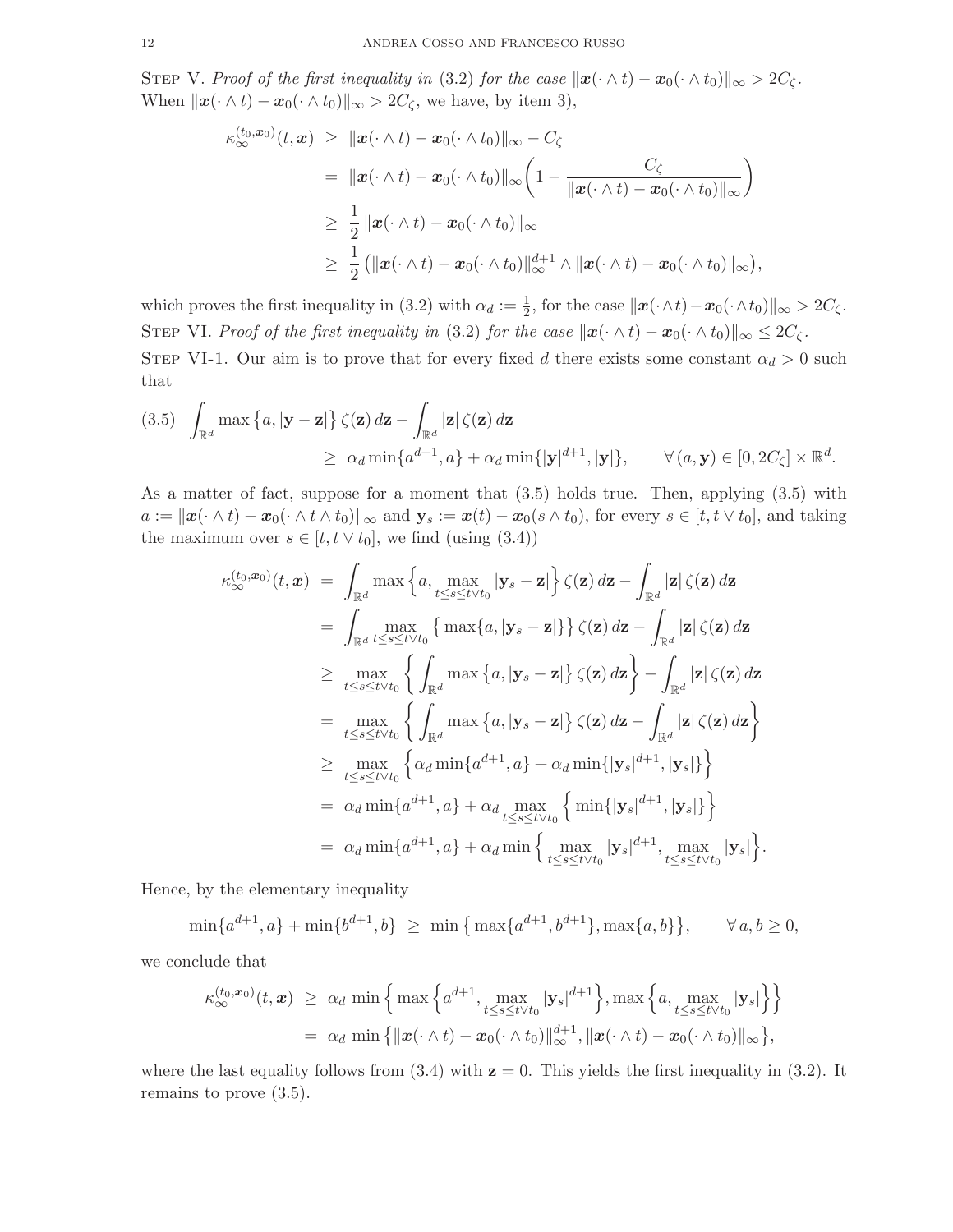Step V. *Proof of the first inequality in* (3.2) *for the case* $\|\boldsymbol{x}(\cdot\wedge t) - \boldsymbol{x}_0(\cdot\wedge t_0)\|_\infty > 2C_\zeta$. When $\|\boldsymbol{x}(\cdot\wedge t) - \boldsymbol{x}_0(\cdot\wedge t_0)\|_\infty > 2C_\zeta$, we have, by item 3),

$$
\begin{aligned}
\kappa_\infty^{(t_0,\boldsymbol{x}_0)}(t,\boldsymbol{x}) &\geq \|\boldsymbol{x}(\cdot\wedge t) - \boldsymbol{x}_0(\cdot\wedge t_0)\|_\infty - C_\zeta \\
&= \|\boldsymbol{x}(\cdot\wedge t) - \boldsymbol{x}_0(\cdot\wedge t_0)\|_\infty\bigg(1 - \frac{C_\zeta}{\|\boldsymbol{x}(\cdot\wedge t) - \boldsymbol{x}_0(\cdot\wedge t_0)\|_\infty}\bigg) \\
&\geq \frac{1}{2}\,\|\boldsymbol{x}(\cdot\wedge t) - \boldsymbol{x}_0(\cdot\wedge t_0)\|_\infty \\
&\geq \frac{1}{2}\big(\|\boldsymbol{x}(\cdot\wedge t) - \boldsymbol{x}_0(\cdot\wedge t_0)\|_\infty^{d+1} \wedge \|\boldsymbol{x}(\cdot\wedge t) - \boldsymbol{x}_0(\cdot\wedge t_0)\|_\infty\big),
\end{aligned}
$$

which proves the first inequality in (3.2) with $\alpha_d := \frac{1}{2}$, for the case $\|\boldsymbol{x}(\cdot\wedge t) - \boldsymbol{x}_0(\cdot\wedge t_0)\|_\infty > 2C_\zeta$.

Step VI. *Proof of the first inequality in* (3.2) *for the case* $\|\boldsymbol{x}(\cdot\wedge t) - \boldsymbol{x}_0(\cdot\wedge t_0)\|_\infty \leq 2C_\zeta$.

Step VI-1. Our aim is to prove that for every fixed $d$ there exists some constant $\alpha_d > 0$ such that

$$
\begin{aligned}
(3.5)\quad &\int_{\mathbb{R}^d} \max\big\{a, |\mathbf{y}-\mathbf{z}|\big\}\,\zeta(\mathbf{z})\,d\mathbf{z} - \int_{\mathbb{R}^d} |\mathbf{z}|\,\zeta(\mathbf{z})\,d\mathbf{z} \\
&\qquad \geq\; \alpha_d \min\{a^{d+1}, a\} + \alpha_d \min\{|\mathbf{y}|^{d+1}, |\mathbf{y}|\}, \qquad \forall\,(a,\mathbf{y}) \in [0, 2C_\zeta]\times\mathbb{R}^d.
\end{aligned}
$$

As a matter of fact, suppose for a moment that (3.5) holds true. Then, applying (3.5) with $a := \|\boldsymbol{x}(\cdot\wedge t) - \boldsymbol{x}_0(\cdot\wedge t\wedge t_0)\|_\infty$ and $\mathbf{y}_s := \boldsymbol{x}(t) - \boldsymbol{x}_0(s\wedge t_0)$, for every $s\in[t, t\vee t_0]$, and taking the maximum over $s\in[t,t\vee t_0]$, we find (using (3.4))

$$
\begin{aligned}
\kappa_\infty^{(t_0,\boldsymbol{x}_0)}(t,\boldsymbol{x}) &= \int_{\mathbb{R}^d} \max\Big\{a, \max_{t\leq s\leq t\vee t_0}|\mathbf{y}_s - \mathbf{z}|\Big\}\,\zeta(\mathbf{z})\,d\mathbf{z} - \int_{\mathbb{R}^d}|\mathbf{z}|\,\zeta(\mathbf{z})\,d\mathbf{z} \\
&= \int_{\mathbb{R}^d} \max_{t\leq s\leq t\vee t_0}\big\{\max\{a, |\mathbf{y}_s - \mathbf{z}|\}\big\}\,\zeta(\mathbf{z})\,d\mathbf{z} - \int_{\mathbb{R}^d}|\mathbf{z}|\,\zeta(\mathbf{z})\,d\mathbf{z} \\
&\geq \max_{t\leq s\leq t\vee t_0}\bigg\{\int_{\mathbb{R}^d}\max\big\{a, |\mathbf{y}_s-\mathbf{z}|\big\}\,\zeta(\mathbf{z})\,d\mathbf{z}\bigg\} - \int_{\mathbb{R}^d}|\mathbf{z}|\,\zeta(\mathbf{z})\,d\mathbf{z} \\
&= \max_{t\leq s\leq t\vee t_0}\bigg\{\int_{\mathbb{R}^d}\max\big\{a, |\mathbf{y}_s-\mathbf{z}|\big\}\,\zeta(\mathbf{z})\,d\mathbf{z} - \int_{\mathbb{R}^d}|\mathbf{z}|\,\zeta(\mathbf{z})\,d\mathbf{z}\bigg\} \\
&\geq \max_{t\leq s\leq t\vee t_0}\Big\{\alpha_d\min\{a^{d+1},a\} + \alpha_d\min\{|\mathbf{y}_s|^{d+1}, |\mathbf{y}_s|\}\Big\} \\
&= \alpha_d\min\{a^{d+1},a\} + \alpha_d\max_{t\leq s\leq t\vee t_0}\Big\{\min\{|\mathbf{y}_s|^{d+1},|\mathbf{y}_s|\}\Big\} \\
&= \alpha_d\min\{a^{d+1},a\} + \alpha_d\min\Big\{\max_{t\leq s\leq t\vee t_0}|\mathbf{y}_s|^{d+1}, \max_{t\leq s\leq t\vee t_0}|\mathbf{y}_s|\Big\}.
\end{aligned}
$$

Hence, by the elementary inequality

$$
\min\{a^{d+1},a\} + \min\{b^{d+1},b\} \;\geq\; \min\big\{\max\{a^{d+1},b^{d+1}\}, \max\{a,b\}\big\}, \qquad \forall\, a,b\geq 0,
$$

we conclude that

$$
\begin{aligned}
\kappa_\infty^{(t_0,\boldsymbol{x}_0)}(t,\boldsymbol{x}) &\geq \alpha_d\,\min\Big\{\max\Big\{a^{d+1}, \max_{t\leq s\leq t\vee t_0}|\mathbf{y}_s|^{d+1}\Big\}, \max\Big\{a, \max_{t\leq s\leq t\vee t_0}|\mathbf{y}_s|\Big\}\Big\} \\
&= \alpha_d\,\min\big\{\|\boldsymbol{x}(\cdot\wedge t) - \boldsymbol{x}_0(\cdot\wedge t_0)\|_\infty^{d+1}, \|\boldsymbol{x}(\cdot\wedge t) - \boldsymbol{x}_0(\cdot\wedge t_0)\|_\infty\big\},
\end{aligned}
$$

where the last equality follows from (3.4) with $\mathbf{z}=0$. This yields the first inequality in (3.2). It remains to prove (3.5).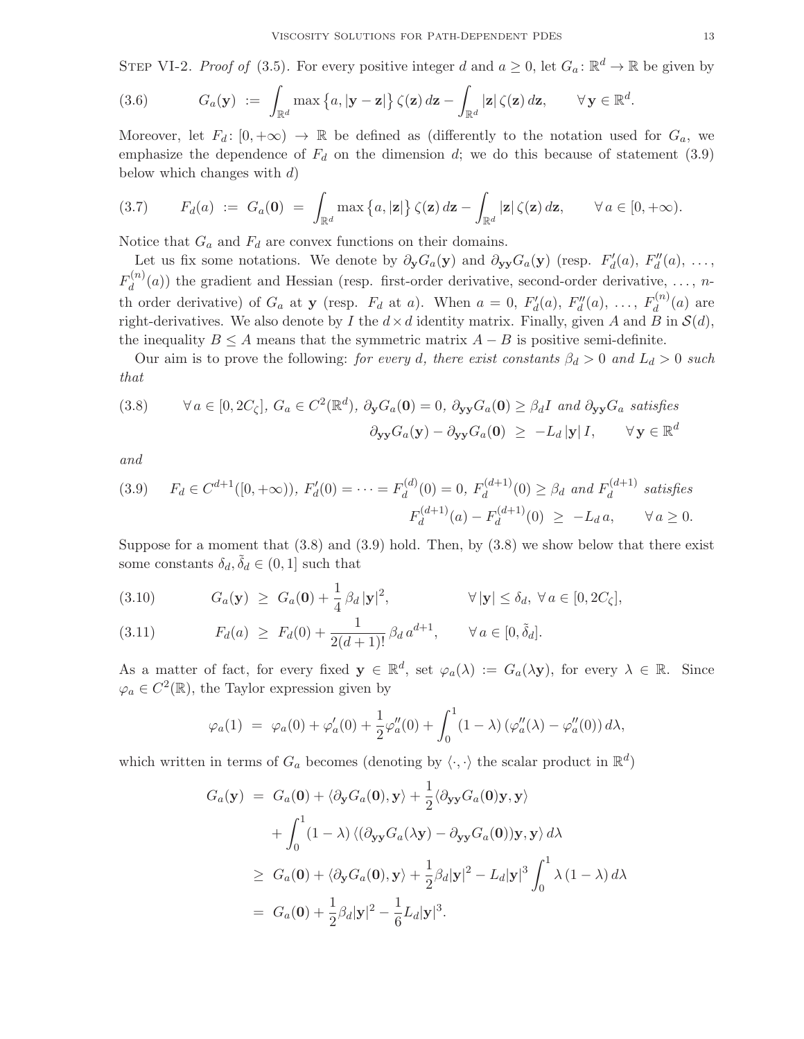Step VI-2. *Proof of* (3.5). For every positive integer $d$ and $a \geq 0$, let $G_a \colon \mathbb{R}^d \to \mathbb{R}$ be given by

$$
G_a(\mathbf{y}) \;:=\; \int_{\mathbb{R}^d} \max\big\{a, |\mathbf{y}-\mathbf{z}|\big\}\,\zeta(\mathbf{z})\,d\mathbf{z} - \int_{\mathbb{R}^d} |\mathbf{z}|\,\zeta(\mathbf{z})\,d\mathbf{z}, \qquad \forall\,\mathbf{y} \in \mathbb{R}^d. \tag{3.6}
$$

Moreover, let $F_d \colon [0,+\infty) \to \mathbb{R}$ be defined as (differently to the notation used for $G_a$, we emphasize the dependence of $F_d$ on the dimension $d$; we do this because of statement (3.9) below which changes with $d$)

$$
F_d(a) \;:=\; G_a(\mathbf{0}) \;=\; \int_{\mathbb{R}^d} \max\big\{a, |\mathbf{z}|\big\}\,\zeta(\mathbf{z})\,d\mathbf{z} - \int_{\mathbb{R}^d} |\mathbf{z}|\,\zeta(\mathbf{z})\,d\mathbf{z}, \qquad \forall\,a \in [0,+\infty). \tag{3.7}
$$

Notice that $G_a$ and $F_d$ are convex functions on their domains.

Let us fix some notations. We denote by $\partial_{\mathbf{y}} G_a(\mathbf{y})$ and $\partial_{\mathbf{y}\mathbf{y}} G_a(\mathbf{y})$ (resp. $F_d'(a)$, $F_d''(a)$, $\ldots$, $F_d^{(n)}(a)$) the gradient and Hessian (resp. first-order derivative, second-order derivative, $\ldots$, $n$-th order derivative) of $G_a$ at $\mathbf{y}$ (resp. $F_d$ at $a$). When $a = 0$, $F_d'(a)$, $F_d''(a)$, $\ldots$, $F_d^{(n)}(a)$ are right-derivatives. We also denote by $I$ the $d \times d$ identity matrix. Finally, given $A$ and $B$ in $\mathcal{S}(d)$, the inequality $B \leq A$ means that the symmetric matrix $A - B$ is positive semi-definite.

Our aim is to prove the following: *for every $d$, there exist constants $\beta_d > 0$ and $L_d > 0$ such that*

$$
\begin{aligned}
&\forall\,a \in [0, 2C_\zeta],\ G_a \in C^2(\mathbb{R}^d),\ \partial_{\mathbf{y}} G_a(\mathbf{0}) = 0,\ \partial_{\mathbf{y}\mathbf{y}} G_a(\mathbf{0}) \geq \beta_d I \text{ and } \partial_{\mathbf{y}\mathbf{y}} G_a \text{ satisfies} \\
&\qquad\qquad\qquad\qquad \partial_{\mathbf{y}\mathbf{y}} G_a(\mathbf{y}) - \partial_{\mathbf{y}\mathbf{y}} G_a(\mathbf{0}) \;\geq\; -L_d\,|\mathbf{y}|\,I, \qquad \forall\,\mathbf{y} \in \mathbb{R}^d
\end{aligned} \tag{3.8}
$$

*and*

$$
\begin{aligned}
&F_d \in C^{d+1}([0,+\infty)),\ F_d'(0) = \cdots = F_d^{(d)}(0) = 0,\ F_d^{(d+1)}(0) \geq \beta_d \text{ and } F_d^{(d+1)} \text{ satisfies} \\
&\qquad\qquad\qquad\qquad F_d^{(d+1)}(a) - F_d^{(d+1)}(0) \;\geq\; -L_d\,a, \qquad \forall\,a \geq 0.
\end{aligned} \tag{3.9}
$$

Suppose for a moment that (3.8) and (3.9) hold. Then, by (3.8) we show below that there exist some constants $\delta_d, \tilde{\delta}_d \in (0,1]$ such that

$$
G_a(\mathbf{y}) \;\geq\; G_a(\mathbf{0}) + \frac{1}{4}\,\beta_d\,|\mathbf{y}|^2, \qquad \forall\,|\mathbf{y}| \leq \delta_d,\ \forall\,a \in [0, 2C_\zeta], \tag{3.10}
$$

$$
F_d(a) \;\geq\; F_d(0) + \frac{1}{2(d+1)!}\,\beta_d\,a^{d+1}, \qquad \forall\,a \in [0, \tilde{\delta}_d]. \tag{3.11}
$$

As a matter of fact, for every fixed $\mathbf{y} \in \mathbb{R}^d$, set $\varphi_a(\lambda) := G_a(\lambda\mathbf{y})$, for every $\lambda \in \mathbb{R}$. Since $\varphi_a \in C^2(\mathbb{R})$, the Taylor expression given by

$$
\varphi_a(1) \;=\; \varphi_a(0) + \varphi_a'(0) + \frac{1}{2}\varphi_a''(0) + \int_0^1 (1-\lambda)\,(\varphi_a''(\lambda) - \varphi_a''(0))\,d\lambda,
$$

which written in terms of $G_a$ becomes (denoting by $\langle\cdot,\cdot\rangle$ the scalar product in $\mathbb{R}^d$)

$$
\begin{aligned}
G_a(\mathbf{y}) \;&=\; G_a(\mathbf{0}) + \langle \partial_{\mathbf{y}} G_a(\mathbf{0}), \mathbf{y}\rangle + \frac{1}{2}\langle \partial_{\mathbf{y}\mathbf{y}} G_a(\mathbf{0})\mathbf{y}, \mathbf{y}\rangle \\
&\quad + \int_0^1 (1-\lambda)\,\langle(\partial_{\mathbf{y}\mathbf{y}} G_a(\lambda\mathbf{y}) - \partial_{\mathbf{y}\mathbf{y}} G_a(\mathbf{0}))\mathbf{y}, \mathbf{y}\rangle\,d\lambda \\
&\geq\; G_a(\mathbf{0}) + \langle \partial_{\mathbf{y}} G_a(\mathbf{0}), \mathbf{y}\rangle + \frac{1}{2}\beta_d|\mathbf{y}|^2 - L_d|\mathbf{y}|^3 \int_0^1 \lambda\,(1-\lambda)\,d\lambda \\
&=\; G_a(\mathbf{0}) + \frac{1}{2}\beta_d|\mathbf{y}|^2 - \frac{1}{6}L_d|\mathbf{y}|^3.
\end{aligned}
$$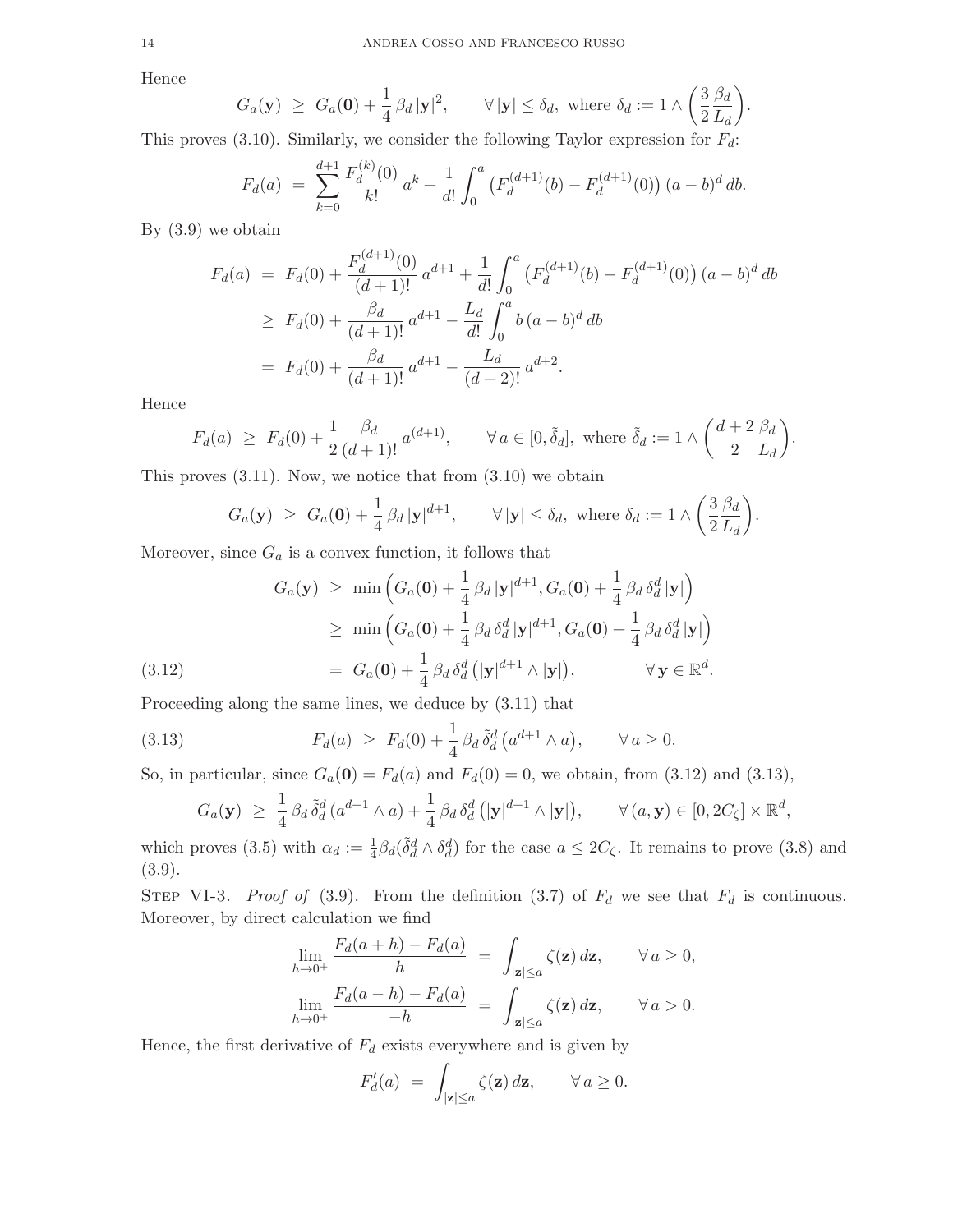Hence

$$G_a(\mathbf{y}) \;\geq\; G_a(\mathbf{0}) + \frac{1}{4}\,\beta_d\,|\mathbf{y}|^2, \qquad \forall\,|\mathbf{y}| \leq \delta_d, \text{ where } \delta_d := 1 \wedge \bigg(\frac{3}{2}\frac{\beta_d}{L_d}\bigg).$$

This proves (3.10). Similarly, we consider the following Taylor expression for $F_d$:

$$F_d(a) \;=\; \sum_{k=0}^{d+1} \frac{F_d^{(k)}(0)}{k!}\,a^k + \frac{1}{d!}\int_0^a \big(F_d^{(d+1)}(b) - F_d^{(d+1)}(0)\big)\,(a-b)^d\,db.$$

By (3.9) we obtain

$$\begin{aligned}
F_d(a) \;&=\; F_d(0) + \frac{F_d^{(d+1)}(0)}{(d+1)!}\,a^{d+1} + \frac{1}{d!}\int_0^a \big(F_d^{(d+1)}(b) - F_d^{(d+1)}(0)\big)\,(a-b)^d\,db \\
&\geq\; F_d(0) + \frac{\beta_d}{(d+1)!}\,a^{d+1} - \frac{L_d}{d!}\int_0^a b\,(a-b)^d\,db \\
&=\; F_d(0) + \frac{\beta_d}{(d+1)!}\,a^{d+1} - \frac{L_d}{(d+2)!}\,a^{d+2}.
\end{aligned}$$

Hence

$$F_d(a) \;\geq\; F_d(0) + \frac{1}{2}\frac{\beta_d}{(d+1)!}\,a^{(d+1)}, \qquad \forall\,a \in [0,\tilde\delta_d], \text{ where } \tilde\delta_d := 1 \wedge \bigg(\frac{d+2}{2}\frac{\beta_d}{L_d}\bigg).$$

This proves (3.11). Now, we notice that from (3.10) we obtain

$$G_a(\mathbf{y}) \;\geq\; G_a(\mathbf{0}) + \frac{1}{4}\,\beta_d\,|\mathbf{y}|^{d+1}, \qquad \forall\,|\mathbf{y}| \leq \delta_d, \text{ where } \delta_d := 1 \wedge \bigg(\frac{3}{2}\frac{\beta_d}{L_d}\bigg).$$

Moreover, since $G_a$ is a convex function, it follows that

$$\begin{aligned}
G_a(\mathbf{y}) \;&\geq\; \min\Big(G_a(\mathbf{0}) + \frac{1}{4}\,\beta_d\,|\mathbf{y}|^{d+1}, G_a(\mathbf{0}) + \frac{1}{4}\,\beta_d\,\delta_d^d\,|\mathbf{y}|\Big) \\
&\geq\; \min\Big(G_a(\mathbf{0}) + \frac{1}{4}\,\beta_d\,\delta_d^d\,|\mathbf{y}|^{d+1}, G_a(\mathbf{0}) + \frac{1}{4}\,\beta_d\,\delta_d^d\,|\mathbf{y}|\Big) \\
&=\; G_a(\mathbf{0}) + \frac{1}{4}\,\beta_d\,\delta_d^d\,\big(|\mathbf{y}|^{d+1} \wedge |\mathbf{y}|\big), \qquad \forall\,\mathbf{y} \in \mathbb{R}^d.
\end{aligned} \tag{3.12}$$

Proceeding along the same lines, we deduce by (3.11) that

$$F_d(a) \;\geq\; F_d(0) + \frac{1}{4}\,\beta_d\,\tilde\delta_d^d\,\big(a^{d+1} \wedge a\big), \qquad \forall\,a \geq 0. \tag{3.13}$$

So, in particular, since $G_a(\mathbf{0}) = F_d(a)$ and $F_d(0) = 0$, we obtain, from (3.12) and (3.13),

$$G_a(\mathbf{y}) \;\geq\; \frac{1}{4}\,\beta_d\,\tilde\delta_d^d\,(a^{d+1} \wedge a) + \frac{1}{4}\,\beta_d\,\delta_d^d\,\big(|\mathbf{y}|^{d+1} \wedge |\mathbf{y}|\big), \qquad \forall\,(a,\mathbf{y}) \in [0,2C_\zeta] \times \mathbb{R}^d,$$

which proves (3.5) with $\alpha_d := \frac{1}{4}\beta_d(\tilde\delta_d^d \wedge \delta_d^d)$ for the case $a \leq 2C_\zeta$. It remains to prove (3.8) and (3.9).

Step VI-3. *Proof of* (3.9). From the definition (3.7) of $F_d$ we see that $F_d$ is continuous. Moreover, by direct calculation we find

$$\begin{aligned}
\lim_{h\to0^+} \frac{F_d(a+h) - F_d(a)}{h} \;&=\; \int_{|\mathbf{z}|\leq a} \zeta(\mathbf{z})\,d\mathbf{z}, \qquad \forall\,a \geq 0, \\
\lim_{h\to0^+} \frac{F_d(a-h) - F_d(a)}{-h} \;&=\; \int_{|\mathbf{z}|\leq a} \zeta(\mathbf{z})\,d\mathbf{z}, \qquad \forall\,a > 0.
\end{aligned}$$

Hence, the first derivative of $F_d$ exists everywhere and is given by

$$F_d'(a) \;=\; \int_{|\mathbf{z}|\leq a} \zeta(\mathbf{z})\,d\mathbf{z}, \qquad \forall\,a \geq 0.$$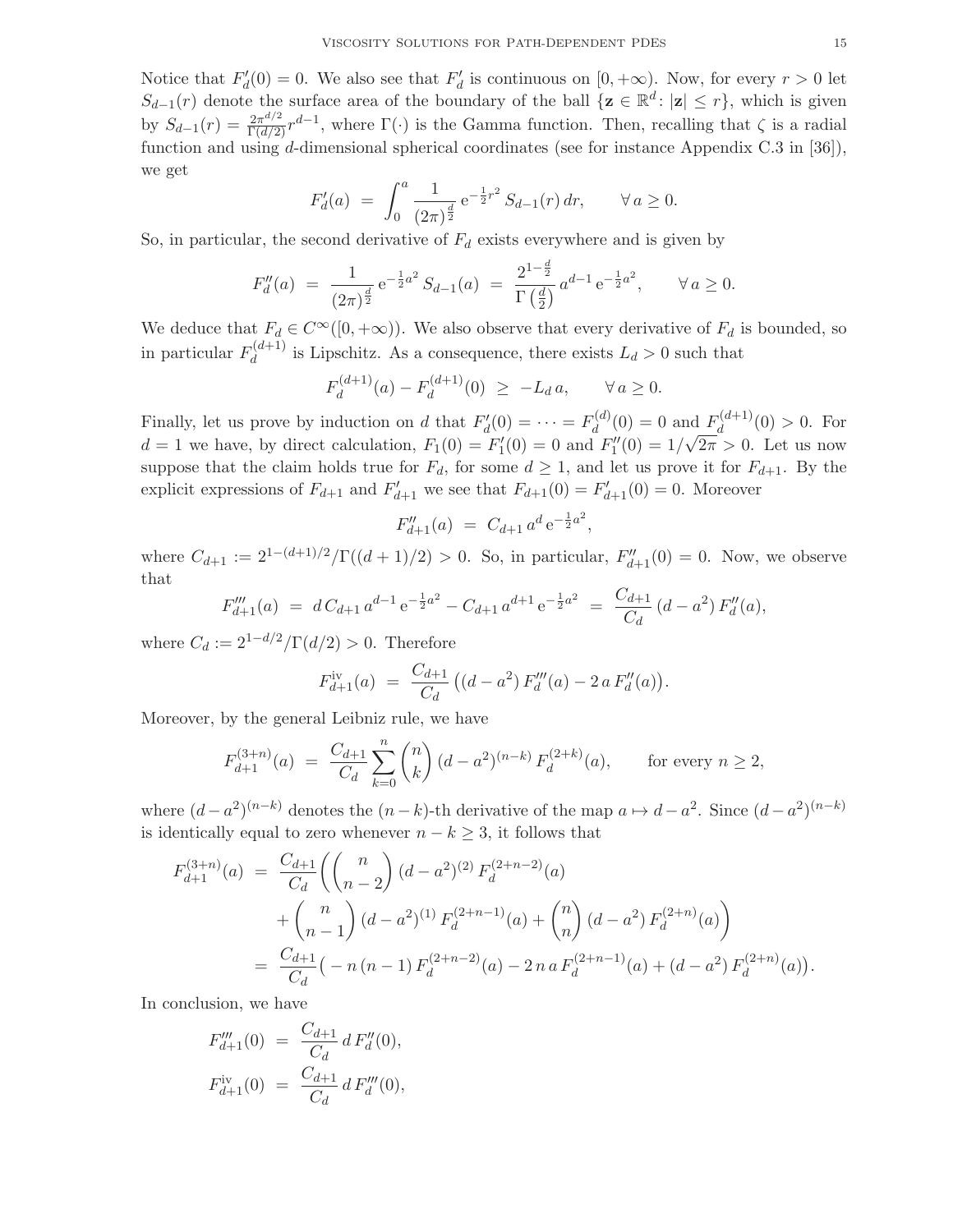Notice that $F_d'(0) = 0$. We also see that $F_d'$ is continuous on $[0,+\infty)$. Now, for every $r > 0$ let $S_{d-1}(r)$ denote the surface area of the boundary of the ball $\{\mathbf{z} \in \mathbb{R}^d \colon |\mathbf{z}| \leq r\}$, which is given by $S_{d-1}(r) = \frac{2\pi^{d/2}}{\Gamma(d/2)} r^{d-1}$, where $\Gamma(\cdot)$ is the Gamma function. Then, recalling that $\zeta$ is a radial function and using $d$-dimensional spherical coordinates (see for instance Appendix C.3 in [36]), we get

$$F_d'(a) \;=\; \int_0^a \frac{1}{(2\pi)^{\frac{d}{2}}} \,\mathrm{e}^{-\frac{1}{2}r^2}\, S_{d-1}(r)\, dr, \qquad \forall\, a \geq 0.$$

So, in particular, the second derivative of $F_d$ exists everywhere and is given by

$$F_d''(a) \;=\; \frac{1}{(2\pi)^{\frac{d}{2}}}\,\mathrm{e}^{-\frac{1}{2}a^2}\, S_{d-1}(a) \;=\; \frac{2^{1-\frac{d}{2}}}{\Gamma\left(\frac{d}{2}\right)}\, a^{d-1}\,\mathrm{e}^{-\frac{1}{2}a^2}, \qquad \forall\, a \geq 0.$$

We deduce that $F_d \in C^\infty([0,+\infty))$. We also observe that every derivative of $F_d$ is bounded, so in particular $F_d^{(d+1)}$ is Lipschitz. As a consequence, there exists $L_d > 0$ such that

$$F_d^{(d+1)}(a) - F_d^{(d+1)}(0) \;\geq\; -L_d\, a, \qquad \forall\, a \geq 0.$$

Finally, let us prove by induction on $d$ that $F_d'(0) = \cdots = F_d^{(d)}(0) = 0$ and $F_d^{(d+1)}(0) > 0$. For $d = 1$ we have, by direct calculation, $F_1(0) = F_1'(0) = 0$ and $F_1''(0) = 1/\sqrt{2\pi} > 0$. Let us now suppose that the claim holds true for $F_d$, for some $d \geq 1$, and let us prove it for $F_{d+1}$. By the explicit expressions of $F_{d+1}$ and $F_{d+1}'$ we see that $F_{d+1}(0) = F_{d+1}'(0) = 0$. Moreover

$$F_{d+1}''(a) \;=\; C_{d+1}\, a^d\,\mathrm{e}^{-\frac{1}{2}a^2},$$

where $C_{d+1} := 2^{1-(d+1)/2}/\Gamma((d+1)/2) > 0$. So, in particular, $F_{d+1}''(0) = 0$. Now, we observe that

$$F_{d+1}'''(a) \;=\; d\, C_{d+1}\, a^{d-1}\,\mathrm{e}^{-\frac{1}{2}a^2} - C_{d+1}\, a^{d+1}\,\mathrm{e}^{-\frac{1}{2}a^2} \;=\; \frac{C_{d+1}}{C_d}\,(d - a^2)\, F_d''(a),$$

where $C_d := 2^{1-d/2}/\Gamma(d/2) > 0$. Therefore

$$F_{d+1}^{\mathrm{iv}}(a) \;=\; \frac{C_{d+1}}{C_d}\big((d-a^2)\, F_d'''(a) - 2\,a\, F_d''(a)\big).$$

Moreover, by the general Leibniz rule, we have

$$F_{d+1}^{(3+n)}(a) \;=\; \frac{C_{d+1}}{C_d}\sum_{k=0}^n \binom{n}{k}\,(d-a^2)^{(n-k)}\, F_d^{(2+k)}(a), \qquad \text{for every } n \geq 2,$$

where $(d-a^2)^{(n-k)}$ denotes the $(n-k)$-th derivative of the map $a \mapsto d - a^2$. Since $(d-a^2)^{(n-k)}$ is identically equal to zero whenever $n - k \geq 3$, it follows that

$$\begin{aligned}
F_{d+1}^{(3+n)}(a) \;&=\; \frac{C_{d+1}}{C_d}\bigg(\binom{n}{n-2}\,(d-a^2)^{(2)}\, F_d^{(2+n-2)}(a) \\
&\quad + \binom{n}{n-1}\,(d-a^2)^{(1)}\, F_d^{(2+n-1)}(a) + \binom{n}{n}\,(d-a^2)\, F_d^{(2+n)}(a)\bigg) \\
&=\; \frac{C_{d+1}}{C_d}\big(-n\,(n-1)\, F_d^{(2+n-2)}(a) - 2\,n\,a\, F_d^{(2+n-1)}(a) + (d-a^2)\, F_d^{(2+n)}(a)\big).
\end{aligned}$$

In conclusion, we have

$$\begin{aligned}
F_{d+1}'''(0) \;&=\; \frac{C_{d+1}}{C_d}\, d\, F_d''(0), \\
F_{d+1}^{\mathrm{iv}}(0) \;&=\; \frac{C_{d+1}}{C_d}\, d\, F_d'''(0),
\end{aligned}$$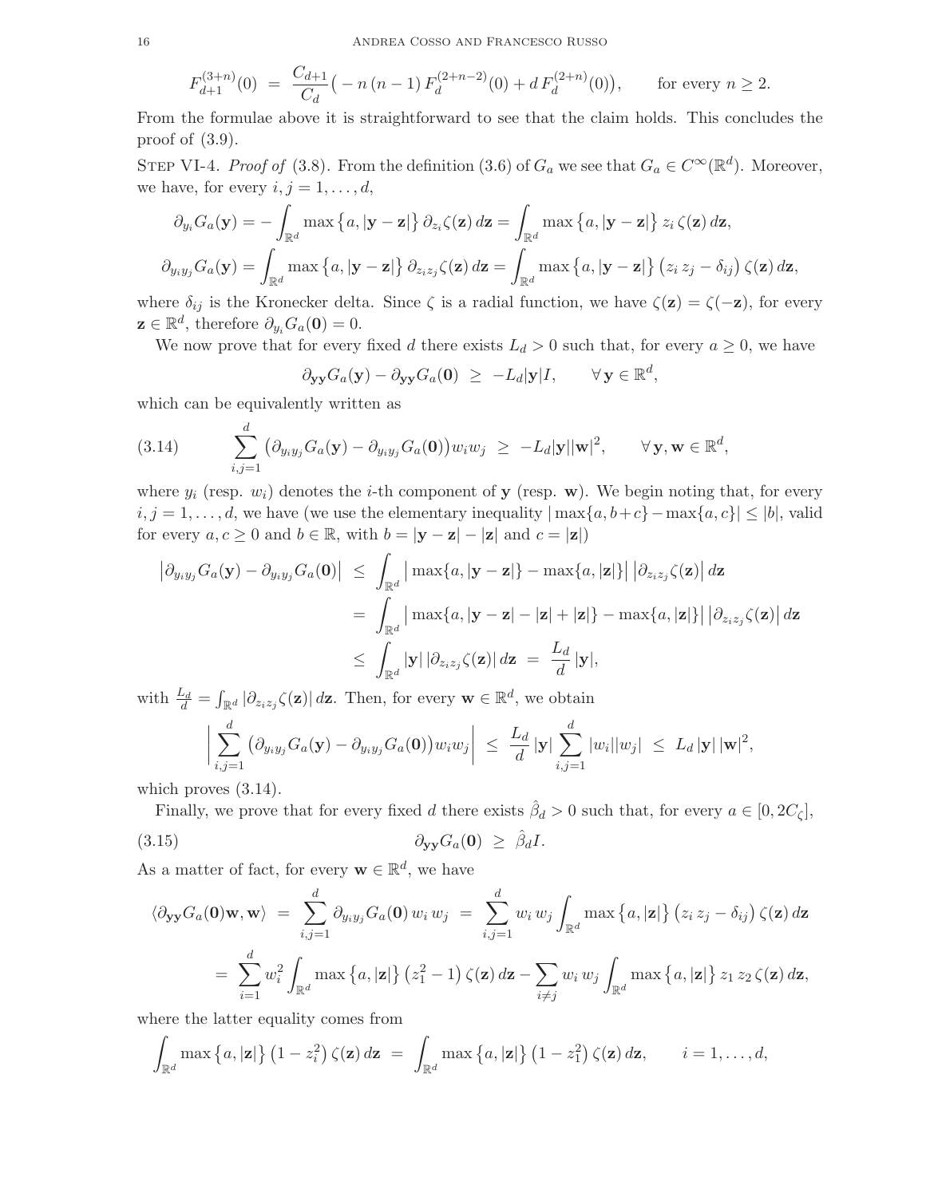$$F_{d+1}^{(3+n)}(0) \;=\; \frac{C_{d+1}}{C_d}\big(-n\,(n-1)\,F_d^{(2+n-2)}(0) + d\,F_d^{(2+n)}(0)\big), \qquad \text{for every } n \geq 2.$$

From the formulae above it is straightforward to see that the claim holds. This concludes the proof of (3.9).

Step VI-4. *Proof of* (3.8). From the definition (3.6) of $G_a$ we see that $G_a \in C^\infty(\mathbb{R}^d)$. Moreover, we have, for every $i,j = 1,\ldots,d$,

$$\partial_{y_i} G_a(\mathbf{y}) = -\int_{\mathbb{R}^d} \max\big\{a, |\mathbf{y}-\mathbf{z}|\big\}\,\partial_{z_i}\zeta(\mathbf{z})\,d\mathbf{z} = \int_{\mathbb{R}^d} \max\big\{a, |\mathbf{y}-\mathbf{z}|\big\}\,z_i\,\zeta(\mathbf{z})\,d\mathbf{z},$$

$$\partial_{y_i y_j} G_a(\mathbf{y}) = \int_{\mathbb{R}^d} \max\big\{a, |\mathbf{y}-\mathbf{z}|\big\}\,\partial_{z_i z_j}\zeta(\mathbf{z})\,d\mathbf{z} = \int_{\mathbb{R}^d} \max\big\{a, |\mathbf{y}-\mathbf{z}|\big\}\big(z_i\,z_j - \delta_{ij}\big)\,\zeta(\mathbf{z})\,d\mathbf{z},$$

where $\delta_{ij}$ is the Kronecker delta. Since $\zeta$ is a radial function, we have $\zeta(\mathbf{z}) = \zeta(-\mathbf{z})$, for every $\mathbf{z} \in \mathbb{R}^d$, therefore $\partial_{y_i} G_a(\mathbf{0}) = 0$.

We now prove that for every fixed $d$ there exists $L_d > 0$ such that, for every $a \geq 0$, we have

$$\partial_{\mathbf{y}\mathbf{y}} G_a(\mathbf{y}) - \partial_{\mathbf{y}\mathbf{y}} G_a(\mathbf{0}) \;\geq\; -L_d|\mathbf{y}|I, \qquad \forall\, \mathbf{y} \in \mathbb{R}^d,$$

which can be equivalently written as

$$\sum_{i,j=1}^d \big(\partial_{y_i y_j} G_a(\mathbf{y}) - \partial_{y_i y_j} G_a(\mathbf{0})\big) w_i w_j \;\geq\; -L_d|\mathbf{y}||\mathbf{w}|^2, \qquad \forall\, \mathbf{y},\mathbf{w} \in \mathbb{R}^d, \tag{3.14}$$

where $y_i$ (resp. $w_i$) denotes the $i$-th component of $\mathbf{y}$ (resp. $\mathbf{w}$). We begin noting that, for every $i,j = 1,\ldots,d$, we have (we use the elementary inequality $|\max\{a,b+c\} - \max\{a,c\}| \leq |b|$, valid for every $a,c \geq 0$ and $b \in \mathbb{R}$, with $b = |\mathbf{y}-\mathbf{z}| - |\mathbf{z}|$ and $c = |\mathbf{z}|$)

$$\begin{aligned}
\big|\partial_{y_i y_j} G_a(\mathbf{y}) - \partial_{y_i y_j} G_a(\mathbf{0})\big| \;&\leq\; \int_{\mathbb{R}^d} \big|\max\{a, |\mathbf{y}-\mathbf{z}|\} - \max\{a,|\mathbf{z}|\}\big|\,\big|\partial_{z_i z_j}\zeta(\mathbf{z})\big|\,d\mathbf{z} \\
&=\; \int_{\mathbb{R}^d} \big|\max\{a, |\mathbf{y}-\mathbf{z}| - |\mathbf{z}| + |\mathbf{z}|\} - \max\{a,|\mathbf{z}|\}\big|\,\big|\partial_{z_i z_j}\zeta(\mathbf{z})\big|\,d\mathbf{z} \\
&\leq\; \int_{\mathbb{R}^d} |\mathbf{y}|\,|\partial_{z_i z_j}\zeta(\mathbf{z})|\,d\mathbf{z} \;=\; \frac{L_d}{d}\,|\mathbf{y}|,
\end{aligned}$$

with $\frac{L_d}{d} = \int_{\mathbb{R}^d} |\partial_{z_i z_j}\zeta(\mathbf{z})|\,d\mathbf{z}$. Then, for every $\mathbf{w} \in \mathbb{R}^d$, we obtain

$$\bigg|\sum_{i,j=1}^d \big(\partial_{y_i y_j} G_a(\mathbf{y}) - \partial_{y_i y_j} G_a(\mathbf{0})\big) w_i w_j\bigg| \;\leq\; \frac{L_d}{d}\,|\mathbf{y}|\sum_{i,j=1}^d |w_i||w_j| \;\leq\; L_d\,|\mathbf{y}|\,|\mathbf{w}|^2,$$

which proves (3.14).

Finally, we prove that for every fixed $d$ there exists $\hat\beta_d > 0$ such that, for every $a \in [0, 2C_\zeta]$,

$$\partial_{\mathbf{y}\mathbf{y}} G_a(\mathbf{0}) \;\geq\; \hat\beta_d I. \tag{3.15}$$

As a matter of fact, for every $\mathbf{w} \in \mathbb{R}^d$, we have

$$\begin{aligned}
\langle \partial_{\mathbf{y}\mathbf{y}} G_a(\mathbf{0})\mathbf{w}, \mathbf{w}\rangle \;&=\; \sum_{i,j=1}^d \partial_{y_i y_j} G_a(\mathbf{0})\,w_i\,w_j \;=\; \sum_{i,j=1}^d w_i\,w_j \int_{\mathbb{R}^d} \max\big\{a, |\mathbf{z}|\big\}\big(z_i\,z_j - \delta_{ij}\big)\,\zeta(\mathbf{z})\,d\mathbf{z} \\
&=\; \sum_{i=1}^d w_i^2 \int_{\mathbb{R}^d} \max\big\{a, |\mathbf{z}|\big\}\big(z_1^2 - 1\big)\,\zeta(\mathbf{z})\,d\mathbf{z} - \sum_{i\neq j} w_i\,w_j \int_{\mathbb{R}^d} \max\big\{a, |\mathbf{z}|\big\}\,z_1\,z_2\,\zeta(\mathbf{z})\,d\mathbf{z},
\end{aligned}$$

where the latter equality comes from

$$\int_{\mathbb{R}^d} \max\big\{a, |\mathbf{z}|\big\}\big(1 - z_i^2\big)\,\zeta(\mathbf{z})\,d\mathbf{z} \;=\; \int_{\mathbb{R}^d} \max\big\{a, |\mathbf{z}|\big\}\big(1 - z_1^2\big)\,\zeta(\mathbf{z})\,d\mathbf{z}, \qquad i = 1,\ldots,d,$$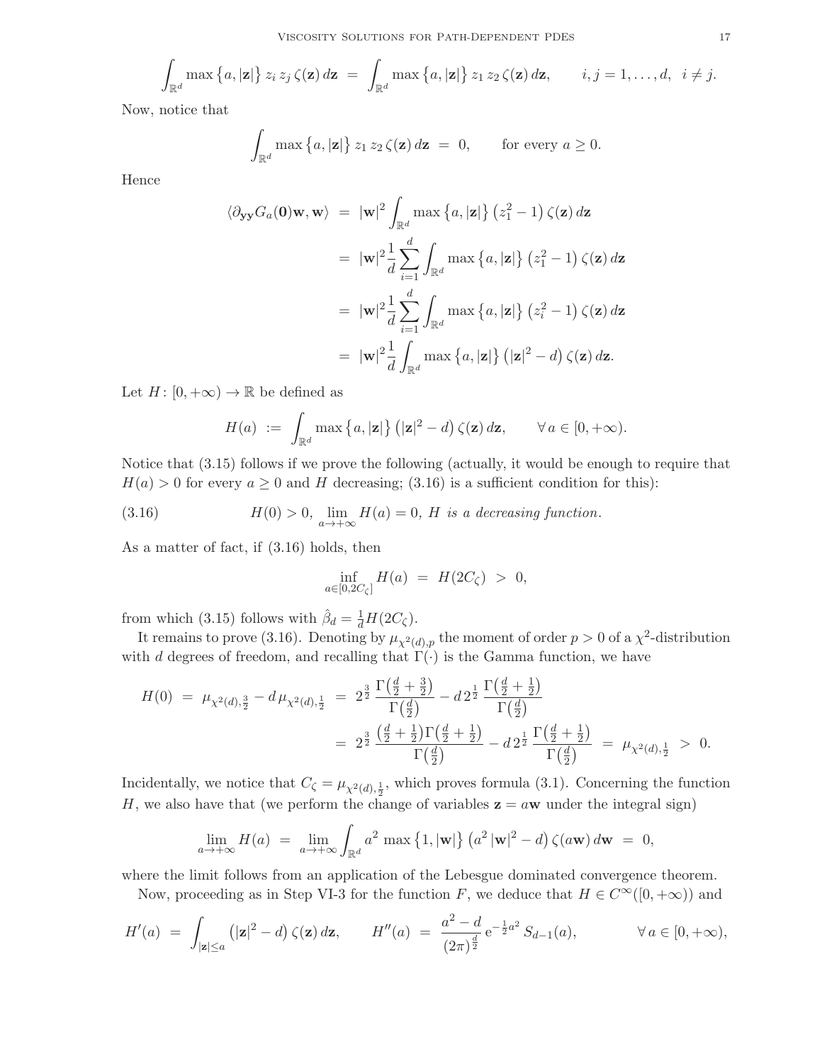$$\int_{\mathbb{R}^d} \max\big\{a, |\mathbf{z}|\big\}\, z_i\, z_j\, \zeta(\mathbf{z})\, d\mathbf{z} \;=\; \int_{\mathbb{R}^d} \max\big\{a, |\mathbf{z}|\big\}\, z_1\, z_2\, \zeta(\mathbf{z})\, d\mathbf{z}, \qquad i,j = 1,\ldots,d, \;\; i \neq j.$$

Now, notice that

$$\int_{\mathbb{R}^d} \max\big\{a, |\mathbf{z}|\big\}\, z_1\, z_2\, \zeta(\mathbf{z})\, d\mathbf{z} \;=\; 0, \qquad \text{for every } a \geq 0.$$

Hence

$$\begin{aligned}
\langle \partial_{\mathbf{yy}} G_a(\mathbf{0})\mathbf{w}, \mathbf{w}\rangle \;&=\; |\mathbf{w}|^2 \int_{\mathbb{R}^d} \max\big\{a, |\mathbf{z}|\big\}\, \big(z_1^2 - 1\big)\, \zeta(\mathbf{z})\, d\mathbf{z} \\
&=\; |\mathbf{w}|^2 \frac{1}{d} \sum_{i=1}^d \int_{\mathbb{R}^d} \max\big\{a, |\mathbf{z}|\big\}\, \big(z_1^2 - 1\big)\, \zeta(\mathbf{z})\, d\mathbf{z} \\
&=\; |\mathbf{w}|^2 \frac{1}{d} \sum_{i=1}^d \int_{\mathbb{R}^d} \max\big\{a, |\mathbf{z}|\big\}\, \big(z_i^2 - 1\big)\, \zeta(\mathbf{z})\, d\mathbf{z} \\
&=\; |\mathbf{w}|^2 \frac{1}{d} \int_{\mathbb{R}^d} \max\big\{a, |\mathbf{z}|\big\}\, \big(|\mathbf{z}|^2 - d\big)\, \zeta(\mathbf{z})\, d\mathbf{z}.
\end{aligned}$$

Let $H\colon [0,+\infty) \to \mathbb{R}$ be defined as

$$H(a) \;:=\; \int_{\mathbb{R}^d} \max\big\{a, |\mathbf{z}|\big\}\, \big(|\mathbf{z}|^2 - d\big)\, \zeta(\mathbf{z})\, d\mathbf{z}, \qquad \forall\, a \in [0,+\infty).$$

Notice that (3.15) follows if we prove the following (actually, it would be enough to require that $H(a) > 0$ for every $a \geq 0$ and $H$ decreasing; (3.16) is a sufficient condition for this):

$$H(0) > 0, \;\lim_{a\to+\infty} H(a) = 0, \; H \textit{ is a decreasing function.} \tag{3.16}$$

As a matter of fact, if (3.16) holds, then

$$\inf_{a\in[0,2C_\zeta]} H(a) \;=\; H(2C_\zeta) \;>\; 0,$$

from which (3.15) follows with $\hat{\beta}_d = \frac{1}{d} H(2C_\zeta)$.

It remains to prove (3.16). Denoting by $\mu_{\chi^2(d),p}$ the moment of order $p > 0$ of a $\chi^2$-distribution with $d$ degrees of freedom, and recalling that $\Gamma(\cdot)$ is the Gamma function, we have

$$\begin{aligned}
H(0) \;&=\; \mu_{\chi^2(d),\frac{3}{2}} - d\,\mu_{\chi^2(d),\frac{1}{2}} \;=\; 2^{\frac{3}{2}}\, \frac{\Gamma\big(\frac{d}{2}+\frac{3}{2}\big)}{\Gamma\big(\frac{d}{2}\big)} - d\, 2^{\frac{1}{2}}\, \frac{\Gamma\big(\frac{d}{2}+\frac{1}{2}\big)}{\Gamma\big(\frac{d}{2}\big)} \\
&=\; 2^{\frac{3}{2}}\, \frac{\big(\frac{d}{2}+\frac{1}{2}\big)\Gamma\big(\frac{d}{2}+\frac{1}{2}\big)}{\Gamma\big(\frac{d}{2}\big)} - d\, 2^{\frac{1}{2}}\, \frac{\Gamma\big(\frac{d}{2}+\frac{1}{2}\big)}{\Gamma\big(\frac{d}{2}\big)} \;=\; \mu_{\chi^2(d),\frac{1}{2}} \;>\; 0.
\end{aligned}$$

Incidentally, we notice that $C_\zeta = \mu_{\chi^2(d),\frac{1}{2}}$, which proves formula (3.1). Concerning the function $H$, we also have that (we perform the change of variables $\mathbf{z} = a\mathbf{w}$ under the integral sign)

$$\lim_{a\to+\infty} H(a) \;=\; \lim_{a\to+\infty} \int_{\mathbb{R}^d} a^2\, \max\big\{1, |\mathbf{w}|\big\}\, \big(a^2\, |\mathbf{w}|^2 - d\big)\, \zeta(a\mathbf{w})\, d\mathbf{w} \;=\; 0,$$

where the limit follows from an application of the Lebesgue dominated convergence theorem.

Now, proceeding as in Step VI-3 for the function $F$, we deduce that $H \in C^\infty([0,+\infty))$ and

$$H'(a) \;=\; \int_{|\mathbf{z}|\leq a} \big(|\mathbf{z}|^2 - d\big)\, \zeta(\mathbf{z})\, d\mathbf{z}, \qquad H''(a) \;=\; \frac{a^2 - d}{(2\pi)^{\frac{d}{2}}}\, \mathrm{e}^{-\frac{1}{2}a^2}\, S_{d-1}(a), \qquad \forall\, a \in [0,+\infty),$$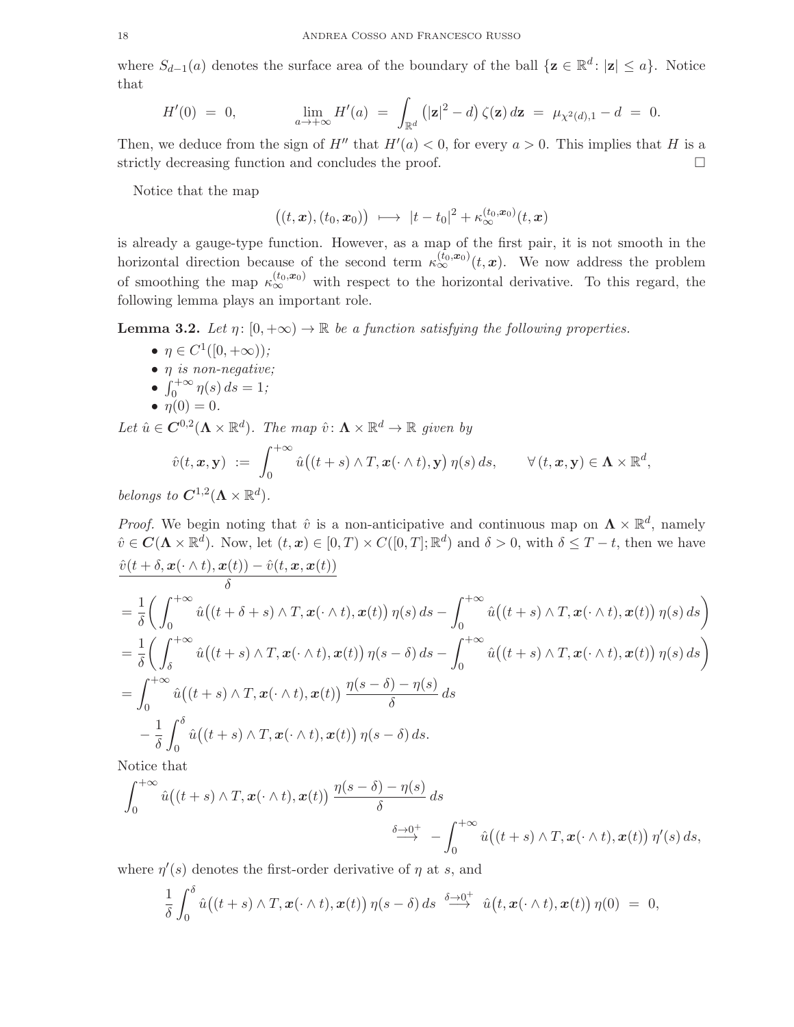where $S_{d-1}(a)$ denotes the surface area of the boundary of the ball $\{\mathbf{z} \in \mathbb{R}^d \colon |\mathbf{z}| \leq a\}$. Notice that

$$
H'(0) \;=\; 0, \qquad\qquad \lim_{a\to+\infty} H'(a) \;=\; \int_{\mathbb{R}^d} \big(|\mathbf{z}|^2 - d\big)\,\zeta(\mathbf{z})\,d\mathbf{z} \;=\; \mu_{\chi^2(d),1} - d \;=\; 0.
$$

Then, we deduce from the sign of $H''$ that $H'(a) < 0$, for every $a > 0$. This implies that $H$ is a strictly decreasing function and concludes the proof. $\square$

Notice that the map

$$
\big((t,\boldsymbol{x}),(t_0,\boldsymbol{x}_0)\big) \;\longmapsto\; |t-t_0|^2 + \kappa_\infty^{(t_0,\boldsymbol{x}_0)}(t,\boldsymbol{x})
$$

is already a gauge-type function. However, as a map of the first pair, it is not smooth in the horizontal direction because of the second term $\kappa_\infty^{(t_0,\boldsymbol{x}_0)}(t,\boldsymbol{x})$. We now address the problem of smoothing the map $\kappa_\infty^{(t_0,\boldsymbol{x}_0)}$ with respect to the horizontal derivative. To this regard, the following lemma plays an important role.

**Lemma 3.2.** *Let $\eta\colon [0,+\infty) \to \mathbb{R}$ be a function satisfying the following properties.*

- *$\eta \in C^1([0,+\infty))$;*
- *$\eta$ is non-negative;*
- *$\int_0^{+\infty} \eta(s)\,ds = 1$;*
- *$\eta(0) = 0$.*

*Let $\hat u \in \boldsymbol{C}^{0,2}(\boldsymbol{\Lambda}\times\mathbb{R}^d)$. The map $\hat v\colon \boldsymbol{\Lambda}\times\mathbb{R}^d \to \mathbb{R}$ given by*

$$
\hat v(t,\boldsymbol{x},\mathbf{y}) \;:=\; \int_0^{+\infty} \hat u\big((t+s)\wedge T, \boldsymbol{x}(\cdot\wedge t),\mathbf{y}\big)\,\eta(s)\,ds, \qquad \forall\,(t,\boldsymbol{x},\mathbf{y}) \in \boldsymbol{\Lambda}\times\mathbb{R}^d,
$$

*belongs to $\boldsymbol{C}^{1,2}(\boldsymbol{\Lambda}\times\mathbb{R}^d)$.*

*Proof.* We begin noting that $\hat v$ is a non-anticipative and continuous map on $\boldsymbol{\Lambda}\times\mathbb{R}^d$, namely $\hat v \in \boldsymbol{C}(\boldsymbol{\Lambda}\times\mathbb{R}^d)$. Now, let $(t,\boldsymbol{x}) \in [0,T)\times C([0,T];\mathbb{R}^d)$ and $\delta > 0$, with $\delta \leq T - t$, then we have

$$
\begin{aligned}
&\frac{\hat v(t+\delta,\boldsymbol{x}(\cdot\wedge t),\boldsymbol{x}(t)) - \hat v(t,\boldsymbol{x},\boldsymbol{x}(t))}{\delta} \\
&= \frac{1}{\delta}\bigg(\int_0^{+\infty} \hat u\big((t+\delta+s)\wedge T,\boldsymbol{x}(\cdot\wedge t),\boldsymbol{x}(t)\big)\,\eta(s)\,ds - \int_0^{+\infty} \hat u\big((t+s)\wedge T,\boldsymbol{x}(\cdot\wedge t),\boldsymbol{x}(t)\big)\,\eta(s)\,ds\bigg) \\
&= \frac{1}{\delta}\bigg(\int_\delta^{+\infty} \hat u\big((t+s)\wedge T,\boldsymbol{x}(\cdot\wedge t),\boldsymbol{x}(t)\big)\,\eta(s-\delta)\,ds - \int_0^{+\infty} \hat u\big((t+s)\wedge T,\boldsymbol{x}(\cdot\wedge t),\boldsymbol{x}(t)\big)\,\eta(s)\,ds\bigg) \\
&= \int_0^{+\infty} \hat u\big((t+s)\wedge T,\boldsymbol{x}(\cdot\wedge t),\boldsymbol{x}(t)\big)\,\frac{\eta(s-\delta)-\eta(s)}{\delta}\,ds \\
&\quad - \frac{1}{\delta}\int_0^{\delta} \hat u\big((t+s)\wedge T,\boldsymbol{x}(\cdot\wedge t),\boldsymbol{x}(t)\big)\,\eta(s-\delta)\,ds.
\end{aligned}
$$

Notice that

$$
\begin{aligned}
&\int_0^{+\infty} \hat u\big((t+s)\wedge T,\boldsymbol{x}(\cdot\wedge t),\boldsymbol{x}(t)\big)\,\frac{\eta(s-\delta)-\eta(s)}{\delta}\,ds \\
&\qquad\qquad\qquad \overset{\delta\to0^+}{\longrightarrow}\; -\int_0^{+\infty} \hat u\big((t+s)\wedge T,\boldsymbol{x}(\cdot\wedge t),\boldsymbol{x}(t)\big)\,\eta'(s)\,ds,
\end{aligned}
$$

where $\eta'(s)$ denotes the first-order derivative of $\eta$ at $s$, and

$$
\frac{1}{\delta}\int_0^{\delta} \hat u\big((t+s)\wedge T,\boldsymbol{x}(\cdot\wedge t),\boldsymbol{x}(t)\big)\,\eta(s-\delta)\,ds \;\overset{\delta\to0^+}{\longrightarrow}\; \hat u\big(t,\boldsymbol{x}(\cdot\wedge t),\boldsymbol{x}(t)\big)\,\eta(0) \;=\; 0,
$$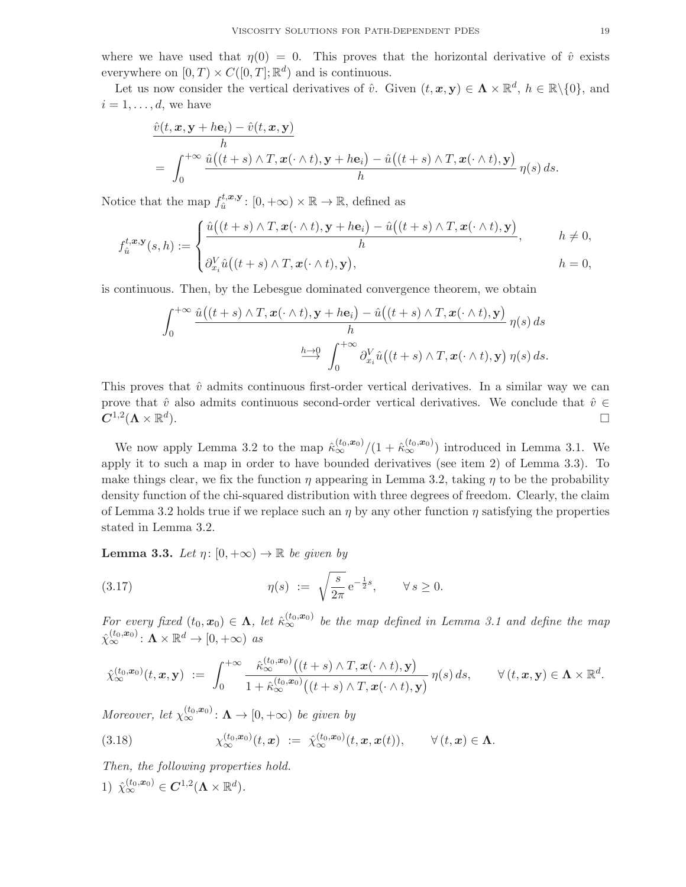where we have used that $\eta(0) = 0$. This proves that the horizontal derivative of $\hat{v}$ exists everywhere on $[0,T) \times C([0,T];\mathbb{R}^d)$ and is continuous.

Let us now consider the vertical derivatives of $\hat{v}$. Given $(t,\boldsymbol{x},\mathbf{y}) \in \boldsymbol{\Lambda} \times \mathbb{R}^d$, $h \in \mathbb{R}\backslash\{0\}$, and $i = 1,\ldots,d$, we have

$$
\begin{aligned}
&\frac{\hat{v}(t,\boldsymbol{x},\mathbf{y}+h\mathbf{e}_i) - \hat{v}(t,\boldsymbol{x},\mathbf{y})}{h} \\
&= \int_0^{+\infty} \frac{\hat{u}\big((t+s)\wedge T, \boldsymbol{x}(\cdot\wedge t), \mathbf{y}+h\mathbf{e}_i\big) - \hat{u}\big((t+s)\wedge T, \boldsymbol{x}(\cdot\wedge t), \mathbf{y}\big)}{h}\,\eta(s)\,ds.
\end{aligned}
$$

Notice that the map $f_{\hat{u}}^{t,\boldsymbol{x},\mathbf{y}} \colon [0,+\infty) \times \mathbb{R} \to \mathbb{R}$, defined as

$$
f_{\hat{u}}^{t,\boldsymbol{x},\mathbf{y}}(s,h) := \begin{cases} \dfrac{\hat{u}\big((t+s)\wedge T, \boldsymbol{x}(\cdot\wedge t), \mathbf{y}+h\mathbf{e}_i\big) - \hat{u}\big((t+s)\wedge T, \boldsymbol{x}(\cdot\wedge t), \mathbf{y}\big)}{h}, & h \neq 0, \\[2ex] \partial_{x_i}^V \hat{u}\big((t+s)\wedge T, \boldsymbol{x}(\cdot\wedge t), \mathbf{y}\big), & h = 0, \end{cases}
$$

is continuous. Then, by the Lebesgue dominated convergence theorem, we obtain

$$
\begin{aligned}
\int_0^{+\infty} &\frac{\hat{u}\big((t+s)\wedge T, \boldsymbol{x}(\cdot\wedge t), \mathbf{y}+h\mathbf{e}_i\big) - \hat{u}\big((t+s)\wedge T, \boldsymbol{x}(\cdot\wedge t), \mathbf{y}\big)}{h}\,\eta(s)\,ds \\
&\overset{h\to 0}{\longrightarrow} \int_0^{+\infty} \partial_{x_i}^V \hat{u}\big((t+s)\wedge T, \boldsymbol{x}(\cdot\wedge t), \mathbf{y}\big)\,\eta(s)\,ds.
\end{aligned}
$$

This proves that $\hat{v}$ admits continuous first-order vertical derivatives. In a similar way we can prove that $\hat{v}$ also admits continuous second-order vertical derivatives. We conclude that $\hat{v} \in \boldsymbol{C}^{1,2}(\boldsymbol{\Lambda}\times\mathbb{R}^d)$. □

We now apply Lemma 3.2 to the map $\hat{\kappa}_\infty^{(t_0,\boldsymbol{x}_0)}/(1+\hat{\kappa}_\infty^{(t_0,\boldsymbol{x}_0)})$ introduced in Lemma 3.1. We apply it to such a map in order to have bounded derivatives (see item 2) of Lemma 3.3). To make things clear, we fix the function $\eta$ appearing in Lemma 3.2, taking $\eta$ to be the probability density function of the chi-squared distribution with three degrees of freedom. Clearly, the claim of Lemma 3.2 holds true if we replace such an $\eta$ by any other function $\eta$ satisfying the properties stated in Lemma 3.2.

**Lemma 3.3.** *Let $\eta\colon [0,+\infty) \to \mathbb{R}$ be given by*

$$
\eta(s) := \sqrt{\frac{s}{2\pi}}\,\mathrm{e}^{-\frac{1}{2}s}, \qquad \forall\, s \geq 0. \tag{3.17}
$$

*For every fixed $(t_0,\boldsymbol{x}_0) \in \boldsymbol{\Lambda}$, let $\hat{\kappa}_\infty^{(t_0,\boldsymbol{x}_0)}$ be the map defined in Lemma 3.1 and define the map $\hat{\chi}_\infty^{(t_0,\boldsymbol{x}_0)} \colon \boldsymbol{\Lambda}\times\mathbb{R}^d \to [0,+\infty)$ as*

$$
\hat{\chi}_\infty^{(t_0,\boldsymbol{x}_0)}(t,\boldsymbol{x},\mathbf{y}) := \int_0^{+\infty} \frac{\hat{\kappa}_\infty^{(t_0,\boldsymbol{x}_0)}\big((t+s)\wedge T, \boldsymbol{x}(\cdot\wedge t), \mathbf{y}\big)}{1+\hat{\kappa}_\infty^{(t_0,\boldsymbol{x}_0)}\big((t+s)\wedge T, \boldsymbol{x}(\cdot\wedge t), \mathbf{y}\big)}\,\eta(s)\,ds, \qquad \forall\,(t,\boldsymbol{x},\mathbf{y}) \in \boldsymbol{\Lambda}\times\mathbb{R}^d.
$$

*Moreover, let $\chi_\infty^{(t_0,\boldsymbol{x}_0)} \colon \boldsymbol{\Lambda} \to [0,+\infty)$ be given by*

$$
\chi_\infty^{(t_0,\boldsymbol{x}_0)}(t,\boldsymbol{x}) := \hat{\chi}_\infty^{(t_0,\boldsymbol{x}_0)}(t,\boldsymbol{x},\boldsymbol{x}(t)), \qquad \forall\,(t,\boldsymbol{x}) \in \boldsymbol{\Lambda}. \tag{3.18}
$$

*Then, the following properties hold.*

1) $\hat{\chi}_\infty^{(t_0,\boldsymbol{x}_0)} \in \boldsymbol{C}^{1,2}(\boldsymbol{\Lambda}\times\mathbb{R}^d)$.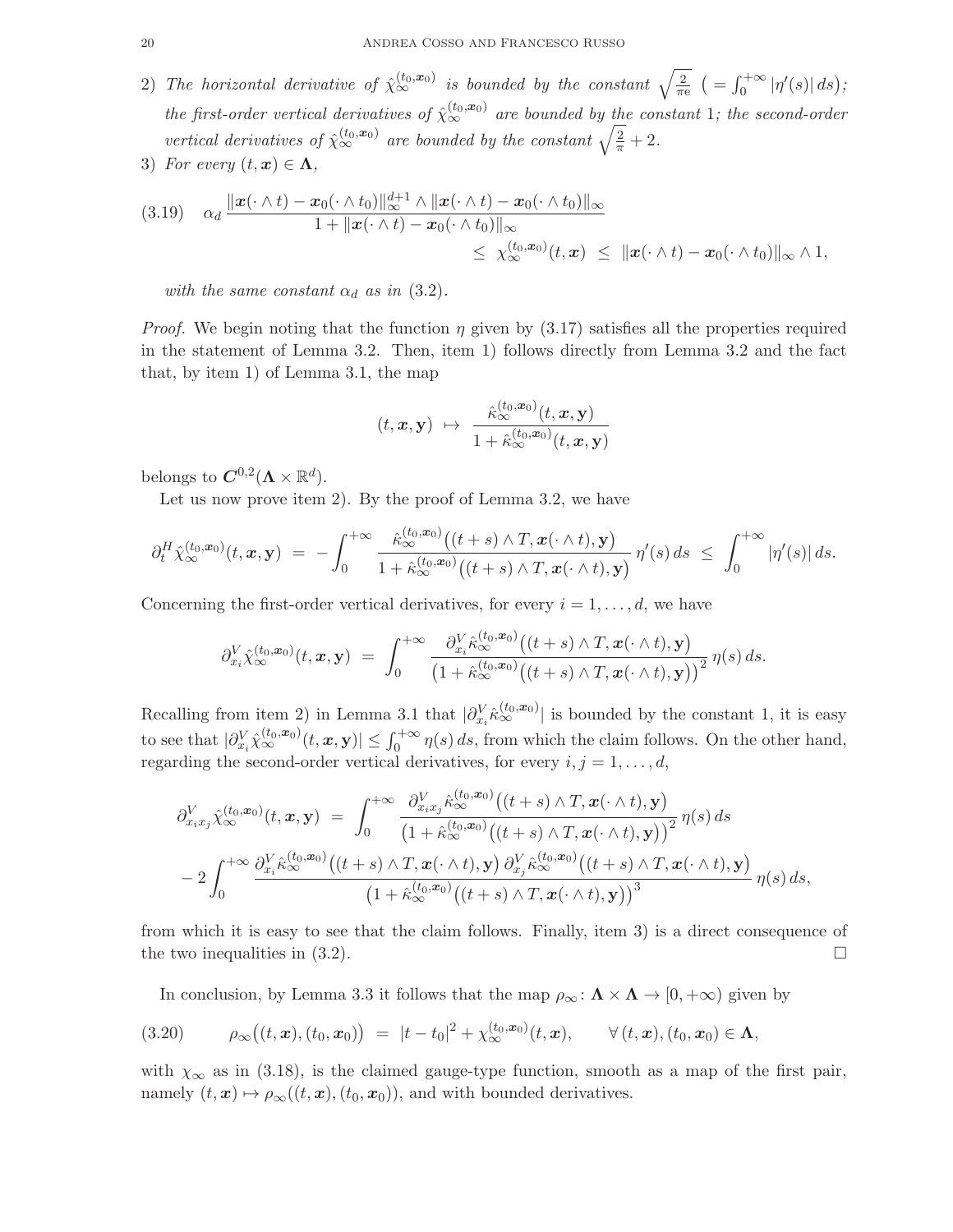2) *The horizontal derivative of $\hat{\chi}_\infty^{(t_0,\boldsymbol{x}_0)}$ is bounded by the constant $\sqrt{\frac{2}{\pi e}}$ $\big(= \int_0^{+\infty} |\eta'(s)|\,ds\big)$; the first-order vertical derivatives of $\hat{\chi}_\infty^{(t_0,\boldsymbol{x}_0)}$ are bounded by the constant 1; the second-order vertical derivatives of $\hat{\chi}_\infty^{(t_0,\boldsymbol{x}_0)}$ are bounded by the constant $\sqrt{\frac{2}{\pi}} + 2$.*

3) *For every $(t,\boldsymbol{x}) \in \boldsymbol{\Lambda}$,*

$$
\begin{aligned}
(3.19) \quad \alpha_d \, \frac{\|\boldsymbol{x}(\cdot \wedge t) - \boldsymbol{x}_0(\cdot \wedge t_0)\|_\infty^{d+1} \wedge \|\boldsymbol{x}(\cdot \wedge t) - \boldsymbol{x}_0(\cdot \wedge t_0)\|_\infty}{1 + \|\boldsymbol{x}(\cdot \wedge t) - \boldsymbol{x}_0(\cdot \wedge t_0)\|_\infty} \\
\leq \; \chi_\infty^{(t_0,\boldsymbol{x}_0)}(t,\boldsymbol{x}) \; \leq \; \|\boldsymbol{x}(\cdot \wedge t) - \boldsymbol{x}_0(\cdot \wedge t_0)\|_\infty \wedge 1,
\end{aligned}
$$

*with the same constant $\alpha_d$ as in (3.2).*

*Proof.* We begin noting that the function $\eta$ given by (3.17) satisfies all the properties required in the statement of Lemma 3.2. Then, item 1) follows directly from Lemma 3.2 and the fact that, by item 1) of Lemma 3.1, the map

$$
(t,\boldsymbol{x},\mathbf{y}) \;\mapsto\; \frac{\hat{\kappa}_\infty^{(t_0,\boldsymbol{x}_0)}(t,\boldsymbol{x},\mathbf{y})}{1 + \hat{\kappa}_\infty^{(t_0,\boldsymbol{x}_0)}(t,\boldsymbol{x},\mathbf{y})}
$$

belongs to $\boldsymbol{C}^{0,2}(\boldsymbol{\Lambda} \times \mathbb{R}^d)$.

Let us now prove item 2). By the proof of Lemma 3.2, we have

$$
\partial_t^H \hat{\chi}_\infty^{(t_0,\boldsymbol{x}_0)}(t,\boldsymbol{x},\mathbf{y}) \;=\; -\int_0^{+\infty} \frac{\hat{\kappa}_\infty^{(t_0,\boldsymbol{x}_0)}\big((t+s)\wedge T, \boldsymbol{x}(\cdot \wedge t), \mathbf{y}\big)}{1 + \hat{\kappa}_\infty^{(t_0,\boldsymbol{x}_0)}\big((t+s)\wedge T, \boldsymbol{x}(\cdot \wedge t), \mathbf{y}\big)} \, \eta'(s)\,ds \;\leq\; \int_0^{+\infty} |\eta'(s)|\,ds.
$$

Concerning the first-order vertical derivatives, for every $i = 1,\ldots,d$, we have

$$
\partial_{x_i}^V \hat{\chi}_\infty^{(t_0,\boldsymbol{x}_0)}(t,\boldsymbol{x},\mathbf{y}) \;=\; \int_0^{+\infty} \frac{\partial_{x_i}^V \hat{\kappa}_\infty^{(t_0,\boldsymbol{x}_0)}\big((t+s)\wedge T, \boldsymbol{x}(\cdot \wedge t), \mathbf{y}\big)}{\big(1 + \hat{\kappa}_\infty^{(t_0,\boldsymbol{x}_0)}\big((t+s)\wedge T, \boldsymbol{x}(\cdot \wedge t), \mathbf{y}\big)\big)^2} \, \eta(s)\,ds.
$$

Recalling from item 2) in Lemma 3.1 that $|\partial_{x_i}^V \hat{\kappa}_\infty^{(t_0,\boldsymbol{x}_0)}|$ is bounded by the constant 1, it is easy to see that $|\partial_{x_i}^V \hat{\chi}_\infty^{(t_0,\boldsymbol{x}_0)}(t,\boldsymbol{x},\mathbf{y})| \leq \int_0^{+\infty} \eta(s)\,ds$, from which the claim follows. On the other hand, regarding the second-order vertical derivatives, for every $i,j = 1,\ldots,d$,

$$
\begin{aligned}
\partial_{x_i x_j}^V \hat{\chi}_\infty^{(t_0,\boldsymbol{x}_0)}(t,\boldsymbol{x},\mathbf{y}) \;&=\; \int_0^{+\infty} \frac{\partial_{x_i x_j}^V \hat{\kappa}_\infty^{(t_0,\boldsymbol{x}_0)}\big((t+s)\wedge T, \boldsymbol{x}(\cdot \wedge t), \mathbf{y}\big)}{\big(1 + \hat{\kappa}_\infty^{(t_0,\boldsymbol{x}_0)}\big((t+s)\wedge T, \boldsymbol{x}(\cdot \wedge t), \mathbf{y}\big)\big)^2} \, \eta(s)\,ds \\
&- 2\int_0^{+\infty} \frac{\partial_{x_i}^V \hat{\kappa}_\infty^{(t_0,\boldsymbol{x}_0)}\big((t+s)\wedge T, \boldsymbol{x}(\cdot \wedge t), \mathbf{y}\big)\,\partial_{x_j}^V \hat{\kappa}_\infty^{(t_0,\boldsymbol{x}_0)}\big((t+s)\wedge T, \boldsymbol{x}(\cdot \wedge t), \mathbf{y}\big)}{\big(1 + \hat{\kappa}_\infty^{(t_0,\boldsymbol{x}_0)}\big((t+s)\wedge T, \boldsymbol{x}(\cdot \wedge t), \mathbf{y}\big)\big)^3} \, \eta(s)\,ds,
\end{aligned}
$$

from which it is easy to see that the claim follows. Finally, item 3) is a direct consequence of the two inequalities in (3.2). $\square$

In conclusion, by Lemma 3.3 it follows that the map $\rho_\infty \colon \boldsymbol{\Lambda} \times \boldsymbol{\Lambda} \to [0,+\infty)$ given by

$$
(3.20) \qquad \rho_\infty\big((t,\boldsymbol{x}),(t_0,\boldsymbol{x}_0)\big) \;=\; |t - t_0|^2 + \chi_\infty^{(t_0,\boldsymbol{x}_0)}(t,\boldsymbol{x}), \qquad \forall\,(t,\boldsymbol{x}),(t_0,\boldsymbol{x}_0) \in \boldsymbol{\Lambda},
$$

with $\chi_\infty$ as in (3.18), is the claimed gauge-type function, smooth as a map of the first pair, namely $(t,\boldsymbol{x}) \mapsto \rho_\infty((t,\boldsymbol{x}),(t_0,\boldsymbol{x}_0))$, and with bounded derivatives.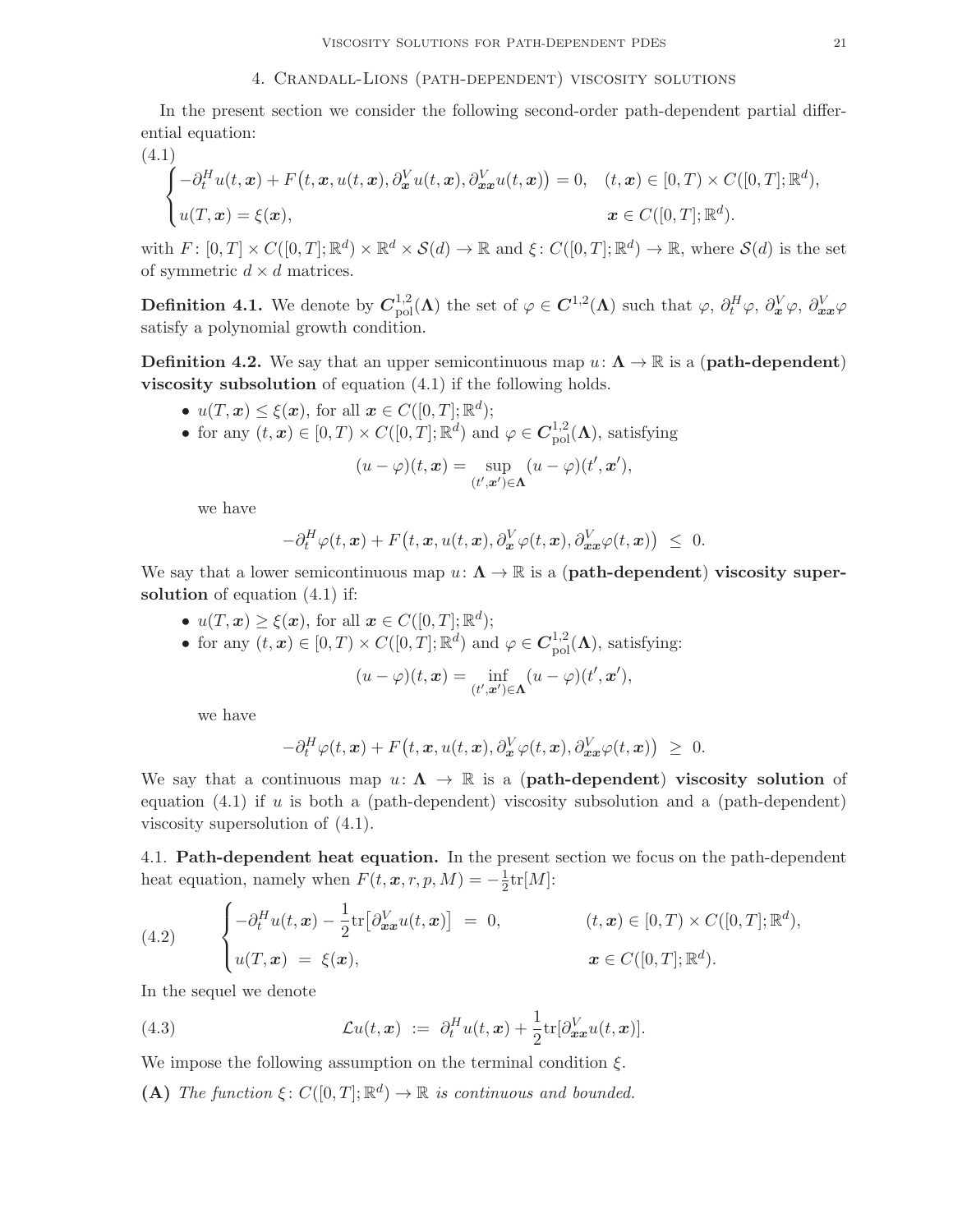## 4. Crandall-Lions (path-dependent) viscosity solutions

In the present section we consider the following second-order path-dependent partial differential equation:

$$
\begin{cases}
-\partial_t^H u(t,\boldsymbol{x}) + F\big(t,\boldsymbol{x},u(t,\boldsymbol{x}),\partial_{\boldsymbol{x}}^V u(t,\boldsymbol{x}),\partial_{\boldsymbol{x}\boldsymbol{x}}^V u(t,\boldsymbol{x})\big) = 0, & (t,\boldsymbol{x}) \in [0,T) \times C([0,T];\mathbb{R}^d), \\
u(T,\boldsymbol{x}) = \xi(\boldsymbol{x}), & \boldsymbol{x} \in C([0,T];\mathbb{R}^d).
\end{cases}
\tag{4.1}
$$

with $F\colon [0,T] \times C([0,T];\mathbb{R}^d) \times \mathbb{R}^d \times \mathcal{S}(d) \to \mathbb{R}$ and $\xi\colon C([0,T];\mathbb{R}^d) \to \mathbb{R}$, where $\mathcal{S}(d)$ is the set of symmetric $d \times d$ matrices.

**Definition 4.1.** We denote by $\boldsymbol{C}^{1,2}_{\mathrm{pol}}(\boldsymbol{\Lambda})$ the set of $\varphi \in \boldsymbol{C}^{1,2}(\boldsymbol{\Lambda})$ such that $\varphi$, $\partial_t^H\varphi$, $\partial_{\boldsymbol{x}}^V\varphi$, $\partial_{\boldsymbol{x}\boldsymbol{x}}^V\varphi$ satisfy a polynomial growth condition.

**Definition 4.2.** We say that an upper semicontinuous map $u\colon \boldsymbol{\Lambda} \to \mathbb{R}$ is a **(path-dependent) viscosity subsolution** of equation (4.1) if the following holds.

- $u(T,\boldsymbol{x}) \le \xi(\boldsymbol{x})$, for all $\boldsymbol{x} \in C([0,T];\mathbb{R}^d)$;
- for any $(t,\boldsymbol{x}) \in [0,T) \times C([0,T];\mathbb{R}^d)$ and $\varphi \in \boldsymbol{C}^{1,2}_{\mathrm{pol}}(\boldsymbol{\Lambda})$, satisfying
$$(u-\varphi)(t,\boldsymbol{x}) = \sup_{(t',\boldsymbol{x}') \in \boldsymbol{\Lambda}} (u-\varphi)(t',\boldsymbol{x}'),$$
we have
$$-\partial_t^H\varphi(t,\boldsymbol{x}) + F\big(t,\boldsymbol{x},u(t,\boldsymbol{x}),\partial_{\boldsymbol{x}}^V\varphi(t,\boldsymbol{x}),\partial_{\boldsymbol{x}\boldsymbol{x}}^V\varphi(t,\boldsymbol{x})\big) \ \le\ 0.$$

We say that a lower semicontinuous map $u\colon \boldsymbol{\Lambda} \to \mathbb{R}$ is a **(path-dependent) viscosity supersolution** of equation (4.1) if:

- $u(T,\boldsymbol{x}) \ge \xi(\boldsymbol{x})$, for all $\boldsymbol{x} \in C([0,T];\mathbb{R}^d)$;
- for any $(t,\boldsymbol{x}) \in [0,T) \times C([0,T];\mathbb{R}^d)$ and $\varphi \in \boldsymbol{C}^{1,2}_{\mathrm{pol}}(\boldsymbol{\Lambda})$, satisfying:
$$(u-\varphi)(t,\boldsymbol{x}) = \inf_{(t',\boldsymbol{x}') \in \boldsymbol{\Lambda}} (u-\varphi)(t',\boldsymbol{x}'),$$
we have
$$-\partial_t^H\varphi(t,\boldsymbol{x}) + F\big(t,\boldsymbol{x},u(t,\boldsymbol{x}),\partial_{\boldsymbol{x}}^V\varphi(t,\boldsymbol{x}),\partial_{\boldsymbol{x}\boldsymbol{x}}^V\varphi(t,\boldsymbol{x})\big) \ \ge\ 0.$$

We say that a continuous map $u\colon \boldsymbol{\Lambda} \to \mathbb{R}$ is a **(path-dependent) viscosity solution** of equation (4.1) if $u$ is both a (path-dependent) viscosity subsolution and a (path-dependent) viscosity supersolution of (4.1).

### 4.1. Path-dependent heat equation.

In the present section we focus on the path-dependent heat equation, namely when $F(t,\boldsymbol{x},r,p,M) = -\frac{1}{2}\mathrm{tr}[M]$:

$$
\begin{cases}
-\partial_t^H u(t,\boldsymbol{x}) - \dfrac{1}{2}\mathrm{tr}\big[\partial_{\boldsymbol{x}\boldsymbol{x}}^V u(t,\boldsymbol{x})\big] \ = \ 0, & (t,\boldsymbol{x}) \in [0,T) \times C([0,T];\mathbb{R}^d), \\
u(T,\boldsymbol{x}) \ = \ \xi(\boldsymbol{x}), & \boldsymbol{x} \in C([0,T];\mathbb{R}^d).
\end{cases}
\tag{4.2}
$$

In the sequel we denote

$$\mathcal{L}u(t,\boldsymbol{x}) \ := \ \partial_t^H u(t,\boldsymbol{x}) + \frac{1}{2}\mathrm{tr}[\partial_{\boldsymbol{x}\boldsymbol{x}}^V u(t,\boldsymbol{x})]. \tag{4.3}$$

We impose the following assumption on the terminal condition $\xi$.

**(A)** *The function $\xi\colon C([0,T];\mathbb{R}^d) \to \mathbb{R}$ is continuous and bounded.*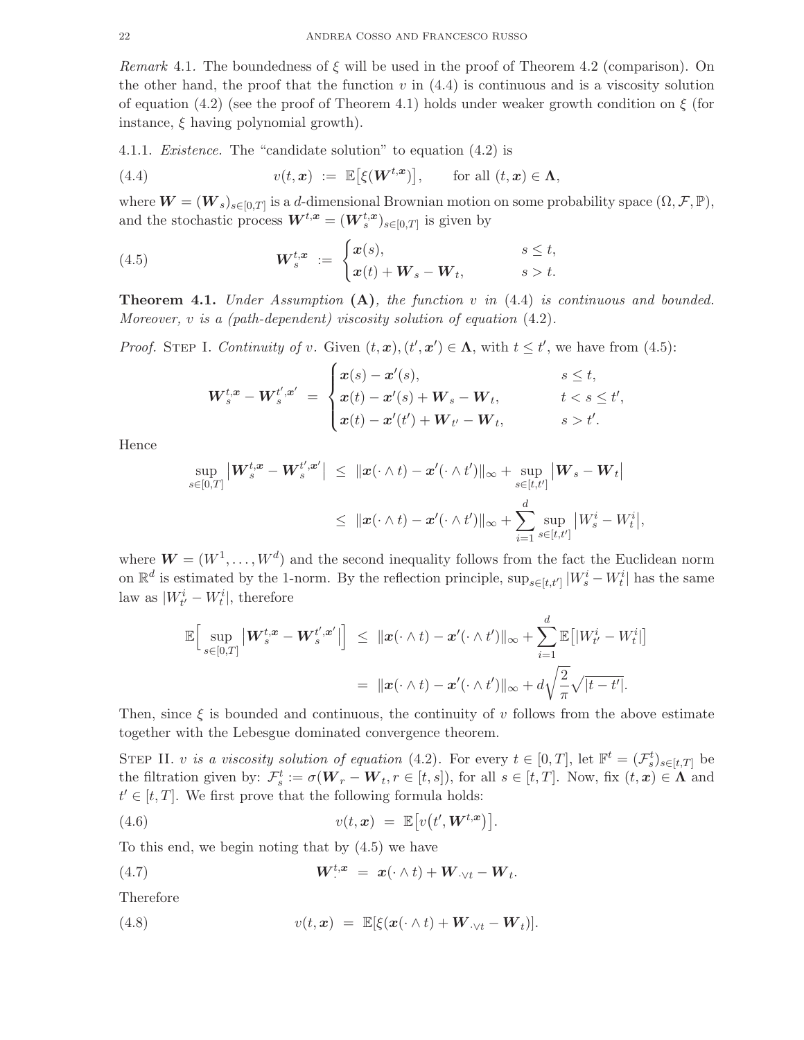*Remark* 4.1. The boundedness of $\xi$ will be used in the proof of Theorem 4.2 (comparison). On the other hand, the proof that the function $v$ in (4.4) is continuous and is a viscosity solution of equation (4.2) (see the proof of Theorem 4.1) holds under weaker growth condition on $\xi$ (for instance, $\xi$ having polynomial growth).

4.1.1. *Existence.* The "candidate solution" to equation (4.2) is

$$v(t,\boldsymbol{x}) \;:=\; \mathbb{E}\big[\xi(\boldsymbol{W}^{t,\boldsymbol{x}})\big], \qquad \text{for all } (t,\boldsymbol{x}) \in \boldsymbol{\Lambda}, \tag{4.4}$$

where $\boldsymbol{W} = (\boldsymbol{W}_s)_{s\in[0,T]}$ is a $d$-dimensional Brownian motion on some probability space $(\Omega,\mathcal{F},\mathbb{P})$, and the stochastic process $\boldsymbol{W}^{t,\boldsymbol{x}} = (\boldsymbol{W}^{t,\boldsymbol{x}}_s)_{s\in[0,T]}$ is given by

$$\boldsymbol{W}^{t,\boldsymbol{x}}_s \;:=\; \begin{cases} \boldsymbol{x}(s), & s \leq t, \\ \boldsymbol{x}(t) + \boldsymbol{W}_s - \boldsymbol{W}_t, & s > t. \end{cases} \tag{4.5}$$

**Theorem 4.1.** *Under Assumption* **(A)***, the function $v$ in* (4.4) *is continuous and bounded. Moreover, $v$ is a (path-dependent) viscosity solution of equation* (4.2)*.*

*Proof.* Step I. *Continuity of $v$.* Given $(t,\boldsymbol{x}),(t',\boldsymbol{x}') \in \boldsymbol{\Lambda}$, with $t \leq t'$, we have from (4.5):

$$\boldsymbol{W}^{t,\boldsymbol{x}}_s - \boldsymbol{W}^{t',\boldsymbol{x}'}_s \;=\; \begin{cases} \boldsymbol{x}(s) - \boldsymbol{x}'(s), & s \leq t, \\ \boldsymbol{x}(t) - \boldsymbol{x}'(s) + \boldsymbol{W}_s - \boldsymbol{W}_t, & t < s \leq t', \\ \boldsymbol{x}(t) - \boldsymbol{x}'(t') + \boldsymbol{W}_{t'} - \boldsymbol{W}_t, & s > t'. \end{cases}$$

Hence

$$\begin{aligned} \sup_{s\in[0,T]} \big|\boldsymbol{W}^{t,\boldsymbol{x}}_s - \boldsymbol{W}^{t',\boldsymbol{x}'}_s\big| \;&\leq\; \|\boldsymbol{x}(\cdot\wedge t) - \boldsymbol{x}'(\cdot\wedge t')\|_\infty + \sup_{s\in[t,t']}\big|\boldsymbol{W}_s - \boldsymbol{W}_t\big| \\ &\leq\; \|\boldsymbol{x}(\cdot\wedge t) - \boldsymbol{x}'(\cdot\wedge t')\|_\infty + \sum_{i=1}^d \sup_{s\in[t,t']}\big|W^i_s - W^i_t\big|, \end{aligned}$$

where $\boldsymbol{W} = (W^1,\ldots,W^d)$ and the second inequality follows from the fact the Euclidean norm on $\mathbb{R}^d$ is estimated by the 1-norm. By the reflection principle, $\sup_{s\in[t,t']}|W^i_s - W^i_t|$ has the same law as $|W^i_{t'} - W^i_t|$, therefore

$$\begin{aligned} \mathbb{E}\Big[\sup_{s\in[0,T]}\big|\boldsymbol{W}^{t,\boldsymbol{x}}_s - \boldsymbol{W}^{t',\boldsymbol{x}'}_s\big|\Big] \;&\leq\; \|\boldsymbol{x}(\cdot\wedge t) - \boldsymbol{x}'(\cdot\wedge t')\|_\infty + \sum_{i=1}^d \mathbb{E}\big[|W^i_{t'} - W^i_t|\big] \\ &=\; \|\boldsymbol{x}(\cdot\wedge t) - \boldsymbol{x}'(\cdot\wedge t')\|_\infty + d\sqrt{\frac{2}{\pi}}\sqrt{|t-t'|}. \end{aligned}$$

Then, since $\xi$ is bounded and continuous, the continuity of $v$ follows from the above estimate together with the Lebesgue dominated convergence theorem.

Step II. *$v$ is a viscosity solution of equation* (4.2). For every $t\in[0,T]$, let $\mathbb{F}^t = (\mathcal{F}^t_s)_{s\in[t,T]}$ be the filtration given by: $\mathcal{F}^t_s := \sigma(\boldsymbol{W}_r - \boldsymbol{W}_t, r\in[t,s])$, for all $s\in[t,T]$. Now, fix $(t,\boldsymbol{x})\in\boldsymbol{\Lambda}$ and $t'\in[t,T]$. We first prove that the following formula holds:

$$v(t,\boldsymbol{x}) \;=\; \mathbb{E}\big[v\big(t',\boldsymbol{W}^{t,\boldsymbol{x}}\big)\big]. \tag{4.6}$$

To this end, we begin noting that by (4.5) we have

$$\boldsymbol{W}^{t,\boldsymbol{x}}_\cdot \;=\; \boldsymbol{x}(\cdot\wedge t) + \boldsymbol{W}_{\cdot\vee t} - \boldsymbol{W}_t. \tag{4.7}$$

Therefore

$$v(t,\boldsymbol{x}) \;=\; \mathbb{E}[\xi(\boldsymbol{x}(\cdot\wedge t) + \boldsymbol{W}_{\cdot\vee t} - \boldsymbol{W}_t)]. \tag{4.8}$$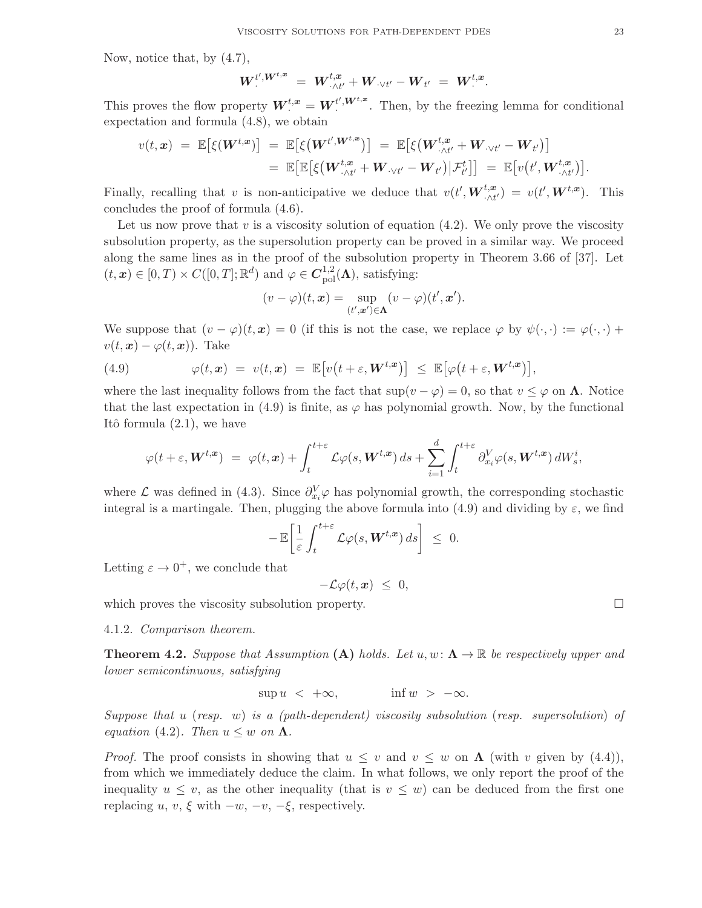Now, notice that, by (4.7),

$$\boldsymbol{W}_\cdot^{t',\boldsymbol{W}^{t,\boldsymbol{x}}} \;=\; \boldsymbol{W}_{\cdot\wedge t'}^{t,\boldsymbol{x}} + \boldsymbol{W}_{\cdot\vee t'} - \boldsymbol{W}_{t'} \;=\; \boldsymbol{W}_\cdot^{t,\boldsymbol{x}}.$$

This proves the flow property $\boldsymbol{W}_\cdot^{t,\boldsymbol{x}} = \boldsymbol{W}_\cdot^{t',\boldsymbol{W}^{t,\boldsymbol{x}}}$. Then, by the freezing lemma for conditional expectation and formula (4.8), we obtain

$$\begin{aligned} v(t,\boldsymbol{x}) \;&=\; \mathbb{E}\big[\xi(\boldsymbol{W}^{t,\boldsymbol{x}})\big] \;=\; \mathbb{E}\big[\xi\big(\boldsymbol{W}^{t',\boldsymbol{W}^{t,\boldsymbol{x}}}\big)\big] \;=\; \mathbb{E}\big[\xi\big(\boldsymbol{W}_{\cdot\wedge t'}^{t,\boldsymbol{x}} + \boldsymbol{W}_{\cdot\vee t'} - \boldsymbol{W}_{t'}\big)\big] \\ &=\; \mathbb{E}\big[\mathbb{E}\big[\xi\big(\boldsymbol{W}_{\cdot\wedge t'}^{t,\boldsymbol{x}} + \boldsymbol{W}_{\cdot\vee t'} - \boldsymbol{W}_{t'}\big)\big|\mathcal{F}_{t'}^t\big]\big] \;=\; \mathbb{E}\big[v\big(t',\boldsymbol{W}_{\cdot\wedge t'}^{t,\boldsymbol{x}}\big)\big]. \end{aligned}$$

Finally, recalling that $v$ is non-anticipative we deduce that $v(t',\boldsymbol{W}_{\cdot\wedge t'}^{t,\boldsymbol{x}}) = v(t',\boldsymbol{W}^{t,\boldsymbol{x}})$. This concludes the proof of formula (4.6).

Let us now prove that $v$ is a viscosity solution of equation (4.2). We only prove the viscosity subsolution property, as the supersolution property can be proved in a similar way. We proceed along the same lines as in the proof of the subsolution property in Theorem 3.66 of [37]. Let $(t,\boldsymbol{x}) \in [0,T) \times C([0,T];\mathbb{R}^d)$ and $\varphi \in \boldsymbol{C}_{\text{pol}}^{1,2}(\boldsymbol{\Lambda})$, satisfying:

$$(v-\varphi)(t,\boldsymbol{x}) = \sup_{(t',\boldsymbol{x}')\in\boldsymbol{\Lambda}} (v-\varphi)(t',\boldsymbol{x}').$$

We suppose that $(v-\varphi)(t,\boldsymbol{x}) = 0$ (if this is not the case, we replace $\varphi$ by $\psi(\cdot,\cdot) := \varphi(\cdot,\cdot) + v(t,\boldsymbol{x}) - \varphi(t,\boldsymbol{x})$). Take

$$\varphi(t,\boldsymbol{x}) \;=\; v(t,\boldsymbol{x}) \;=\; \mathbb{E}\big[v\big(t+\varepsilon,\boldsymbol{W}^{t,\boldsymbol{x}}\big)\big] \;\leq\; \mathbb{E}\big[\varphi\big(t+\varepsilon,\boldsymbol{W}^{t,\boldsymbol{x}}\big)\big], \tag{4.9}$$

where the last inequality follows from the fact that $\sup(v-\varphi) = 0$, so that $v \leq \varphi$ on $\boldsymbol{\Lambda}$. Notice that the last expectation in (4.9) is finite, as $\varphi$ has polynomial growth. Now, by the functional Itô formula (2.1), we have

$$\varphi(t+\varepsilon,\boldsymbol{W}^{t,\boldsymbol{x}}) \;=\; \varphi(t,\boldsymbol{x}) + \int_t^{t+\varepsilon} \mathcal{L}\varphi(s,\boldsymbol{W}^{t,\boldsymbol{x}})\,ds + \sum_{i=1}^d \int_t^{t+\varepsilon} \partial_{x_i}^V\varphi(s,\boldsymbol{W}^{t,\boldsymbol{x}})\,dW_s^i,$$

where $\mathcal{L}$ was defined in (4.3). Since $\partial_{x_i}^V\varphi$ has polynomial growth, the corresponding stochastic integral is a martingale. Then, plugging the above formula into (4.9) and dividing by $\varepsilon$, we find

$$-\,\mathbb{E}\bigg[\frac{1}{\varepsilon}\int_t^{t+\varepsilon} \mathcal{L}\varphi(s,\boldsymbol{W}^{t,\boldsymbol{x}})\,ds\bigg] \;\leq\; 0.$$

Letting $\varepsilon \to 0^+$, we conclude that

$$-\mathcal{L}\varphi(t,\boldsymbol{x}) \;\leq\; 0,$$

which proves the viscosity subsolution property. □

4.1.2. *Comparison theorem.*

**Theorem 4.2.** *Suppose that Assumption* **(A)** *holds. Let $u, w\colon \boldsymbol{\Lambda} \to \mathbb{R}$ be respectively upper and lower semicontinuous, satisfying*

$$\sup u \;<\; +\infty, \qquad\qquad \inf w \;>\; -\infty.$$

*Suppose that $u$ (resp. $w$) is a (path-dependent) viscosity subsolution (resp. supersolution) of equation (4.2). Then $u \leq w$ on $\boldsymbol{\Lambda}$.*

*Proof.* The proof consists in showing that $u \leq v$ and $v \leq w$ on $\boldsymbol{\Lambda}$ (with $v$ given by (4.4)), from which we immediately deduce the claim. In what follows, we only report the proof of the inequality $u \leq v$, as the other inequality (that is $v \leq w$) can be deduced from the first one replacing $u$, $v$, $\xi$ with $-w$, $-v$, $-\xi$, respectively.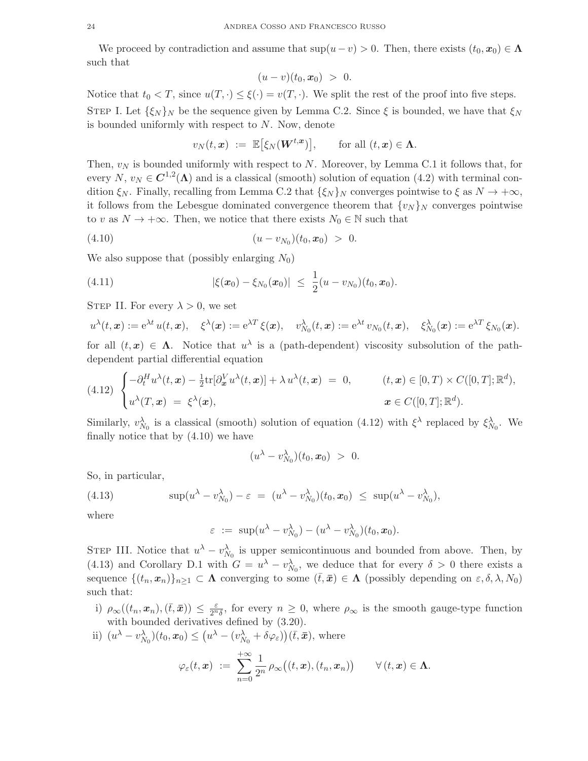We proceed by contradiction and assume that $\sup(u - v) > 0$. Then, there exists $(t_0, \boldsymbol{x}_0) \in \boldsymbol{\Lambda}$ such that

$$(u - v)(t_0, \boldsymbol{x}_0) \; > \; 0.$$

Notice that $t_0 < T$, since $u(T, \cdot) \leq \xi(\cdot) = v(T, \cdot)$. We split the rest of the proof into five steps.

Step I. Let $\{\xi_N\}_N$ be the sequence given by Lemma C.2. Since $\xi$ is bounded, we have that $\xi_N$ is bounded uniformly with respect to $N$. Now, denote

$$v_N(t, \boldsymbol{x}) \; := \; \mathbb{E}\big[\xi_N(\boldsymbol{W}^{t,\boldsymbol{x}})\big], \qquad \text{for all } (t, \boldsymbol{x}) \in \boldsymbol{\Lambda}.$$

Then, $v_N$ is bounded uniformly with respect to $N$. Moreover, by Lemma C.1 it follows that, for every $N$, $v_N \in \boldsymbol{C}^{1,2}(\boldsymbol{\Lambda})$ and is a classical (smooth) solution of equation (4.2) with terminal condition $\xi_N$. Finally, recalling from Lemma C.2 that $\{\xi_N\}_N$ converges pointwise to $\xi$ as $N \to +\infty$, it follows from the Lebesgue dominated convergence theorem that $\{v_N\}_N$ converges pointwise to $v$ as $N \to +\infty$. Then, we notice that there exists $N_0 \in \mathbb{N}$ such that

$$(u - v_{N_0})(t_0, \boldsymbol{x}_0) \; > \; 0. \tag{4.10}$$

We also suppose that (possibly enlarging $N_0$)

$$|\xi(\boldsymbol{x}_0) - \xi_{N_0}(\boldsymbol{x}_0)| \; \leq \; \frac{1}{2}(u - v_{N_0})(t_0, \boldsymbol{x}_0). \tag{4.11}$$

Step II. For every $\lambda > 0$, we set

$$u^\lambda(t, \boldsymbol{x}) := \mathrm{e}^{\lambda t}\, u(t, \boldsymbol{x}), \quad \xi^\lambda(\boldsymbol{x}) := \mathrm{e}^{\lambda T}\, \xi(\boldsymbol{x}), \quad v_{N_0}^\lambda(t, \boldsymbol{x}) := \mathrm{e}^{\lambda t}\, v_{N_0}(t, \boldsymbol{x}), \quad \xi_{N_0}^\lambda(\boldsymbol{x}) := \mathrm{e}^{\lambda T}\, \xi_{N_0}(\boldsymbol{x}).$$

for all $(t, \boldsymbol{x}) \in \boldsymbol{\Lambda}$. Notice that $u^\lambda$ is a (path-dependent) viscosity subsolution of the path-dependent partial differential equation

$$\begin{cases} -\partial_t^H u^\lambda(t, \boldsymbol{x}) - \frac{1}{2}\mathrm{tr}[\partial_{\boldsymbol{x}}^V u^\lambda(t, \boldsymbol{x})] + \lambda\, u^\lambda(t, \boldsymbol{x}) \; = \; 0, & (t, \boldsymbol{x}) \in [0, T) \times C([0, T]; \mathbb{R}^d), \\ u^\lambda(T, \boldsymbol{x}) \; = \; \xi^\lambda(\boldsymbol{x}), & \boldsymbol{x} \in C([0, T]; \mathbb{R}^d). \end{cases} \tag{4.12}$$

Similarly, $v_{N_0}^\lambda$ is a classical (smooth) solution of equation (4.12) with $\xi^\lambda$ replaced by $\xi_{N_0}^\lambda$. We finally notice that by (4.10) we have

$$(u^\lambda - v_{N_0}^\lambda)(t_0, \boldsymbol{x}_0) \; > \; 0.$$

So, in particular,

$$\sup(u^\lambda - v_{N_0}^\lambda) - \varepsilon \; = \; (u^\lambda - v_{N_0}^\lambda)(t_0, \boldsymbol{x}_0) \; \leq \; \sup(u^\lambda - v_{N_0}^\lambda), \tag{4.13}$$

where

$$\varepsilon \; := \; \sup(u^\lambda - v_{N_0}^\lambda) - (u^\lambda - v_{N_0}^\lambda)(t_0, \boldsymbol{x}_0).$$

Step III. Notice that $u^\lambda - v_{N_0}^\lambda$ is upper semicontinuous and bounded from above. Then, by (4.13) and Corollary D.1 with $G = u^\lambda - v_{N_0}^\lambda$, we deduce that for every $\delta > 0$ there exists a sequence $\{(t_n, \boldsymbol{x}_n)\}_{n \geq 1} \subset \boldsymbol{\Lambda}$ converging to some $(\bar{t}, \bar{\boldsymbol{x}}) \in \boldsymbol{\Lambda}$ (possibly depending on $\varepsilon, \delta, \lambda, N_0$) such that:

i) $\rho_\infty((t_n, \boldsymbol{x}_n), (\bar{t}, \bar{\boldsymbol{x}})) \leq \frac{\varepsilon}{2^n \delta}$, for every $n \geq 0$, where $\rho_\infty$ is the smooth gauge-type function with bounded derivatives defined by (3.20).

ii) $(u^\lambda - v_{N_0}^\lambda)(t_0, \boldsymbol{x}_0) \leq \big(u^\lambda - (v_{N_0}^\lambda + \delta\varphi_\varepsilon)\big)(\bar{t}, \bar{\boldsymbol{x}})$, where

$$\varphi_\varepsilon(t, \boldsymbol{x}) \; := \; \sum_{n=0}^{+\infty} \frac{1}{2^n}\, \rho_\infty\big((t, \boldsymbol{x}), (t_n, \boldsymbol{x}_n)\big) \qquad \forall\, (t, \boldsymbol{x}) \in \boldsymbol{\Lambda}.$$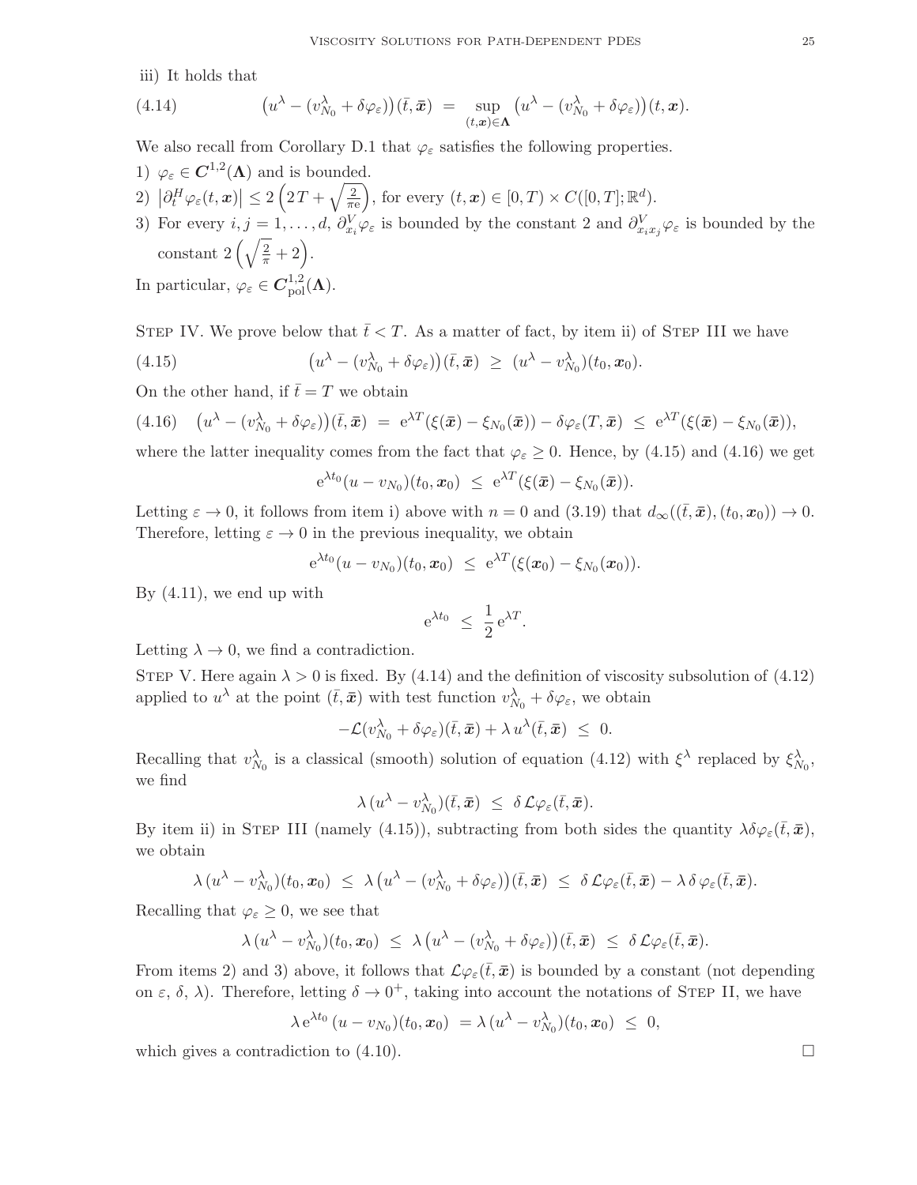iii) It holds that

$$
\big(u^\lambda - (v^\lambda_{N_0} + \delta\varphi_\varepsilon)\big)(\bar t, \bar{\boldsymbol{x}}) \;=\; \sup_{(t,\boldsymbol{x})\in\boldsymbol{\Lambda}} \big(u^\lambda - (v^\lambda_{N_0} + \delta\varphi_\varepsilon)\big)(t, \boldsymbol{x}). \tag{4.14}
$$

We also recall from Corollary D.1 that $\varphi_\varepsilon$ satisfies the following properties.

1) $\varphi_\varepsilon \in \boldsymbol{C}^{1,2}(\boldsymbol{\Lambda})$ and is bounded.
2) $\big|\partial_t^H \varphi_\varepsilon(t,\boldsymbol{x})\big| \le 2\left(2T + \sqrt{\frac{2}{\pi \mathrm{e}}}\right)$, for every $(t,\boldsymbol{x}) \in [0,T)\times C([0,T];\mathbb{R}^d)$.
3) For every $i,j = 1,\ldots,d$, $\partial^V_{x_i}\varphi_\varepsilon$ is bounded by the constant 2 and $\partial^V_{x_ix_j}\varphi_\varepsilon$ is bounded by the constant $2\left(\sqrt{\frac{2}{\pi}} + 2\right)$.

In particular, $\varphi_\varepsilon \in \boldsymbol{C}^{1,2}_{\mathrm{pol}}(\boldsymbol{\Lambda})$.

Step IV. We prove below that $\bar t < T$. As a matter of fact, by item ii) of Step III we have

$$
\big(u^\lambda - (v^\lambda_{N_0} + \delta\varphi_\varepsilon)\big)(\bar t, \bar{\boldsymbol{x}}) \;\ge\; (u^\lambda - v^\lambda_{N_0})(t_0, \boldsymbol{x}_0). \tag{4.15}
$$

On the other hand, if $\bar t = T$ we obtain

$$
\big(u^\lambda - (v^\lambda_{N_0} + \delta\varphi_\varepsilon)\big)(\bar t, \bar{\boldsymbol{x}}) \;=\; \mathrm{e}^{\lambda T}(\xi(\bar{\boldsymbol{x}}) - \xi_{N_0}(\bar{\boldsymbol{x}})) - \delta\varphi_\varepsilon(T,\bar{\boldsymbol{x}}) \;\le\; \mathrm{e}^{\lambda T}(\xi(\bar{\boldsymbol{x}}) - \xi_{N_0}(\bar{\boldsymbol{x}})), \tag{4.16}
$$

where the latter inequality comes from the fact that $\varphi_\varepsilon \ge 0$. Hence, by (4.15) and (4.16) we get

$$
\mathrm{e}^{\lambda t_0}(u - v_{N_0})(t_0, \boldsymbol{x}_0) \;\le\; \mathrm{e}^{\lambda T}(\xi(\bar{\boldsymbol{x}}) - \xi_{N_0}(\bar{\boldsymbol{x}})).
$$

Letting $\varepsilon \to 0$, it follows from item i) above with $n = 0$ and (3.19) that $d_\infty((\bar t, \bar{\boldsymbol{x}}), (t_0, \boldsymbol{x}_0)) \to 0$. Therefore, letting $\varepsilon \to 0$ in the previous inequality, we obtain

$$
\mathrm{e}^{\lambda t_0}(u - v_{N_0})(t_0, \boldsymbol{x}_0) \;\le\; \mathrm{e}^{\lambda T}(\xi(\boldsymbol{x}_0) - \xi_{N_0}(\boldsymbol{x}_0)).
$$

By (4.11), we end up with

$$
\mathrm{e}^{\lambda t_0} \;\le\; \frac{1}{2}\,\mathrm{e}^{\lambda T}.
$$

Letting $\lambda \to 0$, we find a contradiction.

Step V. Here again $\lambda > 0$ is fixed. By (4.14) and the definition of viscosity subsolution of (4.12) applied to $u^\lambda$ at the point $(\bar t, \bar{\boldsymbol{x}})$ with test function $v^\lambda_{N_0} + \delta\varphi_\varepsilon$, we obtain

$$
-\mathcal{L}(v^\lambda_{N_0} + \delta\varphi_\varepsilon)(\bar t, \bar{\boldsymbol{x}}) + \lambda\, u^\lambda(\bar t, \bar{\boldsymbol{x}}) \;\le\; 0.
$$

Recalling that $v^\lambda_{N_0}$ is a classical (smooth) solution of equation (4.12) with $\xi^\lambda$ replaced by $\xi^\lambda_{N_0}$, we find

$$
\lambda\,(u^\lambda - v^\lambda_{N_0})(\bar t, \bar{\boldsymbol{x}}) \;\le\; \delta\,\mathcal{L}\varphi_\varepsilon(\bar t, \bar{\boldsymbol{x}}).
$$

By item ii) in Step III (namely (4.15)), subtracting from both sides the quantity $\lambda\delta\varphi_\varepsilon(\bar t, \bar{\boldsymbol{x}})$, we obtain

$$
\lambda\,(u^\lambda - v^\lambda_{N_0})(t_0, \boldsymbol{x}_0) \;\le\; \lambda\big(u^\lambda - (v^\lambda_{N_0} + \delta\varphi_\varepsilon)\big)(\bar t, \bar{\boldsymbol{x}}) \;\le\; \delta\,\mathcal{L}\varphi_\varepsilon(\bar t, \bar{\boldsymbol{x}}) - \lambda\,\delta\,\varphi_\varepsilon(\bar t, \bar{\boldsymbol{x}}).
$$

Recalling that $\varphi_\varepsilon \ge 0$, we see that

$$
\lambda\,(u^\lambda - v^\lambda_{N_0})(t_0, \boldsymbol{x}_0) \;\le\; \lambda\big(u^\lambda - (v^\lambda_{N_0} + \delta\varphi_\varepsilon)\big)(\bar t, \bar{\boldsymbol{x}}) \;\le\; \delta\,\mathcal{L}\varphi_\varepsilon(\bar t, \bar{\boldsymbol{x}}).
$$

From items 2) and 3) above, it follows that $\mathcal{L}\varphi_\varepsilon(\bar t, \bar{\boldsymbol{x}})$ is bounded by a constant (not depending on $\varepsilon$, $\delta$, $\lambda$). Therefore, letting $\delta \to 0^+$, taking into account the notations of Step II, we have

$$
\lambda\,\mathrm{e}^{\lambda t_0}\,(u - v_{N_0})(t_0, \boldsymbol{x}_0) \;=\; \lambda\,(u^\lambda - v^\lambda_{N_0})(t_0, \boldsymbol{x}_0) \;\le\; 0,
$$

which gives a contradiction to (4.10). □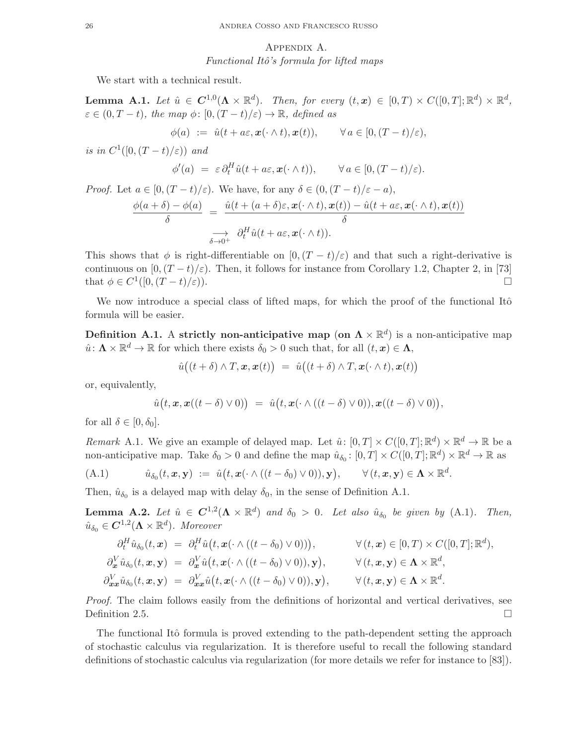## Appendix A.
### *Functional Itô's formula for lifted maps*

We start with a technical result.

**Lemma A.1.** *Let $\hat{u} \in \boldsymbol{C}^{1,0}(\boldsymbol{\Lambda} \times \mathbb{R}^d)$. Then, for every $(t, \boldsymbol{x}) \in [0,T) \times C([0,T];\mathbb{R}^d) \times \mathbb{R}^d$, $\varepsilon \in (0, T-t)$, the map $\phi\colon [0,(T-t)/\varepsilon) \to \mathbb{R}$, defined as*

$$\phi(a) \ := \ \hat{u}(t + a\varepsilon, \boldsymbol{x}(\cdot \wedge t), \boldsymbol{x}(t)), \qquad \forall\, a \in [0,(T-t)/\varepsilon),$$

*is in $C^1([0,(T-t)/\varepsilon))$ and*

$$\phi'(a) \ = \ \varepsilon\, \partial_t^H \hat{u}(t + a\varepsilon, \boldsymbol{x}(\cdot \wedge t)), \qquad \forall\, a \in [0,(T-t)/\varepsilon).$$

*Proof.* Let $a \in [0,(T-t)/\varepsilon)$. We have, for any $\delta \in (0,(T-t)/\varepsilon - a)$,

$$\frac{\phi(a+\delta) - \phi(a)}{\delta} \ = \ \frac{\hat{u}(t + (a+\delta)\varepsilon, \boldsymbol{x}(\cdot \wedge t), \boldsymbol{x}(t)) - \hat{u}(t + a\varepsilon, \boldsymbol{x}(\cdot \wedge t), \boldsymbol{x}(t))}{\delta}$$
$$\underset{\delta \to 0^+}{\longrightarrow} \ \partial_t^H \hat{u}(t + a\varepsilon, \boldsymbol{x}(\cdot \wedge t)).$$

This shows that $\phi$ is right-differentiable on $[0,(T-t)/\varepsilon)$ and that such a right-derivative is continuous on $[0,(T-t)/\varepsilon)$. Then, it follows for instance from Corollary 1.2, Chapter 2, in [73] that $\phi \in C^1([0,(T-t)/\varepsilon))$. □

We now introduce a special class of lifted maps, for which the proof of the functional Itô formula will be easier.

**Definition A.1.** A **strictly non-anticipative map (on $\boldsymbol{\Lambda} \times \mathbb{R}^d$)** is a non-anticipative map $\hat{u}\colon \boldsymbol{\Lambda} \times \mathbb{R}^d \to \mathbb{R}$ for which there exists $\delta_0 > 0$ such that, for all $(t, \boldsymbol{x}) \in \boldsymbol{\Lambda}$,

$$\hat{u}\big((t+\delta) \wedge T, \boldsymbol{x}, \boldsymbol{x}(t)\big) \ = \ \hat{u}\big((t+\delta) \wedge T, \boldsymbol{x}(\cdot \wedge t), \boldsymbol{x}(t)\big)$$

or, equivalently,

$$\hat{u}\big(t, \boldsymbol{x}, \boldsymbol{x}((t-\delta) \vee 0)\big) \ = \ \hat{u}\big(t, \boldsymbol{x}(\cdot \wedge ((t-\delta) \vee 0)), \boldsymbol{x}((t-\delta) \vee 0)\big),$$

for all $\delta \in [0, \delta_0]$.

*Remark* A.1. We give an example of delayed map. Let $\hat{u}\colon [0,T] \times C([0,T];\mathbb{R}^d) \times \mathbb{R}^d \to \mathbb{R}$ be a non-anticipative map. Take $\delta_0 > 0$ and define the map $\hat{u}_{\delta_0}\colon [0,T] \times C([0,T];\mathbb{R}^d) \times \mathbb{R}^d \to \mathbb{R}$ as

$$\hat{u}_{\delta_0}(t, \boldsymbol{x}, \mathbf{y}) \ := \ \hat{u}\big(t, \boldsymbol{x}(\cdot \wedge ((t-\delta_0) \vee 0)), \mathbf{y}\big), \qquad \forall\, (t, \boldsymbol{x}, \mathbf{y}) \in \boldsymbol{\Lambda} \times \mathbb{R}^d. \tag{A.1}$$

Then, $\hat{u}_{\delta_0}$ is a delayed map with delay $\delta_0$, in the sense of Definition A.1.

**Lemma A.2.** *Let $\hat{u} \in \boldsymbol{C}^{1,2}(\boldsymbol{\Lambda} \times \mathbb{R}^d)$ and $\delta_0 > 0$. Let also $\hat{u}_{\delta_0}$ be given by (A.1). Then, $\hat{u}_{\delta_0} \in \boldsymbol{C}^{1,2}(\boldsymbol{\Lambda} \times \mathbb{R}^d)$. Moreover*

$$\partial_t^H \hat{u}_{\delta_0}(t, \boldsymbol{x}) \ = \ \partial_t^H \hat{u}\big(t, \boldsymbol{x}(\cdot \wedge ((t-\delta_0) \vee 0))\big), \qquad \forall\, (t, \boldsymbol{x}) \in [0,T) \times C([0,T];\mathbb{R}^d),$$
$$\partial_{\boldsymbol{x}}^V \hat{u}_{\delta_0}(t, \boldsymbol{x}, \mathbf{y}) \ = \ \partial_{\boldsymbol{x}}^V \hat{u}\big(t, \boldsymbol{x}(\cdot \wedge ((t-\delta_0) \vee 0)), \mathbf{y}\big), \qquad \forall\, (t, \boldsymbol{x}, \mathbf{y}) \in \boldsymbol{\Lambda} \times \mathbb{R}^d,$$
$$\partial_{\boldsymbol{x}\boldsymbol{x}}^V \hat{u}_{\delta_0}(t, \boldsymbol{x}, \mathbf{y}) \ = \ \partial_{\boldsymbol{x}\boldsymbol{x}}^V \hat{u}\big(t, \boldsymbol{x}(\cdot \wedge ((t-\delta_0) \vee 0)), \mathbf{y}\big), \qquad \forall\, (t, \boldsymbol{x}, \mathbf{y}) \in \boldsymbol{\Lambda} \times \mathbb{R}^d.$$

*Proof.* The claim follows easily from the definitions of horizontal and vertical derivatives, see Definition 2.5. □

The functional Itô formula is proved extending to the path-dependent setting the approach of stochastic calculus via regularization. It is therefore useful to recall the following standard definitions of stochastic calculus via regularization (for more details we refer for instance to [83]).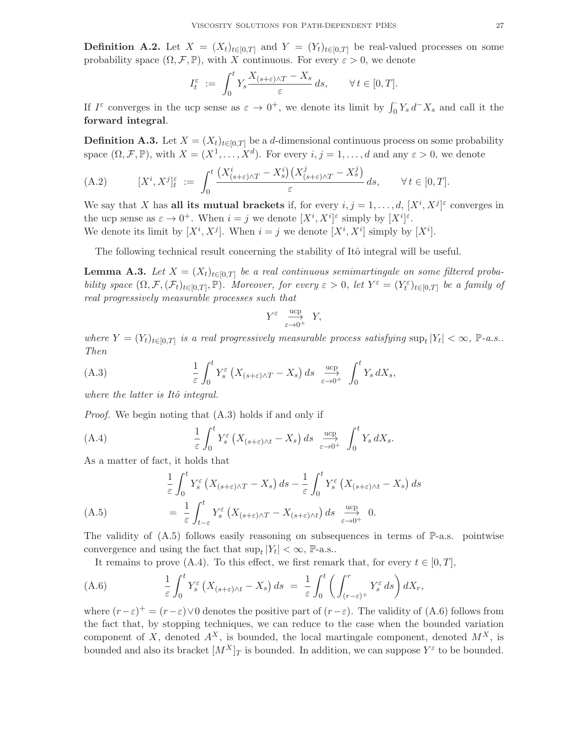**Definition A.2.** Let $X = (X_t)_{t\in[0,T]}$ and $Y = (Y_t)_{t\in[0,T]}$ be real-valued processes on some probability space $(\Omega, \mathcal{F}, \mathbb{P})$, with $X$ continuous. For every $\varepsilon > 0$, we denote

$$I_t^\varepsilon \;:=\; \int_0^t Y_s \frac{X_{(s+\varepsilon)\wedge T} - X_s}{\varepsilon}\, ds, \qquad \forall\, t \in [0,T].$$

If $I^\varepsilon$ converges in the ucp sense as $\varepsilon \to 0^+$, we denote its limit by $\int_0^\cdot Y_s\, d^- X_s$ and call it the **forward integral**.

**Definition A.3.** Let $X = (X_t)_{t\in[0,T]}$ be a $d$-dimensional continuous process on some probability space $(\Omega, \mathcal{F}, \mathbb{P})$, with $X = (X^1, \ldots, X^d)$. For every $i, j = 1, \ldots, d$ and any $\varepsilon > 0$, we denote

$$[X^i, X^j]_t^\varepsilon \;:=\; \int_0^t \frac{\big(X^i_{(s+\varepsilon)\wedge T} - X^i_s\big)\big(X^j_{(s+\varepsilon)\wedge T} - X^j_s\big)}{\varepsilon}\, ds, \qquad \forall\, t \in [0,T]. \tag{A.2}$$

We say that $X$ has **all its mutual brackets** if, for every $i, j = 1, \ldots, d$, $[X^i, X^j]^\varepsilon$ converges in the ucp sense as $\varepsilon \to 0^+$. When $i = j$ we denote $[X^i, X^i]^\varepsilon$ simply by $[X^i]^\varepsilon$.
We denote its limit by $[X^i, X^j]$. When $i = j$ we denote $[X^i, X^i]$ simply by $[X^i]$.

The following technical result concerning the stability of Itô integral will be useful.

**Lemma A.3.** *Let $X = (X_t)_{t\in[0,T]}$ be a real continuous semimartingale on some filtered probability space $(\Omega, \mathcal{F}, (\mathcal{F}_t)_{t\in[0,T]}, \mathbb{P})$. Moreover, for every $\varepsilon > 0$, let $Y^\varepsilon = (Y^\varepsilon_t)_{t\in[0,T]}$ be a family of real progressively measurable processes such that*

$$Y^\varepsilon \;\underset{\varepsilon\to 0^+}{\overset{\text{ucp}}{\longrightarrow}}\; Y,$$

*where $Y = (Y_t)_{t\in[0,T]}$ is a real progressively measurable process satisfying $\sup_t |Y_t| < \infty$, $\mathbb{P}$-a.s.. Then*

$$\frac{1}{\varepsilon}\int_0^t Y^\varepsilon_s \big(X_{(s+\varepsilon)\wedge T} - X_s\big)\, ds \;\underset{\varepsilon\to 0^+}{\overset{\text{ucp}}{\longrightarrow}}\; \int_0^t Y_s\, dX_s, \tag{A.3}$$

*where the latter is Itô integral.*

*Proof.* We begin noting that (A.3) holds if and only if

$$\frac{1}{\varepsilon}\int_0^t Y^\varepsilon_s \big(X_{(s+\varepsilon)\wedge t} - X_s\big)\, ds \;\underset{\varepsilon\to 0^+}{\overset{\text{ucp}}{\longrightarrow}}\; \int_0^t Y_s\, dX_s. \tag{A.4}$$

As a matter of fact, it holds that

$$\begin{aligned}
&\frac{1}{\varepsilon}\int_0^t Y^\varepsilon_s \big(X_{(s+\varepsilon)\wedge T} - X_s\big)\, ds - \frac{1}{\varepsilon}\int_0^t Y^\varepsilon_s \big(X_{(s+\varepsilon)\wedge t} - X_s\big)\, ds \\
&\quad = \frac{1}{\varepsilon}\int_{t-\varepsilon}^t Y^\varepsilon_s \big(X_{(s+\varepsilon)\wedge T} - X_{(s+\varepsilon)\wedge t}\big)\, ds \;\underset{\varepsilon\to 0^+}{\overset{\text{ucp}}{\longrightarrow}}\; 0.
\end{aligned} \tag{A.5}$$

The validity of (A.5) follows easily reasoning on subsequences in terms of $\mathbb{P}$-a.s. pointwise convergence and using the fact that $\sup_t |Y_t| < \infty$, $\mathbb{P}$-a.s..

It remains to prove (A.4). To this effect, we first remark that, for every $t \in [0,T]$,

$$\frac{1}{\varepsilon}\int_0^t Y^\varepsilon_s \big(X_{(s+\varepsilon)\wedge t} - X_s\big)\, ds \;=\; \frac{1}{\varepsilon}\int_0^t \bigg(\int_{(r-\varepsilon)^+}^r Y^\varepsilon_s\, ds\bigg)\, dX_r, \tag{A.6}$$

where $(r-\varepsilon)^+ = (r-\varepsilon)\vee 0$ denotes the positive part of $(r-\varepsilon)$. The validity of (A.6) follows from the fact that, by stopping techniques, we can reduce to the case when the bounded variation component of $X$, denoted $A^X$, is bounded, the local martingale component, denoted $M^X$, is bounded and also its bracket $[M^X]_T$ is bounded. In addition, we can suppose $Y^\varepsilon$ to be bounded.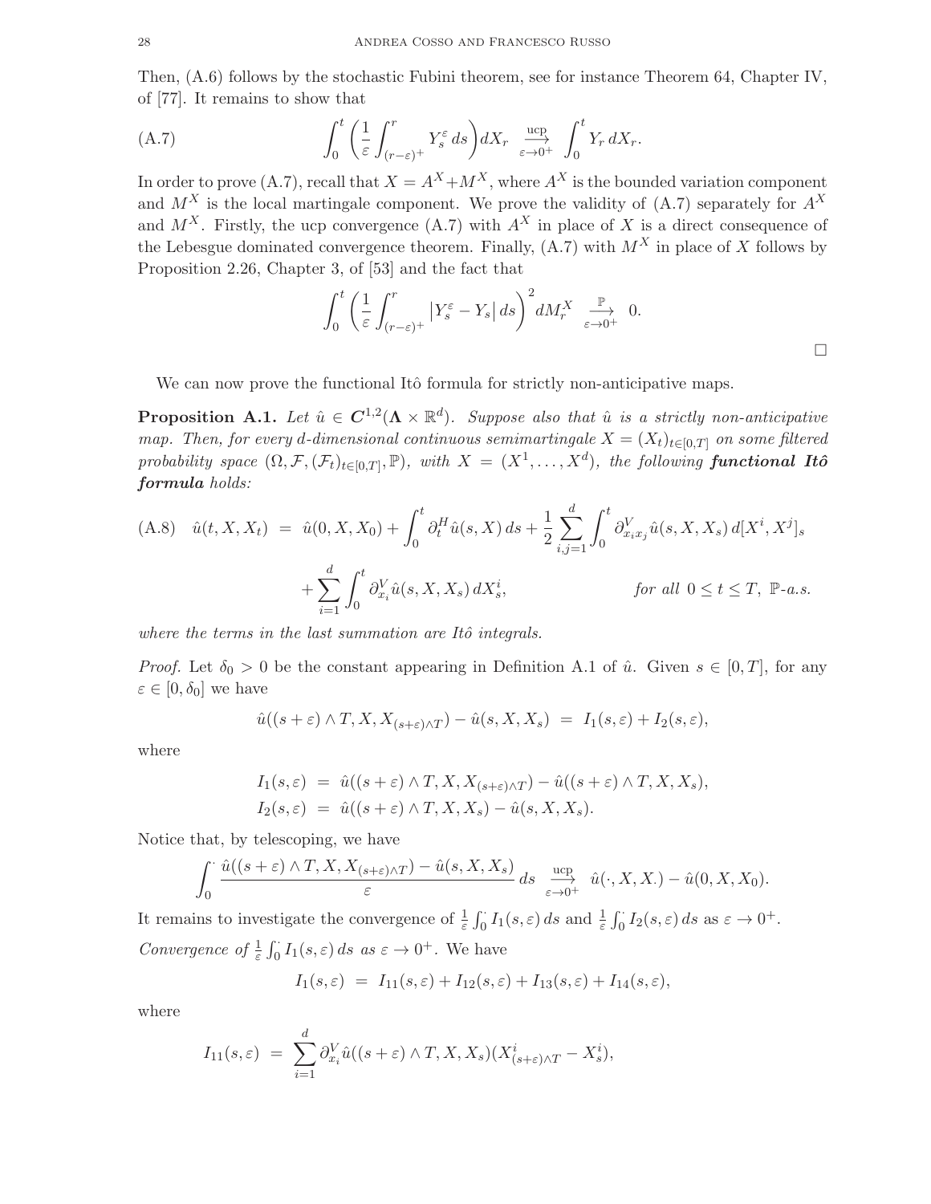Then, (A.6) follows by the stochastic Fubini theorem, see for instance Theorem 64, Chapter IV, of [77]. It remains to show that

$$\int_0^t \bigg(\frac{1}{\varepsilon}\int_{(r-\varepsilon)^+}^r Y_s^\varepsilon\,ds\bigg)dX_r \;\underset{\varepsilon\to 0^+}{\overset{\text{ucp}}{\longrightarrow}}\; \int_0^t Y_r\,dX_r. \tag{A.7}$$

In order to prove (A.7), recall that $X = A^X + M^X$, where $A^X$ is the bounded variation component and $M^X$ is the local martingale component. We prove the validity of (A.7) separately for $A^X$ and $M^X$. Firstly, the ucp convergence (A.7) with $A^X$ in place of $X$ is a direct consequence of the Lebesgue dominated convergence theorem. Finally, (A.7) with $M^X$ in place of $X$ follows by Proposition 2.26, Chapter 3, of [53] and the fact that

$$\int_0^t \bigg(\frac{1}{\varepsilon}\int_{(r-\varepsilon)^+}^r \big|Y_s^\varepsilon - Y_s\big|\,ds\bigg)^2 dM_r^X \;\underset{\varepsilon\to 0^+}{\overset{\mathbb{P}}{\longrightarrow}}\; 0.$$

□

We can now prove the functional Itô formula for strictly non-anticipative maps.

**Proposition A.1.** *Let $\hat u \in \boldsymbol{C}^{1,2}(\boldsymbol{\Lambda}\times\mathbb{R}^d)$. Suppose also that $\hat u$ is a strictly non-anticipative map. Then, for every $d$-dimensional continuous semimartingale $X = (X_t)_{t\in[0,T]}$ on some filtered probability space $(\Omega,\mathcal{F},(\mathcal{F}_t)_{t\in[0,T]},\mathbb{P})$, with $X = (X^1,\ldots,X^d)$, the following* ***functional Itô formula*** *holds:*

$$\begin{aligned}
\hat u(t,X,X_t) \;&=\; \hat u(0,X,X_0) + \int_0^t \partial_t^H \hat u(s,X)\,ds + \frac{1}{2}\sum_{i,j=1}^d \int_0^t \partial_{x_ix_j}^V \hat u(s,X,X_s)\,d[X^i,X^j]_s \\
&\quad + \sum_{i=1}^d \int_0^t \partial_{x_i}^V \hat u(s,X,X_s)\,dX_s^i, \qquad\qquad \textit{for all } 0\le t\le T,\ \mathbb{P}\textit{-a.s.}
\end{aligned} \tag{A.8}$$

*where the terms in the last summation are Itô integrals.*

*Proof.* Let $\delta_0 > 0$ be the constant appearing in Definition A.1 of $\hat u$. Given $s\in[0,T]$, for any $\varepsilon\in[0,\delta_0]$ we have

$$\hat u((s+\varepsilon)\wedge T, X, X_{(s+\varepsilon)\wedge T}) - \hat u(s,X,X_s) \;=\; I_1(s,\varepsilon) + I_2(s,\varepsilon),$$

where

$$\begin{aligned}
I_1(s,\varepsilon) \;&=\; \hat u((s+\varepsilon)\wedge T, X, X_{(s+\varepsilon)\wedge T}) - \hat u((s+\varepsilon)\wedge T, X, X_s), \\
I_2(s,\varepsilon) \;&=\; \hat u((s+\varepsilon)\wedge T, X, X_s) - \hat u(s,X,X_s).
\end{aligned}$$

Notice that, by telescoping, we have

$$\int_0^\cdot \frac{\hat u((s+\varepsilon)\wedge T, X, X_{(s+\varepsilon)\wedge T}) - \hat u(s,X,X_s)}{\varepsilon}\,ds \;\underset{\varepsilon\to 0^+}{\overset{\text{ucp}}{\longrightarrow}}\; \hat u(\cdot,X,X_\cdot) - \hat u(0,X,X_0).$$

It remains to investigate the convergence of $\frac{1}{\varepsilon}\int_0^\cdot I_1(s,\varepsilon)\,ds$ and $\frac{1}{\varepsilon}\int_0^\cdot I_2(s,\varepsilon)\,ds$ as $\varepsilon\to 0^+$.

*Convergence of $\frac{1}{\varepsilon}\int_0^\cdot I_1(s,\varepsilon)\,ds$ as $\varepsilon\to 0^+$.* We have

$$I_1(s,\varepsilon) \;=\; I_{11}(s,\varepsilon) + I_{12}(s,\varepsilon) + I_{13}(s,\varepsilon) + I_{14}(s,\varepsilon),$$

where

$$I_{11}(s,\varepsilon) \;=\; \sum_{i=1}^d \partial_{x_i}^V \hat u((s+\varepsilon)\wedge T, X, X_s)(X^i_{(s+\varepsilon)\wedge T} - X^i_s),$$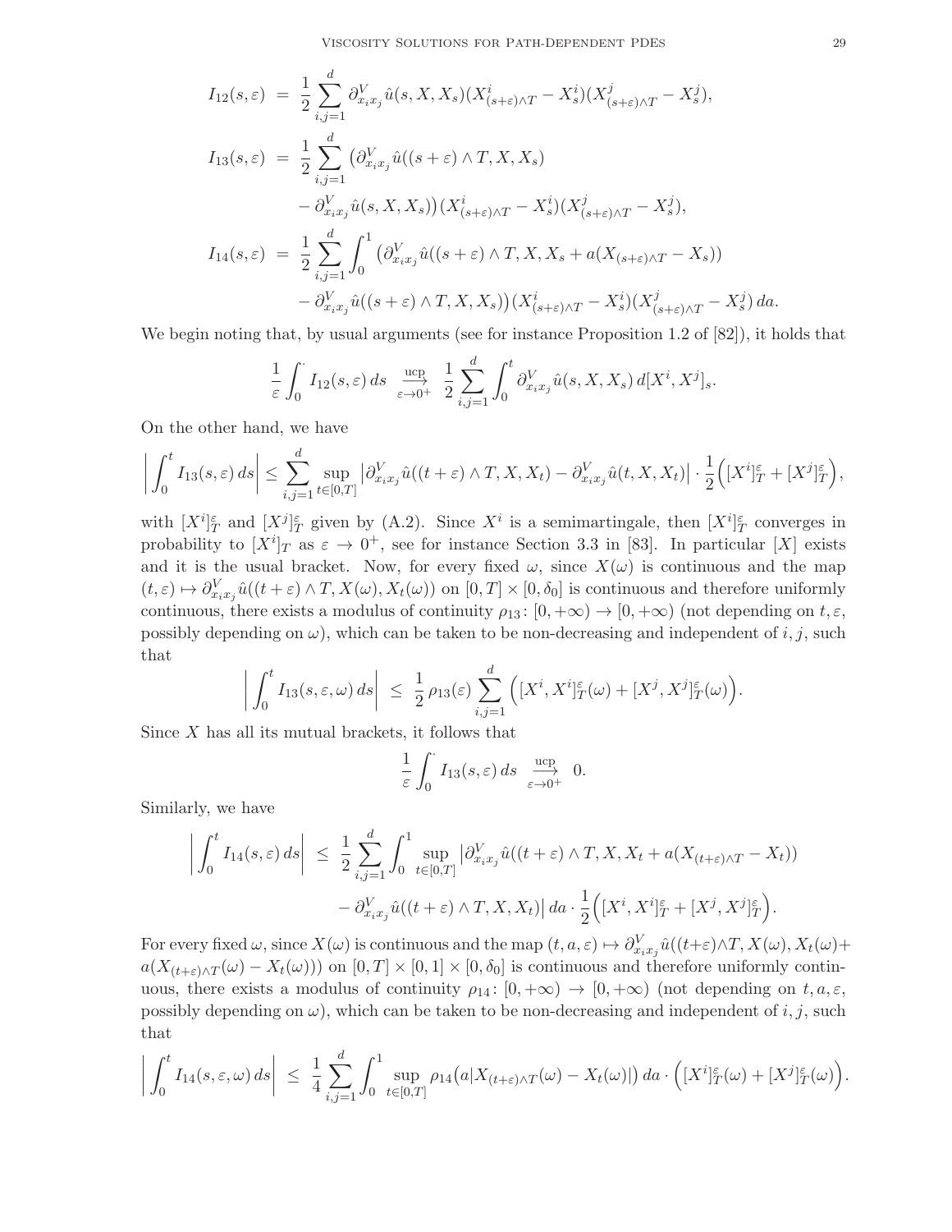$$
\begin{aligned}
I_{12}(s,\varepsilon) &= \frac{1}{2}\sum_{i,j=1}^d \partial^V_{x_ix_j}\hat u(s,X,X_s)(X^i_{(s+\varepsilon)\wedge T}-X^i_s)(X^j_{(s+\varepsilon)\wedge T}-X^j_s),\\
I_{13}(s,\varepsilon) &= \frac{1}{2}\sum_{i,j=1}^d \big(\partial^V_{x_ix_j}\hat u((s+\varepsilon)\wedge T,X,X_s)\\
&\quad -\partial^V_{x_ix_j}\hat u(s,X,X_s)\big)(X^i_{(s+\varepsilon)\wedge T}-X^i_s)(X^j_{(s+\varepsilon)\wedge T}-X^j_s),\\
I_{14}(s,\varepsilon) &= \frac{1}{2}\sum_{i,j=1}^d \int_0^1 \big(\partial^V_{x_ix_j}\hat u((s+\varepsilon)\wedge T,X,X_s+a(X_{(s+\varepsilon)\wedge T}-X_s))\\
&\quad -\partial^V_{x_ix_j}\hat u((s+\varepsilon)\wedge T,X,X_s)\big)(X^i_{(s+\varepsilon)\wedge T}-X^i_s)(X^j_{(s+\varepsilon)\wedge T}-X^j_s)\,da.
\end{aligned}
$$

We begin noting that, by usual arguments (see for instance Proposition 1.2 of [82]), it holds that

$$
\frac{1}{\varepsilon}\int_0^\cdot I_{12}(s,\varepsilon)\,ds \ \underset{\varepsilon\to0^+}{\overset{\text{ucp}}{\longrightarrow}}\ \frac{1}{2}\sum_{i,j=1}^d\int_0^t \partial^V_{x_ix_j}\hat u(s,X,X_s)\,d[X^i,X^j]_s.
$$

On the other hand, we have

$$
\bigg|\int_0^t I_{13}(s,\varepsilon)\,ds\bigg| \le \sum_{i,j=1}^d \sup_{t\in[0,T]}\big|\partial^V_{x_ix_j}\hat u((t+\varepsilon)\wedge T,X,X_t)-\partial^V_{x_ix_j}\hat u(t,X,X_t)\big|\cdot\frac{1}{2}\Big([X^i]^\varepsilon_T+[X^j]^\varepsilon_T\Big),
$$

with $[X^i]^\varepsilon_T$ and $[X^j]^\varepsilon_T$ given by (A.2). Since $X^i$ is a semimartingale, then $[X^i]^\varepsilon_T$ converges in probability to $[X^i]_T$ as $\varepsilon\to0^+$, see for instance Section 3.3 in [83]. In particular $[X]$ exists and it is the usual bracket. Now, for every fixed $\omega$, since $X(\omega)$ is continuous and the map $(t,\varepsilon)\mapsto\partial^V_{x_ix_j}\hat u((t+\varepsilon)\wedge T,X(\omega),X_t(\omega))$ on $[0,T]\times[0,\delta_0]$ is continuous and therefore uniformly continuous, there exists a modulus of continuity $\rho_{13}\colon[0,+\infty)\to[0,+\infty)$ (not depending on $t,\varepsilon$, possibly depending on $\omega$), which can be taken to be non-decreasing and independent of $i,j$, such that

$$
\bigg|\int_0^t I_{13}(s,\varepsilon,\omega)\,ds\bigg| \ \le\ \frac{1}{2}\,\rho_{13}(\varepsilon)\sum_{i,j=1}^d\Big([X^i,X^i]^\varepsilon_T(\omega)+[X^j,X^j]^\varepsilon_T(\omega)\Big).
$$

Since $X$ has all its mutual brackets, it follows that

$$
\frac{1}{\varepsilon}\int_0^\cdot I_{13}(s,\varepsilon)\,ds \ \underset{\varepsilon\to0^+}{\overset{\text{ucp}}{\longrightarrow}}\ 0.
$$

Similarly, we have

$$
\begin{aligned}
\bigg|\int_0^t I_{14}(s,\varepsilon)\,ds\bigg| \ &\le\ \frac{1}{2}\sum_{i,j=1}^d\int_0^1\sup_{t\in[0,T]}\big|\partial^V_{x_ix_j}\hat u((t+\varepsilon)\wedge T,X,X_t+a(X_{(t+\varepsilon)\wedge T}-X_t))\\
&\quad-\partial^V_{x_ix_j}\hat u((t+\varepsilon)\wedge T,X,X_t)\big|\,da\cdot\frac{1}{2}\Big([X^i,X^i]^\varepsilon_T+[X^j,X^j]^\varepsilon_T\Big).
\end{aligned}
$$

For every fixed $\omega$, since $X(\omega)$ is continuous and the map $(t,a,\varepsilon)\mapsto\partial^V_{x_ix_j}\hat u((t+\varepsilon)\wedge T,X(\omega),X_t(\omega)+a(X_{(t+\varepsilon)\wedge T}(\omega)-X_t(\omega)))$ on $[0,T]\times[0,1]\times[0,\delta_0]$ is continuous and therefore uniformly continuous, there exists a modulus of continuity $\rho_{14}\colon[0,+\infty)\to[0,+\infty)$ (not depending on $t,a,\varepsilon$, possibly depending on $\omega$), which can be taken to be non-decreasing and independent of $i,j$, such that

$$
\bigg|\int_0^t I_{14}(s,\varepsilon,\omega)\,ds\bigg| \ \le\ \frac{1}{4}\sum_{i,j=1}^d\int_0^1\sup_{t\in[0,T]}\rho_{14}\big(a|X_{(t+\varepsilon)\wedge T}(\omega)-X_t(\omega)|\big)\,da\cdot\Big([X^i]^\varepsilon_T(\omega)+[X^j]^\varepsilon_T(\omega)\Big).
$$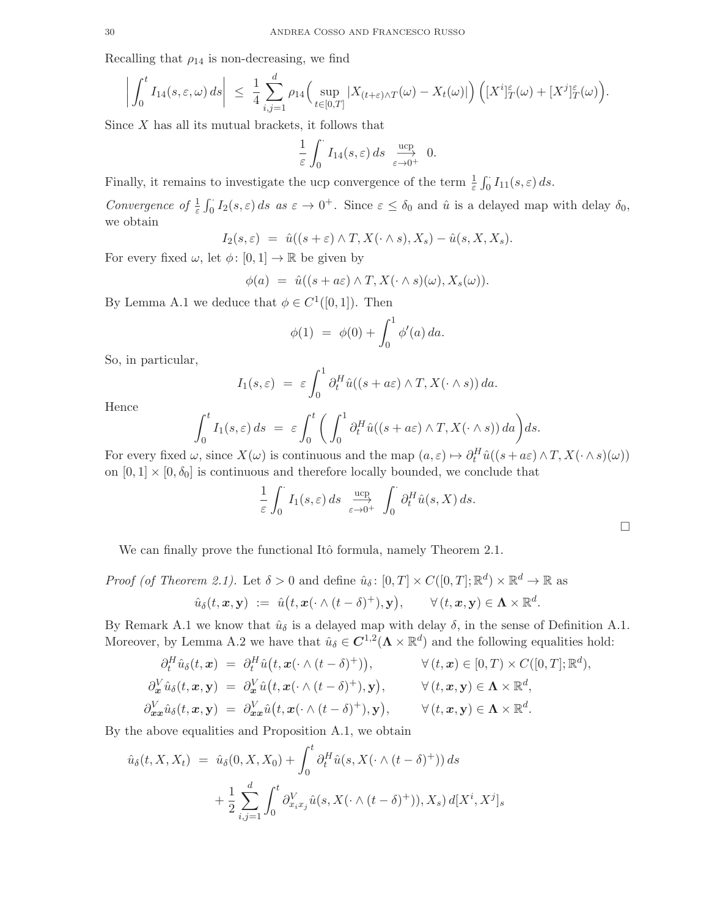Recalling that $\rho_{14}$ is non-decreasing, we find

$$\bigg| \int_0^t I_{14}(s,\varepsilon,\omega)\,ds \bigg| \;\le\; \frac{1}{4}\sum_{i,j=1}^d \rho_{14}\Big( \sup_{t\in[0,T]} |X_{(t+\varepsilon)\wedge T}(\omega) - X_t(\omega)| \Big) \Big( [X^i]^\varepsilon_T(\omega) + [X^j]^\varepsilon_T(\omega) \Big).$$

Since $X$ has all its mutual brackets, it follows that

$$\frac{1}{\varepsilon}\int_0^\cdot I_{14}(s,\varepsilon)\,ds \ \underset{\varepsilon\to 0^+}{\overset{\text{ucp}}{\longrightarrow}} \ 0.$$

Finally, it remains to investigate the ucp convergence of the term $\frac{1}{\varepsilon}\int_0^\cdot I_{11}(s,\varepsilon)\,ds$.

*Convergence of* $\frac{1}{\varepsilon}\int_0^\cdot I_2(s,\varepsilon)\,ds$ *as* $\varepsilon \to 0^+$. Since $\varepsilon \le \delta_0$ and $\hat u$ is a delayed map with delay $\delta_0$, we obtain

$$I_2(s,\varepsilon) \;=\; \hat u((s+\varepsilon)\wedge T, X(\cdot\wedge s), X_s) - \hat u(s,X,X_s).$$

For every fixed $\omega$, let $\phi\colon[0,1]\to\mathbb{R}$ be given by

$$\phi(a) \;=\; \hat u((s+a\varepsilon)\wedge T, X(\cdot\wedge s)(\omega), X_s(\omega)).$$

By Lemma A.1 we deduce that $\phi\in C^1([0,1])$. Then

$$\phi(1) \;=\; \phi(0) + \int_0^1 \phi'(a)\,da.$$

So, in particular,

$$I_1(s,\varepsilon) \;=\; \varepsilon\int_0^1 \partial_t^H \hat u((s+a\varepsilon)\wedge T, X(\cdot\wedge s))\,da.$$

Hence

$$\int_0^t I_1(s,\varepsilon)\,ds \;=\; \varepsilon\int_0^t\bigg(\int_0^1 \partial_t^H \hat u((s+a\varepsilon)\wedge T, X(\cdot\wedge s))\,da\bigg)ds.$$

For every fixed $\omega$, since $X(\omega)$ is continuous and the map $(a,\varepsilon)\mapsto \partial_t^H\hat u((s+a\varepsilon)\wedge T, X(\cdot\wedge s)(\omega))$ on $[0,1]\times[0,\delta_0]$ is continuous and therefore locally bounded, we conclude that

$$\frac{1}{\varepsilon}\int_0^\cdot I_1(s,\varepsilon)\,ds \ \underset{\varepsilon\to 0^+}{\overset{\text{ucp}}{\longrightarrow}} \ \int_0^\cdot \partial_t^H \hat u(s,X)\,ds.$$

□

We can finally prove the functional Itô formula, namely Theorem 2.1.

*Proof (of Theorem 2.1).* Let $\delta>0$ and define $\hat u_\delta\colon[0,T]\times C([0,T];\mathbb{R}^d)\times\mathbb{R}^d\to\mathbb{R}$ as

$$\hat u_\delta(t,\boldsymbol{x},\mathbf{y}) \;:=\; \hat u\big(t,\boldsymbol{x}(\cdot\wedge(t-\delta)^+),\mathbf{y}\big), \qquad \forall\,(t,\boldsymbol{x},\mathbf{y})\in\boldsymbol{\Lambda}\times\mathbb{R}^d.$$

By Remark A.1 we know that $\hat u_\delta$ is a delayed map with delay $\delta$, in the sense of Definition A.1. Moreover, by Lemma A.2 we have that $\hat u_\delta\in \boldsymbol{C}^{1,2}(\boldsymbol{\Lambda}\times\mathbb{R}^d)$ and the following equalities hold:

$$\begin{aligned}
\partial_t^H \hat u_\delta(t,\boldsymbol{x}) &= \partial_t^H \hat u\big(t,\boldsymbol{x}(\cdot\wedge(t-\delta)^+)\big), && \forall\,(t,\boldsymbol{x})\in[0,T)\times C([0,T];\mathbb{R}^d),\\
\partial_{\boldsymbol{x}}^V \hat u_\delta(t,\boldsymbol{x},\mathbf{y}) &= \partial_{\boldsymbol{x}}^V \hat u\big(t,\boldsymbol{x}(\cdot\wedge(t-\delta)^+),\mathbf{y}\big), && \forall\,(t,\boldsymbol{x},\mathbf{y})\in\boldsymbol{\Lambda}\times\mathbb{R}^d,\\
\partial_{\boldsymbol{x}\boldsymbol{x}}^V \hat u_\delta(t,\boldsymbol{x},\mathbf{y}) &= \partial_{\boldsymbol{x}\boldsymbol{x}}^V \hat u\big(t,\boldsymbol{x}(\cdot\wedge(t-\delta)^+),\mathbf{y}\big), && \forall\,(t,\boldsymbol{x},\mathbf{y})\in\boldsymbol{\Lambda}\times\mathbb{R}^d.
\end{aligned}$$

By the above equalities and Proposition A.1, we obtain

$$\begin{aligned}
\hat u_\delta(t,X,X_t) \;=\; &\hat u_\delta(0,X,X_0) + \int_0^t \partial_t^H \hat u(s,X(\cdot\wedge(t-\delta)^+))\,ds\\
&+ \frac{1}{2}\sum_{i,j=1}^d \int_0^t \partial_{x_ix_j}^V \hat u(s,X(\cdot\wedge(t-\delta)^+)),X_s)\,d[X^i,X^j]_s
\end{aligned}$$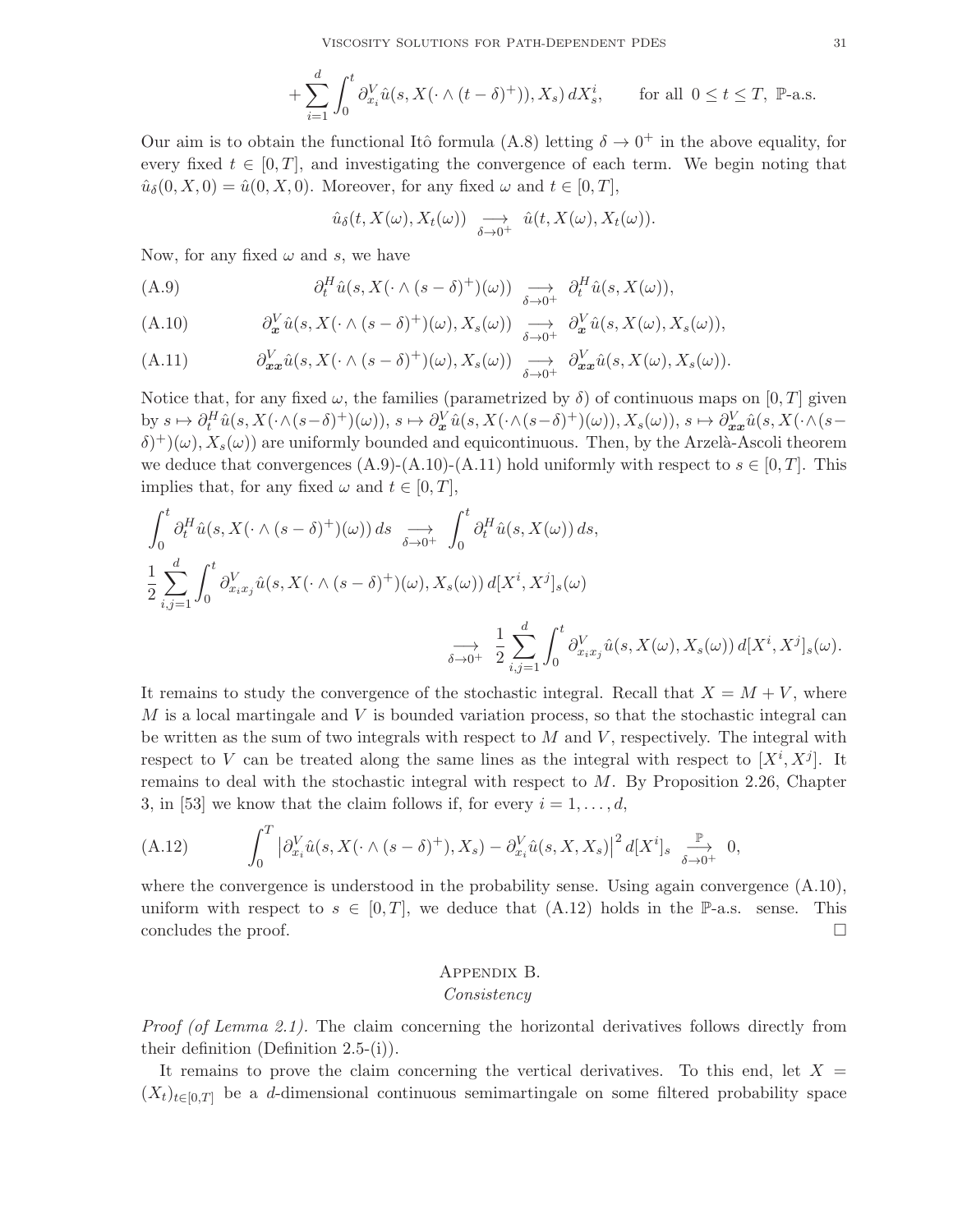$$+ \sum_{i=1}^{d} \int_0^t \partial_{x_i}^V \hat{u}(s, X(\cdot \wedge (t-\delta)^+)), X_s)\, dX_s^i, \qquad \text{for all } 0 \le t \le T, \ \mathbb{P}\text{-a.s.}$$

Our aim is to obtain the functional Itô formula (A.8) letting $\delta \to 0^+$ in the above equality, for every fixed $t \in [0,T]$, and investigating the convergence of each term. We begin noting that $\hat{u}_\delta(0, X, 0) = \hat{u}(0, X, 0)$. Moreover, for any fixed $\omega$ and $t \in [0,T]$,

$$\hat{u}_\delta(t, X(\omega), X_t(\omega)) \underset{\delta \to 0^+}{\longrightarrow} \hat{u}(t, X(\omega), X_t(\omega)).$$

Now, for any fixed $\omega$ and $s$, we have

$$\partial_t^H \hat{u}(s, X(\cdot \wedge (s-\delta)^+)(\omega)) \underset{\delta \to 0^+}{\longrightarrow} \partial_t^H \hat{u}(s, X(\omega)), \tag{A.9}$$

$$\partial_{\boldsymbol{x}}^V \hat{u}(s, X(\cdot \wedge (s-\delta)^+)(\omega), X_s(\omega)) \underset{\delta \to 0^+}{\longrightarrow} \partial_{\boldsymbol{x}}^V \hat{u}(s, X(\omega), X_s(\omega)), \tag{A.10}$$

$$\partial_{\boldsymbol{xx}}^V \hat{u}(s, X(\cdot \wedge (s-\delta)^+)(\omega), X_s(\omega)) \underset{\delta \to 0^+}{\longrightarrow} \partial_{\boldsymbol{xx}}^V \hat{u}(s, X(\omega), X_s(\omega)). \tag{A.11}$$

Notice that, for any fixed $\omega$, the families (parametrized by $\delta$) of continuous maps on $[0,T]$ given by $s \mapsto \partial_t^H \hat{u}(s, X(\cdot \wedge (s-\delta)^+)(\omega))$, $s \mapsto \partial_{\boldsymbol{x}}^V \hat{u}(s, X(\cdot \wedge (s-\delta)^+)(\omega)), X_s(\omega))$, $s \mapsto \partial_{\boldsymbol{xx}}^V \hat{u}(s, X(\cdot \wedge (s-\delta)^+)(\omega), X_s(\omega))$ are uniformly bounded and equicontinuous. Then, by the Arzelà-Ascoli theorem we deduce that convergences (A.9)-(A.10)-(A.11) hold uniformly with respect to $s \in [0,T]$. This implies that, for any fixed $\omega$ and $t \in [0,T]$,

$$\int_0^t \partial_t^H \hat{u}(s, X(\cdot \wedge (s-\delta)^+)(\omega))\, ds \underset{\delta \to 0^+}{\longrightarrow} \int_0^t \partial_t^H \hat{u}(s, X(\omega))\, ds,$$

$$\frac{1}{2} \sum_{i,j=1}^{d} \int_0^t \partial_{x_i x_j}^V \hat{u}(s, X(\cdot \wedge (s-\delta)^+)(\omega), X_s(\omega))\, d[X^i, X^j]_s(\omega)$$

$$\underset{\delta \to 0^+}{\longrightarrow} \frac{1}{2} \sum_{i,j=1}^{d} \int_0^t \partial_{x_i x_j}^V \hat{u}(s, X(\omega), X_s(\omega))\, d[X^i, X^j]_s(\omega).$$

It remains to study the convergence of the stochastic integral. Recall that $X = M + V$, where $M$ is a local martingale and $V$ is bounded variation process, so that the stochastic integral can be written as the sum of two integrals with respect to $M$ and $V$, respectively. The integral with respect to $V$ can be treated along the same lines as the integral with respect to $[X^i, X^j]$. It remains to deal with the stochastic integral with respect to $M$. By Proposition 2.26, Chapter 3, in [53] we know that the claim follows if, for every $i = 1, \ldots, d$,

$$\int_0^T \left| \partial_{x_i}^V \hat{u}(s, X(\cdot \wedge (s-\delta)^+), X_s) - \partial_{x_i}^V \hat{u}(s, X, X_s) \right|^2 d[X^i]_s \underset{\delta \to 0^+}{\overset{\mathbb{P}}{\longrightarrow}} 0, \tag{A.12}$$

where the convergence is understood in the probability sense. Using again convergence (A.10), uniform with respect to $s \in [0,T]$, we deduce that (A.12) holds in the $\mathbb{P}$-a.s. sense. This concludes the proof. $\square$

## Appendix B.
### *Consistency*

*Proof (of Lemma 2.1).* The claim concerning the horizontal derivatives follows directly from their definition (Definition 2.5-(i)).

It remains to prove the claim concerning the vertical derivatives. To this end, let $X = (X_t)_{t \in [0,T]}$ be a $d$-dimensional continuous semimartingale on some filtered probability space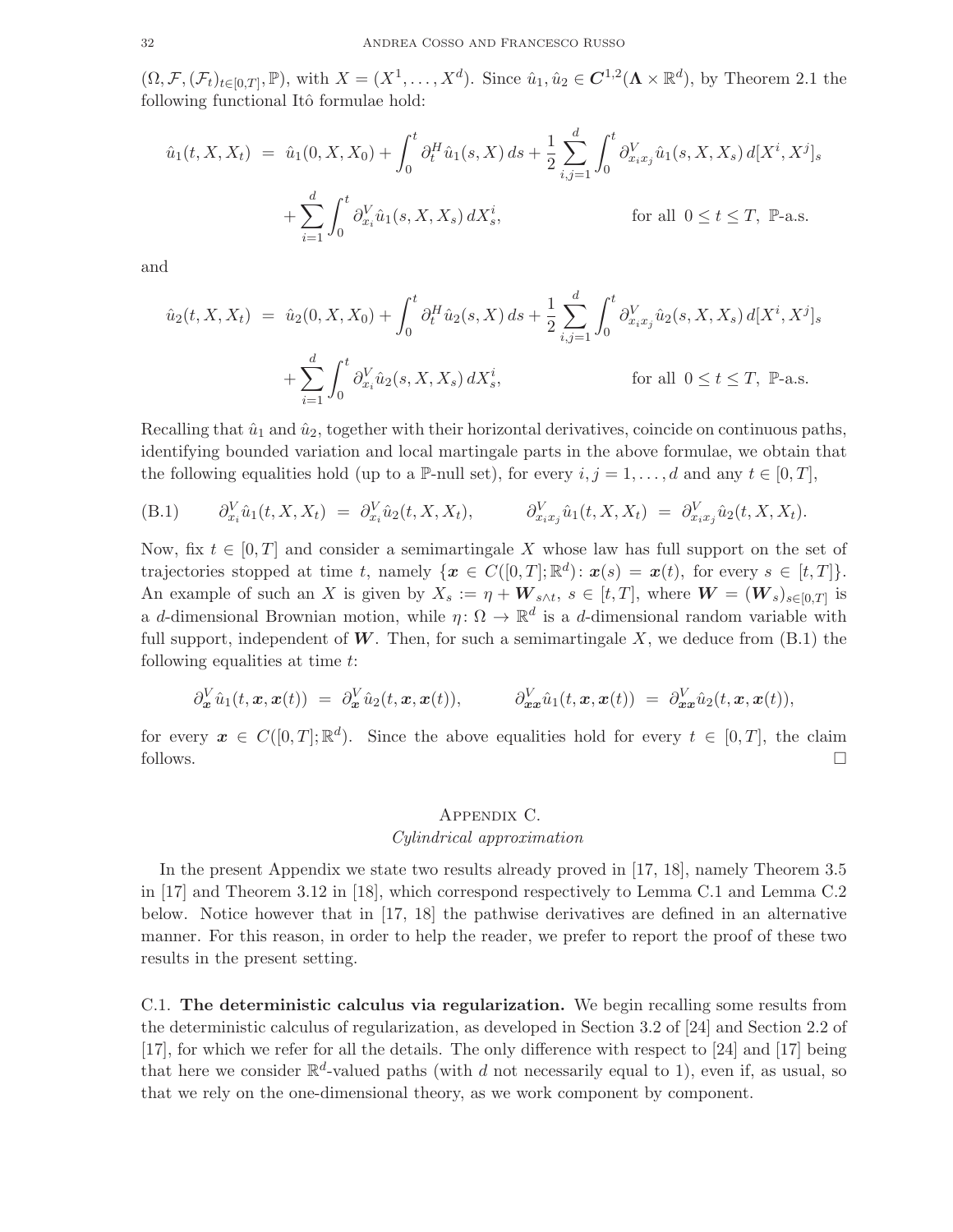$(\Omega, \mathcal{F}, (\mathcal{F}_t)_{t\in[0,T]}, \mathbb{P})$, with $X = (X^1, \ldots, X^d)$. Since $\hat{u}_1, \hat{u}_2 \in \boldsymbol{C}^{1,2}(\boldsymbol{\Lambda} \times \mathbb{R}^d)$, by Theorem 2.1 the following functional Itô formulae hold:

$$
\begin{aligned}
\hat{u}_1(t, X, X_t) \;&=\; \hat{u}_1(0, X, X_0) + \int_0^t \partial_t^H \hat{u}_1(s, X)\, ds + \frac{1}{2} \sum_{i,j=1}^d \int_0^t \partial_{x_i x_j}^V \hat{u}_1(s, X, X_s)\, d[X^i, X^j]_s \\
&\quad + \sum_{i=1}^d \int_0^t \partial_{x_i}^V \hat{u}_1(s, X, X_s)\, dX_s^i, \qquad\qquad \text{for all } \; 0 \le t \le T, \; \mathbb{P}\text{-a.s.}
\end{aligned}
$$

and

$$
\begin{aligned}
\hat{u}_2(t, X, X_t) \;&=\; \hat{u}_2(0, X, X_0) + \int_0^t \partial_t^H \hat{u}_2(s, X)\, ds + \frac{1}{2} \sum_{i,j=1}^d \int_0^t \partial_{x_i x_j}^V \hat{u}_2(s, X, X_s)\, d[X^i, X^j]_s \\
&\quad + \sum_{i=1}^d \int_0^t \partial_{x_i}^V \hat{u}_2(s, X, X_s)\, dX_s^i, \qquad\qquad \text{for all } \; 0 \le t \le T, \; \mathbb{P}\text{-a.s.}
\end{aligned}
$$

Recalling that $\hat{u}_1$ and $\hat{u}_2$, together with their horizontal derivatives, coincide on continuous paths, identifying bounded variation and local martingale parts in the above formulae, we obtain that the following equalities hold (up to a $\mathbb{P}$-null set), for every $i, j = 1, \ldots, d$ and any $t \in [0, T]$,

$$
\text{(B.1)} \qquad \partial_{x_i}^V \hat{u}_1(t, X, X_t) \;=\; \partial_{x_i}^V \hat{u}_2(t, X, X_t), \qquad\quad \partial_{x_i x_j}^V \hat{u}_1(t, X, X_t) \;=\; \partial_{x_i x_j}^V \hat{u}_2(t, X, X_t).
$$

Now, fix $t \in [0, T]$ and consider a semimartingale $X$ whose law has full support on the set of trajectories stopped at time $t$, namely $\{\boldsymbol{x} \in C([0, T]; \mathbb{R}^d) \colon \boldsymbol{x}(s) = \boldsymbol{x}(t), \text{ for every } s \in [t, T]\}$. An example of such an $X$ is given by $X_s := \eta + \boldsymbol{W}_{s\wedge t}$, $s \in [t, T]$, where $\boldsymbol{W} = (\boldsymbol{W}_s)_{s\in[0,T]}$ is a $d$-dimensional Brownian motion, while $\eta \colon \Omega \to \mathbb{R}^d$ is a $d$-dimensional random variable with full support, independent of $\boldsymbol{W}$. Then, for such a semimartingale $X$, we deduce from (B.1) the following equalities at time $t$:

$$
\partial_{\boldsymbol{x}}^V \hat{u}_1(t, \boldsymbol{x}, \boldsymbol{x}(t)) \;=\; \partial_{\boldsymbol{x}}^V \hat{u}_2(t, \boldsymbol{x}, \boldsymbol{x}(t)), \qquad\quad \partial_{\boldsymbol{x}\boldsymbol{x}}^V \hat{u}_1(t, \boldsymbol{x}, \boldsymbol{x}(t)) \;=\; \partial_{\boldsymbol{x}\boldsymbol{x}}^V \hat{u}_2(t, \boldsymbol{x}, \boldsymbol{x}(t)),
$$

for every $\boldsymbol{x} \in C([0, T]; \mathbb{R}^d)$. Since the above equalities hold for every $t \in [0, T]$, the claim follows. □

## Appendix C.
### *Cylindrical approximation*

In the present Appendix we state two results already proved in [17, 18], namely Theorem 3.5 in [17] and Theorem 3.12 in [18], which correspond respectively to Lemma C.1 and Lemma C.2 below. Notice however that in [17, 18] the pathwise derivatives are defined in an alternative manner. For this reason, in order to help the reader, we prefer to report the proof of these two results in the present setting.

C.1. **The deterministic calculus via regularization.** We begin recalling some results from the deterministic calculus of regularization, as developed in Section 3.2 of [24] and Section 2.2 of [17], for which we refer for all the details. The only difference with respect to [24] and [17] being that here we consider $\mathbb{R}^d$-valued paths (with $d$ not necessarily equal to 1), even if, as usual, so that we rely on the one-dimensional theory, as we work component by component.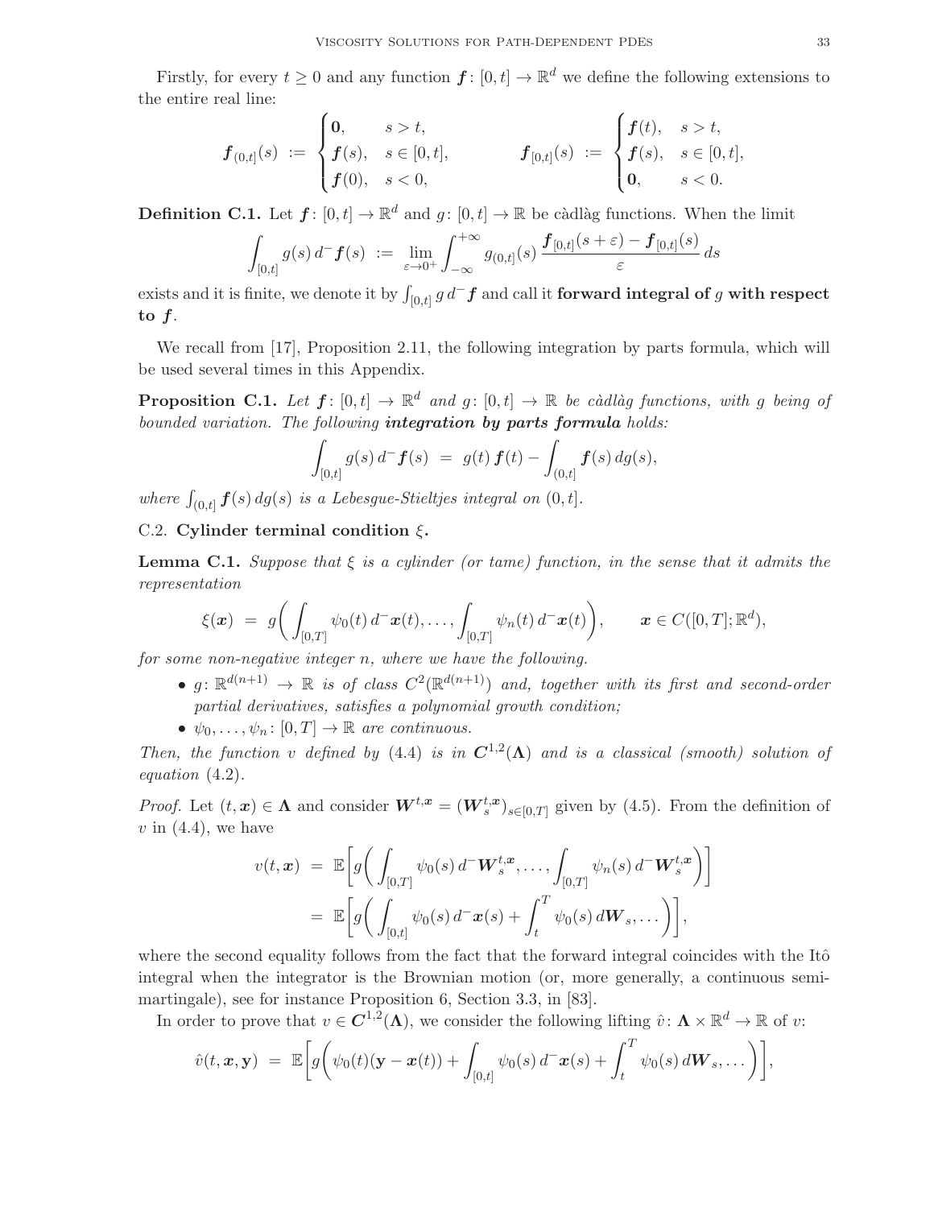Firstly, for every $t \geq 0$ and any function $\boldsymbol{f}\colon [0,t] \to \mathbb{R}^d$ we define the following extensions to the entire real line:

$$
\boldsymbol{f}_{(0,t]}(s) \;:=\; \begin{cases} \mathbf{0}, & s > t, \\ \boldsymbol{f}(s), & s \in [0,t], \\ \boldsymbol{f}(0), & s < 0, \end{cases} \qquad\qquad \boldsymbol{f}_{[0,t]}(s) \;:=\; \begin{cases} \boldsymbol{f}(t), & s > t, \\ \boldsymbol{f}(s), & s \in [0,t], \\ \mathbf{0}, & s < 0. \end{cases}
$$

**Definition C.1.** Let $\boldsymbol{f}\colon [0,t] \to \mathbb{R}^d$ and $g\colon [0,t] \to \mathbb{R}$ be càdlàg functions. When the limit

$$
\int_{[0,t]} g(s)\, d^-\boldsymbol{f}(s) \;:=\; \lim_{\varepsilon \to 0^+} \int_{-\infty}^{+\infty} g_{(0,t]}(s)\, \frac{\boldsymbol{f}_{[0,t]}(s+\varepsilon) - \boldsymbol{f}_{[0,t]}(s)}{\varepsilon}\, ds
$$

exists and it is finite, we denote it by $\int_{[0,t]} g\, d^-\boldsymbol{f}$ and call it **forward integral of** $g$ **with respect to** $\boldsymbol{f}$.

We recall from [17], Proposition 2.11, the following integration by parts formula, which will be used several times in this Appendix.

**Proposition C.1.** *Let $\boldsymbol{f}\colon [0,t] \to \mathbb{R}^d$ and $g\colon [0,t] \to \mathbb{R}$ be càdlàg functions, with $g$ being of bounded variation. The following **integration by parts formula** holds:*

$$
\int_{[0,t]} g(s)\, d^-\boldsymbol{f}(s) \;=\; g(t)\,\boldsymbol{f}(t) - \int_{(0,t]} \boldsymbol{f}(s)\, dg(s),
$$

*where $\int_{(0,t]} \boldsymbol{f}(s)\, dg(s)$ is a Lebesgue-Stieltjes integral on $(0,t]$.*

C.2. **Cylinder terminal condition $\xi$.**

**Lemma C.1.** *Suppose that $\xi$ is a cylinder (or tame) function, in the sense that it admits the representation*

$$
\xi(\boldsymbol{x}) \;=\; g\bigg( \int_{[0,T]} \psi_0(t)\, d^-\boldsymbol{x}(t), \ldots, \int_{[0,T]} \psi_n(t)\, d^-\boldsymbol{x}(t) \bigg), \qquad \boldsymbol{x} \in C([0,T];\mathbb{R}^d),
$$

*for some non-negative integer $n$, where we have the following.*

- *$g\colon \mathbb{R}^{d(n+1)} \to \mathbb{R}$ is of class $C^2(\mathbb{R}^{d(n+1)})$ and, together with its first and second-order partial derivatives, satisfies a polynomial growth condition;*
- *$\psi_0, \ldots, \psi_n\colon [0,T] \to \mathbb{R}$ are continuous.*

*Then, the function $v$ defined by (4.4) is in $\boldsymbol{C}^{1,2}(\boldsymbol{\Lambda})$ and is a classical (smooth) solution of equation (4.2).*

*Proof.* Let $(t,\boldsymbol{x}) \in \boldsymbol{\Lambda}$ and consider $\boldsymbol{W}^{t,\boldsymbol{x}} = (\boldsymbol{W}_s^{t,\boldsymbol{x}})_{s \in [0,T]}$ given by (4.5). From the definition of $v$ in (4.4), we have

$$
\begin{aligned}
v(t,\boldsymbol{x}) \;&=\; \mathbb{E}\bigg[ g\bigg( \int_{[0,T]} \psi_0(s)\, d^-\boldsymbol{W}_s^{t,\boldsymbol{x}}, \ldots, \int_{[0,T]} \psi_n(s)\, d^-\boldsymbol{W}_s^{t,\boldsymbol{x}} \bigg) \bigg] \\
&=\; \mathbb{E}\bigg[ g\bigg( \int_{[0,t]} \psi_0(s)\, d^-\boldsymbol{x}(s) + \int_t^T \psi_0(s)\, d\boldsymbol{W}_s, \ldots \bigg) \bigg],
\end{aligned}
$$

where the second equality follows from the fact that the forward integral coincides with the Itô integral when the integrator is the Brownian motion (or, more generally, a continuous semimartingale), see for instance Proposition 6, Section 3.3, in [83].

In order to prove that $v \in \boldsymbol{C}^{1,2}(\boldsymbol{\Lambda})$, we consider the following lifting $\hat{v}\colon \boldsymbol{\Lambda} \times \mathbb{R}^d \to \mathbb{R}$ of $v$:

$$
\hat{v}(t,\boldsymbol{x},\mathbf{y}) \;=\; \mathbb{E}\bigg[ g\bigg( \psi_0(t)(\mathbf{y} - \boldsymbol{x}(t)) + \int_{[0,t]} \psi_0(s)\, d^-\boldsymbol{x}(s) + \int_t^T \psi_0(s)\, d\boldsymbol{W}_s, \ldots \bigg) \bigg],
$$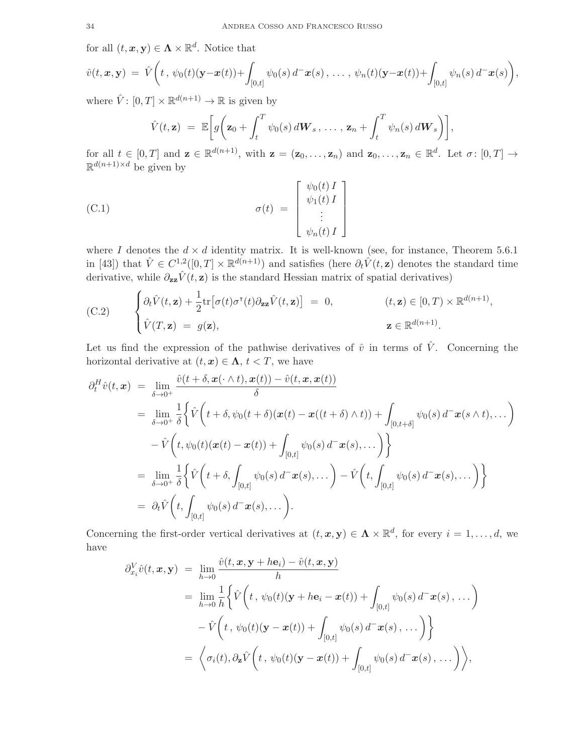for all $(t,\boldsymbol{x},\mathbf{y}) \in \boldsymbol{\Lambda} \times \mathbb{R}^d$. Notice that

$$\hat v(t,\boldsymbol{x},\mathbf{y}) \ = \ \hat V\bigg(t\,,\,\psi_0(t)(\mathbf{y}-\boldsymbol{x}(t))+\int_{[0,t]}\psi_0(s)\,d^-\boldsymbol{x}(s)\,,\,\ldots\,,\,\psi_n(t)(\mathbf{y}-\boldsymbol{x}(t))+\int_{[0,t]}\psi_n(s)\,d^-\boldsymbol{x}(s)\bigg),$$

where $\hat V\colon[0,T]\times\mathbb{R}^{d(n+1)}\to\mathbb{R}$ is given by

$$\hat V(t,\mathbf{z}) \ = \ \mathbb{E}\bigg[g\bigg(\mathbf{z}_0+\int_t^T\psi_0(s)\,d\boldsymbol{W}_s\,,\,\ldots\,,\,\mathbf{z}_n+\int_t^T\psi_n(s)\,d\boldsymbol{W}_s\bigg)\bigg],$$

for all $t\in[0,T]$ and $\mathbf{z}\in\mathbb{R}^{d(n+1)}$, with $\mathbf{z}=(\mathbf{z}_0,\ldots,\mathbf{z}_n)$ and $\mathbf{z}_0,\ldots,\mathbf{z}_n\in\mathbb{R}^d$. Let $\sigma\colon[0,T]\to\mathbb{R}^{d(n+1)\times d}$ be given by

$$\sigma(t) \ = \ \begin{bmatrix}\psi_0(t)\,I\\ \psi_1(t)\,I\\ \vdots\\ \psi_n(t)\,I\end{bmatrix} \tag{C.1}$$

where $I$ denotes the $d\times d$ identity matrix. It is well-known (see, for instance, Theorem 5.6.1 in [43]) that $\hat V\in C^{1,2}([0,T]\times\mathbb{R}^{d(n+1)})$ and satisfies (here $\partial_t\hat V(t,\mathbf{z})$ denotes the standard time derivative, while $\partial_{\mathbf{z}\mathbf{z}}\hat V(t,\mathbf{z})$ is the standard Hessian matrix of spatial derivatives)

$$\begin{cases}\partial_t\hat V(t,\mathbf{z})+\dfrac{1}{2}\mathrm{tr}\big[\sigma(t)\sigma^{\intercal}(t)\partial_{\mathbf{z}\mathbf{z}}\hat V(t,\mathbf{z})\big] \ = \ 0, & (t,\mathbf{z})\in[0,T)\times\mathbb{R}^{d(n+1)},\\[2mm] \hat V(T,\mathbf{z}) \ = \ g(\mathbf{z}), & \mathbf{z}\in\mathbb{R}^{d(n+1)}.\end{cases} \tag{C.2}$$

Let us find the expression of the pathwise derivatives of $\hat v$ in terms of $\hat V$. Concerning the horizontal derivative at $(t,\boldsymbol{x})\in\boldsymbol{\Lambda}$, $t<T$, we have

$$\begin{aligned}
\partial_t^H\hat v(t,\boldsymbol{x}) \ &= \ \lim_{\delta\to0^+}\frac{\hat v(t+\delta,\boldsymbol{x}(\cdot\wedge t),\boldsymbol{x}(t))-\hat v(t,\boldsymbol{x},\boldsymbol{x}(t))}{\delta}\\
&= \ \lim_{\delta\to0^+}\frac{1}{\delta}\bigg\{\hat V\bigg(t+\delta,\psi_0(t+\delta)(\boldsymbol{x}(t)-\boldsymbol{x}((t+\delta)\wedge t))+\int_{[0,t+\delta]}\psi_0(s)\,d^-\boldsymbol{x}(s\wedge t),\ldots\bigg)\\
&\quad -\hat V\bigg(t,\psi_0(t)(\boldsymbol{x}(t)-\boldsymbol{x}(t))+\int_{[0,t]}\psi_0(s)\,d^-\boldsymbol{x}(s),\ldots\bigg)\bigg\}\\
&= \ \lim_{\delta\to0^+}\frac{1}{\delta}\bigg\{\hat V\bigg(t+\delta,\int_{[0,t]}\psi_0(s)\,d^-\boldsymbol{x}(s),\ldots\bigg)-\hat V\bigg(t,\int_{[0,t]}\psi_0(s)\,d^-\boldsymbol{x}(s),\ldots\bigg)\bigg\}\\
&= \ \partial_t\hat V\bigg(t,\int_{[0,t]}\psi_0(s)\,d^-\boldsymbol{x}(s),\ldots\bigg).
\end{aligned}$$

Concerning the first-order vertical derivatives at $(t,\boldsymbol{x},\mathbf{y})\in\boldsymbol{\Lambda}\times\mathbb{R}^d$, for every $i=1,\ldots,d$, we have

$$\begin{aligned}
\partial_{x_i}^V\hat v(t,\boldsymbol{x},\mathbf{y}) \ &= \ \lim_{h\to0}\frac{\hat v(t,\boldsymbol{x},\mathbf{y}+h\mathbf{e}_i)-\hat v(t,\boldsymbol{x},\mathbf{y})}{h}\\
&= \ \lim_{h\to0}\frac{1}{h}\bigg\{\hat V\bigg(t\,,\,\psi_0(t)(\mathbf{y}+h\mathbf{e}_i-\boldsymbol{x}(t))+\int_{[0,t]}\psi_0(s)\,d^-\boldsymbol{x}(s)\,,\,\ldots\bigg)\\
&\quad -\hat V\bigg(t\,,\,\psi_0(t)(\mathbf{y}-\boldsymbol{x}(t))+\int_{[0,t]}\psi_0(s)\,d^-\boldsymbol{x}(s)\,,\,\ldots\bigg)\bigg\}\\
&= \ \bigg\langle\sigma_i(t),\partial_{\mathbf{z}}\hat V\bigg(t\,,\,\psi_0(t)(\mathbf{y}-\boldsymbol{x}(t))+\int_{[0,t]}\psi_0(s)\,d^-\boldsymbol{x}(s)\,,\,\ldots\bigg)\bigg\rangle,
\end{aligned}$$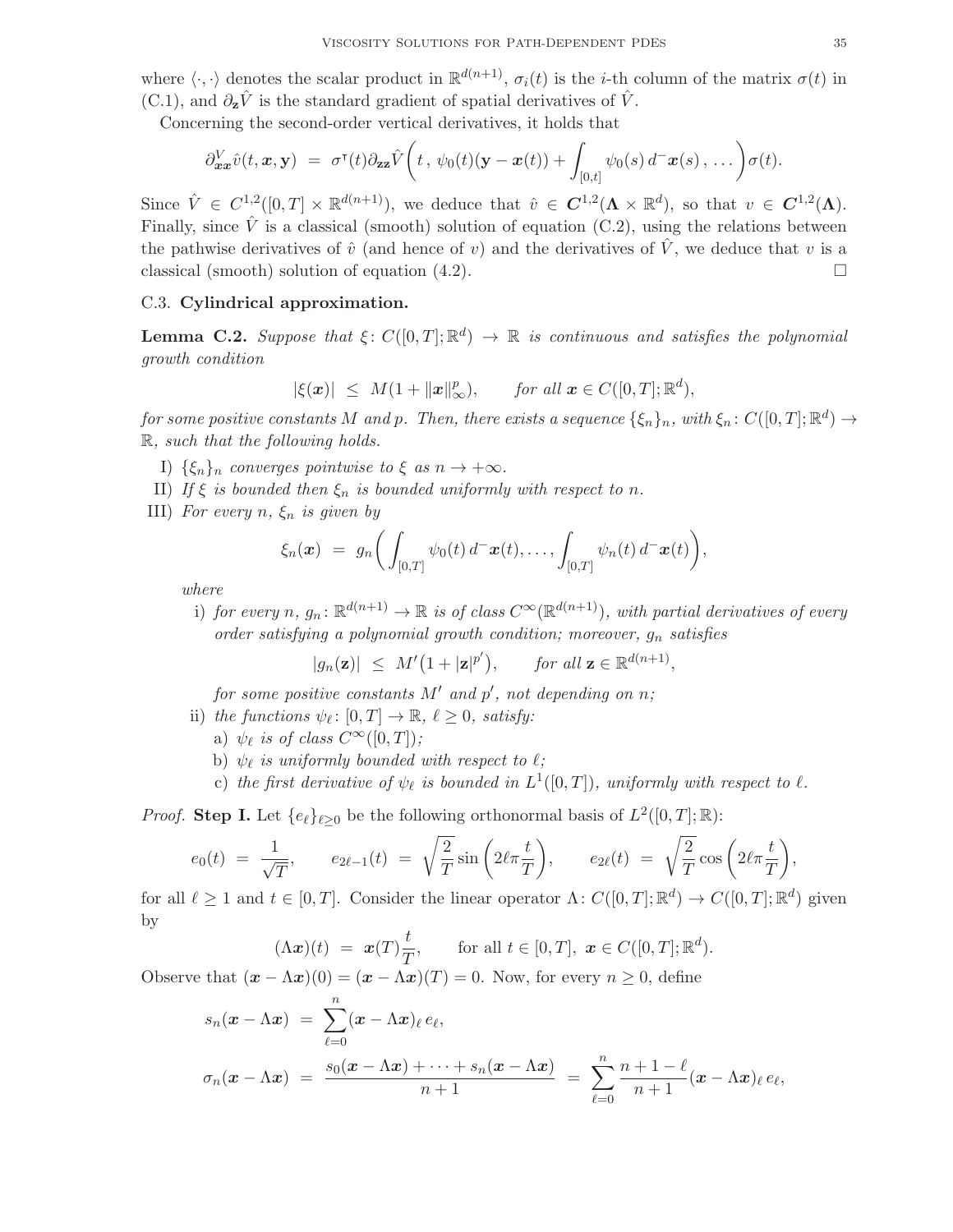where $\langle\cdot,\cdot\rangle$ denotes the scalar product in $\mathbb{R}^{d(n+1)}$, $\sigma_i(t)$ is the $i$-th column of the matrix $\sigma(t)$ in (C.1), and $\partial_{\mathbf{z}}\hat V$ is the standard gradient of spatial derivatives of $\hat V$.

Concerning the second-order vertical derivatives, it holds that

$$\partial^V_{\boldsymbol{x}\boldsymbol{x}}\hat v(t,\boldsymbol{x},\mathbf{y}) \;=\; \sigma^{\intercal}(t)\partial_{\mathbf{z}\mathbf{z}}\hat V\bigg(t\,,\,\psi_0(t)(\mathbf{y}-\boldsymbol{x}(t))+\int_{[0,t]}\psi_0(s)\,d^-\boldsymbol{x}(s)\,,\,\dots\bigg)\sigma(t).$$

Since $\hat V\in C^{1,2}([0,T]\times\mathbb{R}^{d(n+1)})$, we deduce that $\hat v\in \boldsymbol{C}^{1,2}(\boldsymbol{\Lambda}\times\mathbb{R}^d)$, so that $v\in\boldsymbol{C}^{1,2}(\boldsymbol{\Lambda})$. Finally, since $\hat V$ is a classical (smooth) solution of equation (C.2), using the relations between the pathwise derivatives of $\hat v$ (and hence of $v$) and the derivatives of $\hat V$, we deduce that $v$ is a classical (smooth) solution of equation (4.2). $\square$

### C.3. Cylindrical approximation.

**Lemma C.2.** *Suppose that $\xi\colon C([0,T];\mathbb{R}^d)\to\mathbb{R}$ is continuous and satisfies the polynomial growth condition*

$$|\xi(\boldsymbol{x})| \;\le\; M(1+\|\boldsymbol{x}\|_\infty^p), \qquad \textit{for all } \boldsymbol{x}\in C([0,T];\mathbb{R}^d),$$

*for some positive constants $M$ and $p$. Then, there exists a sequence $\{\xi_n\}_n$, with $\xi_n\colon C([0,T];\mathbb{R}^d)\to\mathbb{R}$, such that the following holds.*

- I) *$\{\xi_n\}_n$ converges pointwise to $\xi$ as $n\to+\infty$.*
- II) *If $\xi$ is bounded then $\xi_n$ is bounded uniformly with respect to $n$.*
- III) *For every $n$, $\xi_n$ is given by*

$$\xi_n(\boldsymbol{x}) \;=\; g_n\bigg(\int_{[0,T]}\psi_0(t)\,d^-\boldsymbol{x}(t),\dots,\int_{[0,T]}\psi_n(t)\,d^-\boldsymbol{x}(t)\bigg),$$

  *where*

  - i) *for every $n$, $g_n\colon\mathbb{R}^{d(n+1)}\to\mathbb{R}$ is of class $C^\infty(\mathbb{R}^{d(n+1)})$, with partial derivatives of every order satisfying a polynomial growth condition; moreover, $g_n$ satisfies*

  $$|g_n(\mathbf{z})| \;\le\; M'\big(1+|\mathbf{z}|^{p'}\big), \qquad \textit{for all } \mathbf{z}\in\mathbb{R}^{d(n+1)},$$

    *for some positive constants $M'$ and $p'$, not depending on $n$;*
  - ii) *the functions $\psi_\ell\colon[0,T]\to\mathbb{R}$, $\ell\ge0$, satisfy:*
    - a) *$\psi_\ell$ is of class $C^\infty([0,T])$;*
    - b) *$\psi_\ell$ is uniformly bounded with respect to $\ell$;*
    - c) *the first derivative of $\psi_\ell$ is bounded in $L^1([0,T])$, uniformly with respect to $\ell$.*

*Proof.* **Step I.** Let $\{e_\ell\}_{\ell\ge0}$ be the following orthonormal basis of $L^2([0,T];\mathbb{R})$:

$$e_0(t) \;=\; \frac{1}{\sqrt{T}}, \qquad e_{2\ell-1}(t) \;=\; \sqrt{\frac{2}{T}}\sin\bigg(2\ell\pi\frac{t}{T}\bigg), \qquad e_{2\ell}(t) \;=\; \sqrt{\frac{2}{T}}\cos\bigg(2\ell\pi\frac{t}{T}\bigg),$$

for all $\ell\ge1$ and $t\in[0,T]$. Consider the linear operator $\Lambda\colon C([0,T];\mathbb{R}^d)\to C([0,T];\mathbb{R}^d)$ given by

$$(\Lambda\boldsymbol{x})(t) \;=\; \boldsymbol{x}(T)\frac{t}{T}, \qquad \text{for all } t\in[0,T],\ \boldsymbol{x}\in C([0,T];\mathbb{R}^d).$$

Observe that $(\boldsymbol{x}-\Lambda\boldsymbol{x})(0)=(\boldsymbol{x}-\Lambda\boldsymbol{x})(T)=0$. Now, for every $n\ge0$, define

$$s_n(\boldsymbol{x}-\Lambda\boldsymbol{x}) \;=\; \sum_{\ell=0}^n(\boldsymbol{x}-\Lambda\boldsymbol{x})_\ell\,e_\ell,$$

$$\sigma_n(\boldsymbol{x}-\Lambda\boldsymbol{x}) \;=\; \frac{s_0(\boldsymbol{x}-\Lambda\boldsymbol{x})+\cdots+s_n(\boldsymbol{x}-\Lambda\boldsymbol{x})}{n+1} \;=\; \sum_{\ell=0}^n\frac{n+1-\ell}{n+1}(\boldsymbol{x}-\Lambda\boldsymbol{x})_\ell\,e_\ell,$$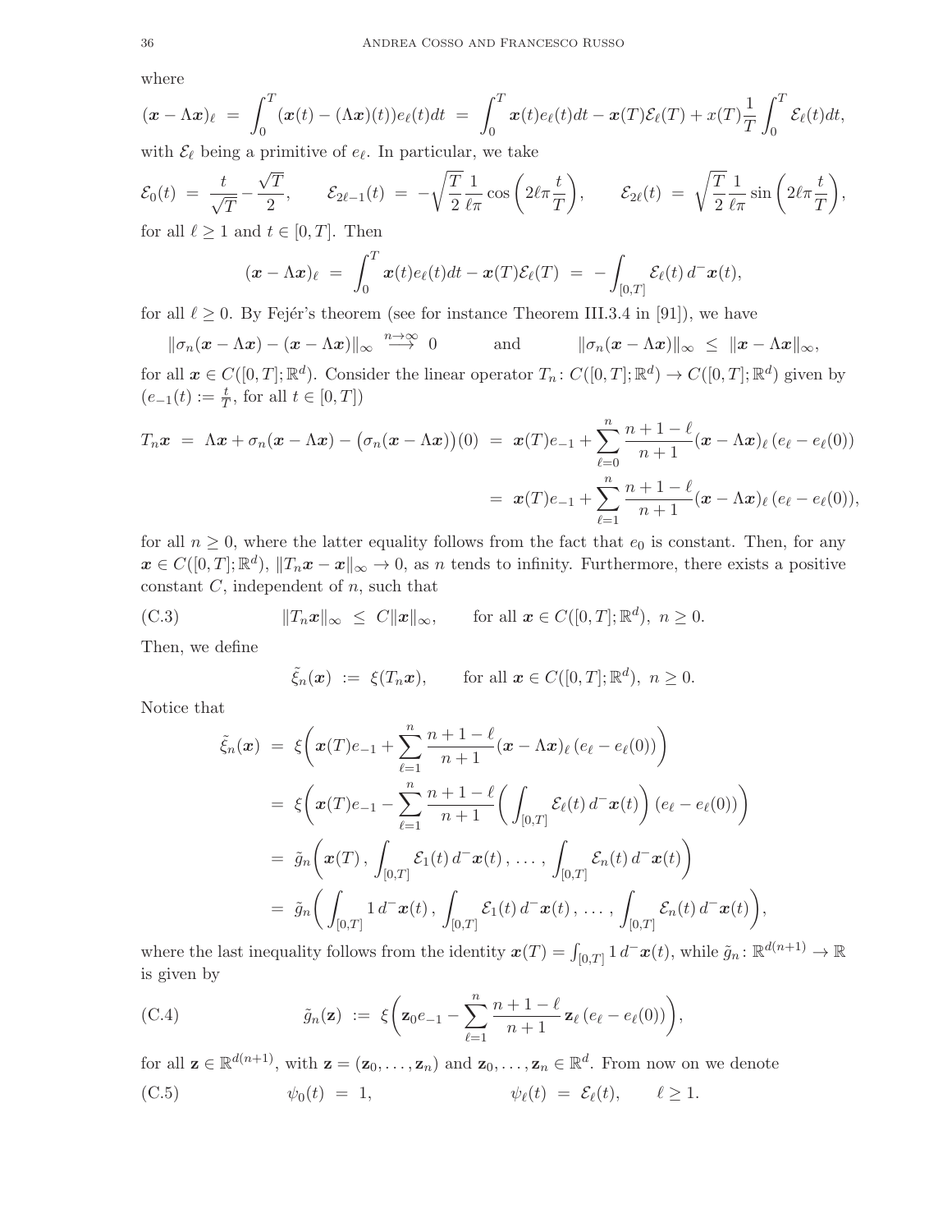where

$$(\boldsymbol{x} - \Lambda \boldsymbol{x})_\ell \;=\; \int_0^T (\boldsymbol{x}(t) - (\Lambda \boldsymbol{x})(t)) e_\ell(t) dt \;=\; \int_0^T \boldsymbol{x}(t) e_\ell(t) dt - \boldsymbol{x}(T)\mathcal{E}_\ell(T) + x(T)\frac{1}{T}\int_0^T \mathcal{E}_\ell(t) dt,$$

with $\mathcal{E}_\ell$ being a primitive of $e_\ell$. In particular, we take

$$\mathcal{E}_0(t) \;=\; \frac{t}{\sqrt{T}} - \frac{\sqrt{T}}{2}, \qquad \mathcal{E}_{2\ell-1}(t) \;=\; -\sqrt{\frac{T}{2}}\frac{1}{\ell\pi}\cos\left(2\ell\pi\frac{t}{T}\right), \qquad \mathcal{E}_{2\ell}(t) \;=\; \sqrt{\frac{T}{2}}\frac{1}{\ell\pi}\sin\left(2\ell\pi\frac{t}{T}\right),$$

for all $\ell \geq 1$ and $t \in [0,T]$. Then

$$(\boldsymbol{x} - \Lambda \boldsymbol{x})_\ell \;=\; \int_0^T \boldsymbol{x}(t) e_\ell(t) dt - \boldsymbol{x}(T)\mathcal{E}_\ell(T) \;=\; -\int_{[0,T]} \mathcal{E}_\ell(t)\, d^-\boldsymbol{x}(t),$$

for all $\ell \geq 0$. By Fejér's theorem (see for instance Theorem III.3.4 in [91]), we have

$$\|\sigma_n(\boldsymbol{x} - \Lambda\boldsymbol{x}) - (\boldsymbol{x} - \Lambda\boldsymbol{x})\|_\infty \overset{n\to\infty}{\longrightarrow} 0 \qquad \text{and} \qquad \|\sigma_n(\boldsymbol{x} - \Lambda\boldsymbol{x})\|_\infty \;\leq\; \|\boldsymbol{x} - \Lambda\boldsymbol{x}\|_\infty,$$

for all $\boldsymbol{x} \in C([0,T];\mathbb{R}^d)$. Consider the linear operator $T_n\colon C([0,T];\mathbb{R}^d) \to C([0,T];\mathbb{R}^d)$ given by ($e_{-1}(t) := \frac{t}{T}$, for all $t \in [0,T]$)

$$\begin{aligned}
T_n\boldsymbol{x} \;=\; \Lambda\boldsymbol{x} + \sigma_n(\boldsymbol{x} - \Lambda\boldsymbol{x}) - \big(\sigma_n(\boldsymbol{x} - \Lambda\boldsymbol{x})\big)(0) \;&=\; \boldsymbol{x}(T)e_{-1} + \sum_{\ell=0}^n \frac{n+1-\ell}{n+1}(\boldsymbol{x} - \Lambda\boldsymbol{x})_\ell\,(e_\ell - e_\ell(0)) \\
&=\; \boldsymbol{x}(T)e_{-1} + \sum_{\ell=1}^n \frac{n+1-\ell}{n+1}(\boldsymbol{x} - \Lambda\boldsymbol{x})_\ell\,(e_\ell - e_\ell(0)),
\end{aligned}$$

for all $n \geq 0$, where the latter equality follows from the fact that $e_0$ is constant. Then, for any $\boldsymbol{x} \in C([0,T];\mathbb{R}^d)$, $\|T_n\boldsymbol{x} - \boldsymbol{x}\|_\infty \to 0$, as $n$ tends to infinity. Furthermore, there exists a positive constant $C$, independent of $n$, such that

$$\|T_n\boldsymbol{x}\|_\infty \;\leq\; C\|\boldsymbol{x}\|_\infty, \qquad \text{for all } \boldsymbol{x} \in C([0,T];\mathbb{R}^d),\ n \geq 0. \tag{C.3}$$

Then, we define

$$\tilde{\xi}_n(\boldsymbol{x}) \;:=\; \xi(T_n\boldsymbol{x}), \qquad \text{for all } \boldsymbol{x} \in C([0,T];\mathbb{R}^d),\ n \geq 0.$$

Notice that

$$\begin{aligned}
\tilde{\xi}_n(\boldsymbol{x}) \;&=\; \xi\bigg(\boldsymbol{x}(T)e_{-1} + \sum_{\ell=1}^n \frac{n+1-\ell}{n+1}(\boldsymbol{x} - \Lambda\boldsymbol{x})_\ell\,(e_\ell - e_\ell(0))\bigg) \\
&=\; \xi\bigg(\boldsymbol{x}(T)e_{-1} - \sum_{\ell=1}^n \frac{n+1-\ell}{n+1}\bigg(\int_{[0,T]} \mathcal{E}_\ell(t)\, d^-\boldsymbol{x}(t)\bigg)(e_\ell - e_\ell(0))\bigg) \\
&=\; \tilde{g}_n\bigg(\boldsymbol{x}(T)\,,\, \int_{[0,T]} \mathcal{E}_1(t)\, d^-\boldsymbol{x}(t)\,,\, \ldots\,,\, \int_{[0,T]} \mathcal{E}_n(t)\, d^-\boldsymbol{x}(t)\bigg) \\
&=\; \tilde{g}_n\bigg(\int_{[0,T]} 1\, d^-\boldsymbol{x}(t)\,,\, \int_{[0,T]} \mathcal{E}_1(t)\, d^-\boldsymbol{x}(t)\,,\, \ldots\,,\, \int_{[0,T]} \mathcal{E}_n(t)\, d^-\boldsymbol{x}(t)\bigg),
\end{aligned}$$

where the last inequality follows from the identity $\boldsymbol{x}(T) = \int_{[0,T]} 1\, d^-\boldsymbol{x}(t)$, while $\tilde{g}_n\colon \mathbb{R}^{d(n+1)} \to \mathbb{R}$ is given by

$$\tilde{g}_n(\mathbf{z}) \;:=\; \xi\bigg(\mathbf{z}_0 e_{-1} - \sum_{\ell=1}^n \frac{n+1-\ell}{n+1}\,\mathbf{z}_\ell\,(e_\ell - e_\ell(0))\bigg), \tag{C.4}$$

for all $\mathbf{z} \in \mathbb{R}^{d(n+1)}$, with $\mathbf{z} = (\mathbf{z}_0, \ldots, \mathbf{z}_n)$ and $\mathbf{z}_0, \ldots, \mathbf{z}_n \in \mathbb{R}^d$. From now on we denote

$$\psi_0(t) \;=\; 1, \qquad\qquad \psi_\ell(t) \;=\; \mathcal{E}_\ell(t), \qquad \ell \geq 1. \tag{C.5}$$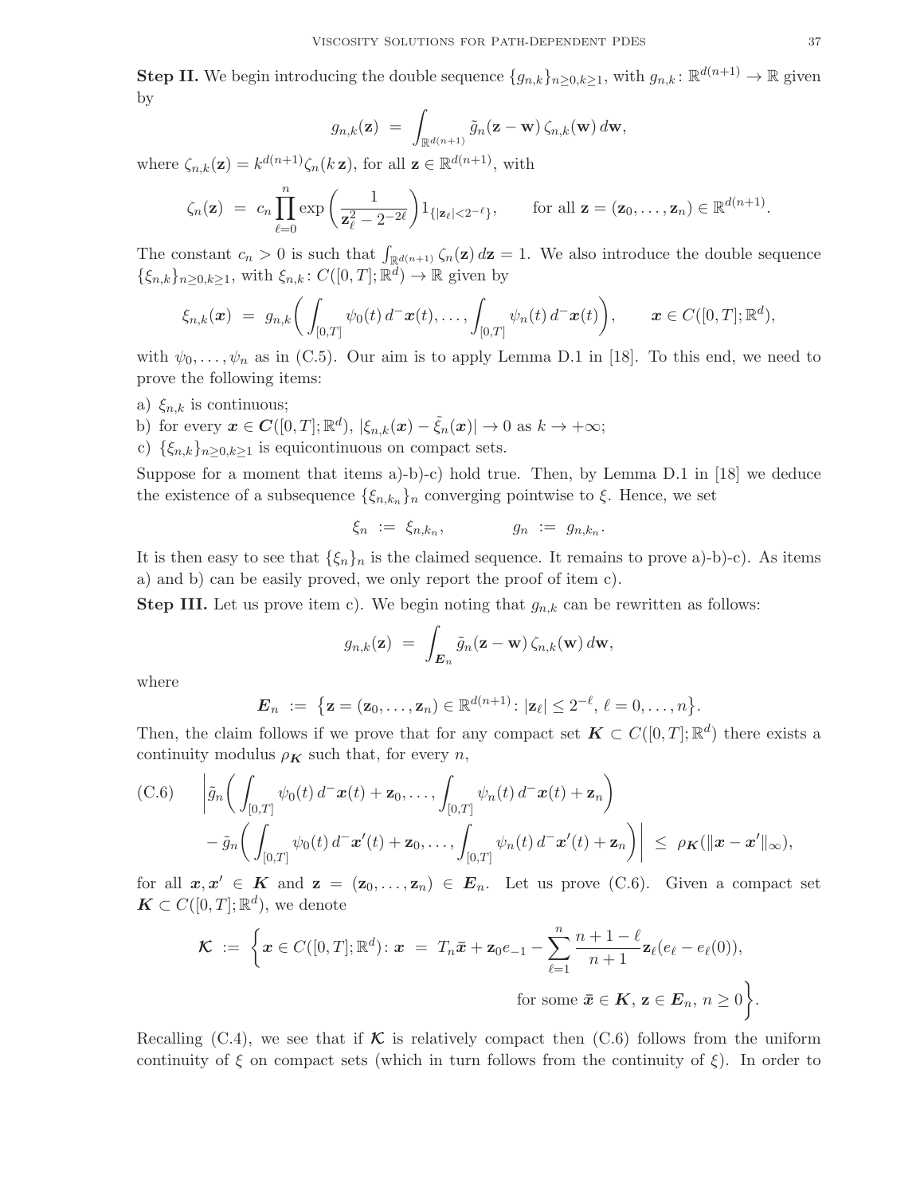**Step II.** We begin introducing the double sequence $\{g_{n,k}\}_{n\geq 0,k\geq 1}$, with $g_{n,k}\colon \mathbb{R}^{d(n+1)} \to \mathbb{R}$ given by

$$g_{n,k}(\mathbf{z}) \;=\; \int_{\mathbb{R}^{d(n+1)}} \tilde g_n(\mathbf{z}-\mathbf{w})\,\zeta_{n,k}(\mathbf{w})\,d\mathbf{w},$$

where $\zeta_{n,k}(\mathbf{z}) = k^{d(n+1)}\zeta_n(k\,\mathbf{z})$, for all $\mathbf{z}\in\mathbb{R}^{d(n+1)}$, with

$$\zeta_n(\mathbf{z}) \;=\; c_n\prod_{\ell=0}^n \exp\bigg(\frac{1}{\mathbf{z}_\ell^2 - 2^{-2\ell}}\bigg)1_{\{|\mathbf{z}_\ell|<2^{-\ell}\}}, \qquad \text{for all } \mathbf{z}=(\mathbf{z}_0,\ldots,\mathbf{z}_n)\in\mathbb{R}^{d(n+1)}.$$

The constant $c_n>0$ is such that $\int_{\mathbb{R}^{d(n+1)}}\zeta_n(\mathbf{z})\,d\mathbf{z}=1$. We also introduce the double sequence $\{\xi_{n,k}\}_{n\geq 0,k\geq 1}$, with $\xi_{n,k}\colon C([0,T];\mathbb{R}^d)\to\mathbb{R}$ given by

$$\xi_{n,k}(\boldsymbol{x}) \;=\; g_{n,k}\bigg(\int_{[0,T]}\psi_0(t)\,d^-\boldsymbol{x}(t),\ldots,\int_{[0,T]}\psi_n(t)\,d^-\boldsymbol{x}(t)\bigg), \qquad \boldsymbol{x}\in C([0,T];\mathbb{R}^d),$$

with $\psi_0,\ldots,\psi_n$ as in (C.5). Our aim is to apply Lemma D.1 in [18]. To this end, we need to prove the following items:

a) $\xi_{n,k}$ is continuous;

b) for every $\boldsymbol{x}\in \boldsymbol{C}([0,T];\mathbb{R}^d)$, $|\xi_{n,k}(\boldsymbol{x})-\tilde\xi_n(\boldsymbol{x})|\to 0$ as $k\to+\infty$;

c) $\{\xi_{n,k}\}_{n\geq 0,k\geq 1}$ is equicontinuous on compact sets.

Suppose for a moment that items a)-b)-c) hold true. Then, by Lemma D.1 in [18] we deduce the existence of a subsequence $\{\xi_{n,k_n}\}_n$ converging pointwise to $\xi$. Hence, we set

$$\xi_n \;:=\; \xi_{n,k_n}, \qquad\qquad g_n \;:=\; g_{n,k_n}.$$

It is then easy to see that $\{\xi_n\}_n$ is the claimed sequence. It remains to prove a)-b)-c). As items a) and b) can be easily proved, we only report the proof of item c).

**Step III.** Let us prove item c). We begin noting that $g_{n,k}$ can be rewritten as follows:

$$g_{n,k}(\mathbf{z}) \;=\; \int_{\boldsymbol{E}_n}\tilde g_n(\mathbf{z}-\mathbf{w})\,\zeta_{n,k}(\mathbf{w})\,d\mathbf{w},$$

where

$$\boldsymbol{E}_n \;:=\; \big\{\mathbf{z}=(\mathbf{z}_0,\ldots,\mathbf{z}_n)\in\mathbb{R}^{d(n+1)}\colon |\mathbf{z}_\ell|\leq 2^{-\ell},\ \ell=0,\ldots,n\big\}.$$

Then, the claim follows if we prove that for any compact set $\boldsymbol{K}\subset C([0,T];\mathbb{R}^d)$ there exists a continuity modulus $\rho_{\boldsymbol{K}}$ such that, for every $n$,

$$\begin{aligned}\text{(C.6)}\qquad &\bigg|\tilde g_n\bigg(\int_{[0,T]}\psi_0(t)\,d^-\boldsymbol{x}(t)+\mathbf{z}_0,\ldots,\int_{[0,T]}\psi_n(t)\,d^-\boldsymbol{x}(t)+\mathbf{z}_n\bigg)\\ &-\tilde g_n\bigg(\int_{[0,T]}\psi_0(t)\,d^-\boldsymbol{x}'(t)+\mathbf{z}_0,\ldots,\int_{[0,T]}\psi_n(t)\,d^-\boldsymbol{x}'(t)+\mathbf{z}_n\bigg)\bigg| \;\leq\; \rho_{\boldsymbol{K}}(\|\boldsymbol{x}-\boldsymbol{x}'\|_\infty),\end{aligned}$$

for all $\boldsymbol{x},\boldsymbol{x}'\in\boldsymbol{K}$ and $\mathbf{z}=(\mathbf{z}_0,\ldots,\mathbf{z}_n)\in\boldsymbol{E}_n$. Let us prove (C.6). Given a compact set $\boldsymbol{K}\subset C([0,T];\mathbb{R}^d)$, we denote

$$\boldsymbol{\mathcal{K}} \;:=\; \bigg\{\boldsymbol{x}\in C([0,T];\mathbb{R}^d)\colon \boldsymbol{x} \;=\; T_n\bar{\boldsymbol{x}}+\mathbf{z}_0e_{-1}-\sum_{\ell=1}^n\frac{n+1-\ell}{n+1}\mathbf{z}_\ell(e_\ell-e_\ell(0)),\ \text{for some } \bar{\boldsymbol{x}}\in\boldsymbol{K},\ \mathbf{z}\in\boldsymbol{E}_n,\ n\geq 0\bigg\}.$$

Recalling (C.4), we see that if $\boldsymbol{\mathcal{K}}$ is relatively compact then (C.6) follows from the uniform continuity of $\xi$ on compact sets (which in turn follows from the continuity of $\xi$). In order to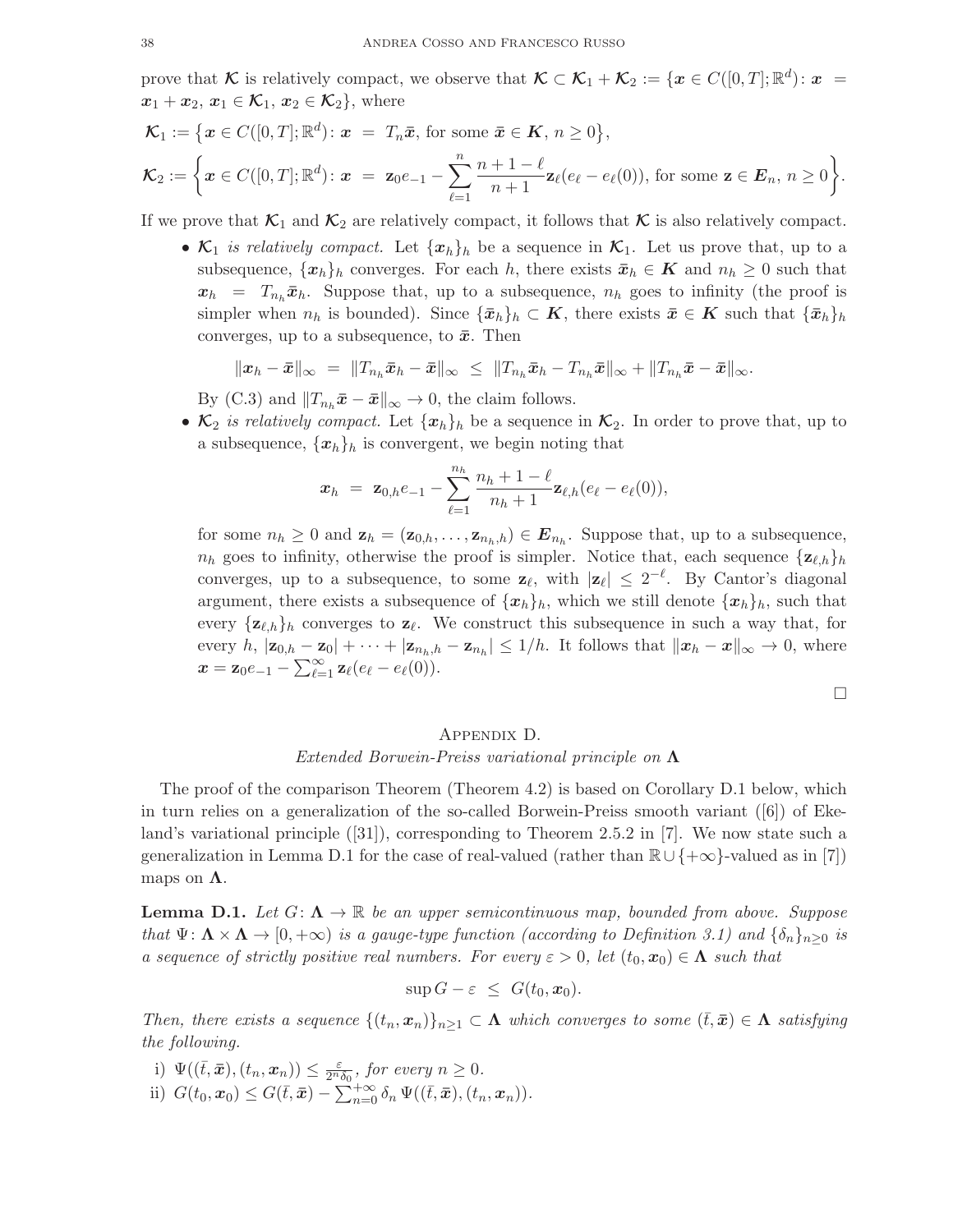prove that $\mathcal{K}$ is relatively compact, we observe that $\mathcal{K} \subset \mathcal{K}_1 + \mathcal{K}_2 := \{\boldsymbol{x} \in C([0,T];\mathbb{R}^d) \colon \boldsymbol{x} = \boldsymbol{x}_1 + \boldsymbol{x}_2,\, \boldsymbol{x}_1 \in \mathcal{K}_1,\, \boldsymbol{x}_2 \in \mathcal{K}_2\}$, where

$$\mathcal{K}_1 := \big\{\boldsymbol{x} \in C([0,T];\mathbb{R}^d) \colon \boldsymbol{x} \;=\; T_n\bar{\boldsymbol{x}}, \text{ for some } \bar{\boldsymbol{x}} \in \boldsymbol{K},\, n \geq 0\big\},$$

$$\mathcal{K}_2 := \bigg\{\boldsymbol{x} \in C([0,T];\mathbb{R}^d) \colon \boldsymbol{x} \;=\; \mathbf{z}_0 e_{-1} - \sum_{\ell=1}^{n} \frac{n+1-\ell}{n+1}\mathbf{z}_\ell(e_\ell - e_\ell(0)), \text{ for some } \mathbf{z} \in \boldsymbol{E}_n,\, n \geq 0\bigg\}.$$

If we prove that $\mathcal{K}_1$ and $\mathcal{K}_2$ are relatively compact, it follows that $\mathcal{K}$ is also relatively compact.

- $\mathcal{K}_1$ *is relatively compact.* Let $\{\boldsymbol{x}_h\}_h$ be a sequence in $\mathcal{K}_1$. Let us prove that, up to a subsequence, $\{\boldsymbol{x}_h\}_h$ converges. For each $h$, there exists $\bar{\boldsymbol{x}}_h \in \boldsymbol{K}$ and $n_h \geq 0$ such that $\boldsymbol{x}_h = T_{n_h}\bar{\boldsymbol{x}}_h$. Suppose that, up to a subsequence, $n_h$ goes to infinity (the proof is simpler when $n_h$ is bounded). Since $\{\bar{\boldsymbol{x}}_h\}_h \subset \boldsymbol{K}$, there exists $\bar{\boldsymbol{x}} \in \boldsymbol{K}$ such that $\{\bar{\boldsymbol{x}}_h\}_h$ converges, up to a subsequence, to $\bar{\boldsymbol{x}}$. Then

$$\|\boldsymbol{x}_h - \bar{\boldsymbol{x}}\|_\infty \;=\; \|T_{n_h}\bar{\boldsymbol{x}}_h - \bar{\boldsymbol{x}}\|_\infty \;\leq\; \|T_{n_h}\bar{\boldsymbol{x}}_h - T_{n_h}\bar{\boldsymbol{x}}\|_\infty + \|T_{n_h}\bar{\boldsymbol{x}} - \bar{\boldsymbol{x}}\|_\infty.$$

By (C.3) and $\|T_{n_h}\bar{\boldsymbol{x}} - \bar{\boldsymbol{x}}\|_\infty \to 0$, the claim follows.

- $\mathcal{K}_2$ *is relatively compact.* Let $\{\boldsymbol{x}_h\}_h$ be a sequence in $\mathcal{K}_2$. In order to prove that, up to a subsequence, $\{\boldsymbol{x}_h\}_h$ is convergent, we begin noting that

$$\boldsymbol{x}_h \;=\; \mathbf{z}_{0,h}e_{-1} - \sum_{\ell=1}^{n_h} \frac{n_h+1-\ell}{n_h+1}\mathbf{z}_{\ell,h}(e_\ell - e_\ell(0)),$$

for some $n_h \geq 0$ and $\mathbf{z}_h = (\mathbf{z}_{0,h},\ldots,\mathbf{z}_{n_h,h}) \in \boldsymbol{E}_{n_h}$. Suppose that, up to a subsequence, $n_h$ goes to infinity, otherwise the proof is simpler. Notice that, each sequence $\{\mathbf{z}_{\ell,h}\}_h$ converges, up to a subsequence, to some $\mathbf{z}_\ell$, with $|\mathbf{z}_\ell| \leq 2^{-\ell}$. By Cantor's diagonal argument, there exists a subsequence of $\{\boldsymbol{x}_h\}_h$, which we still denote $\{\boldsymbol{x}_h\}_h$, such that every $\{\mathbf{z}_{\ell,h}\}_h$ converges to $\mathbf{z}_\ell$. We construct this subsequence in such a way that, for every $h$, $|\mathbf{z}_{0,h} - \mathbf{z}_0| + \cdots + |\mathbf{z}_{n_h,h} - \mathbf{z}_{n_h}| \leq 1/h$. It follows that $\|\boldsymbol{x}_h - \boldsymbol{x}\|_\infty \to 0$, where $\boldsymbol{x} = \mathbf{z}_0 e_{-1} - \sum_{\ell=1}^{\infty}\mathbf{z}_\ell(e_\ell - e_\ell(0))$.

□

## Appendix D.

*Extended Borwein-Preiss variational principle on* $\boldsymbol{\Lambda}$

The proof of the comparison Theorem (Theorem 4.2) is based on Corollary D.1 below, which in turn relies on a generalization of the so-called Borwein-Preiss smooth variant ([6]) of Ekeland's variational principle ([31]), corresponding to Theorem 2.5.2 in [7]. We now state such a generalization in Lemma D.1 for the case of real-valued (rather than $\mathbb{R} \cup \{+\infty\}$-valued as in [7]) maps on $\boldsymbol{\Lambda}$.

**Lemma D.1.** *Let $G\colon \boldsymbol{\Lambda} \to \mathbb{R}$ be an upper semicontinuous map, bounded from above. Suppose that $\Psi\colon \boldsymbol{\Lambda}\times\boldsymbol{\Lambda} \to [0,+\infty)$ is a gauge-type function (according to Definition 3.1) and $\{\delta_n\}_{n\geq 0}$ is a sequence of strictly positive real numbers. For every $\varepsilon > 0$, let $(t_0,\boldsymbol{x}_0) \in \boldsymbol{\Lambda}$ such that*

$$\sup G - \varepsilon \;\leq\; G(t_0,\boldsymbol{x}_0).$$

*Then, there exists a sequence $\{(t_n,\boldsymbol{x}_n)\}_{n\geq 1} \subset \boldsymbol{\Lambda}$ which converges to some $(\bar t,\bar{\boldsymbol{x}}) \in \boldsymbol{\Lambda}$ satisfying the following.*

i) $\Psi((\bar t,\bar{\boldsymbol{x}}),(t_n,\boldsymbol{x}_n)) \leq \frac{\varepsilon}{2^n\delta_0}$, *for every* $n \geq 0$.

ii) $G(t_0,\boldsymbol{x}_0) \leq G(\bar t,\bar{\boldsymbol{x}}) - \sum_{n=0}^{+\infty}\delta_n\,\Psi((\bar t,\bar{\boldsymbol{x}}),(t_n,\boldsymbol{x}_n))$.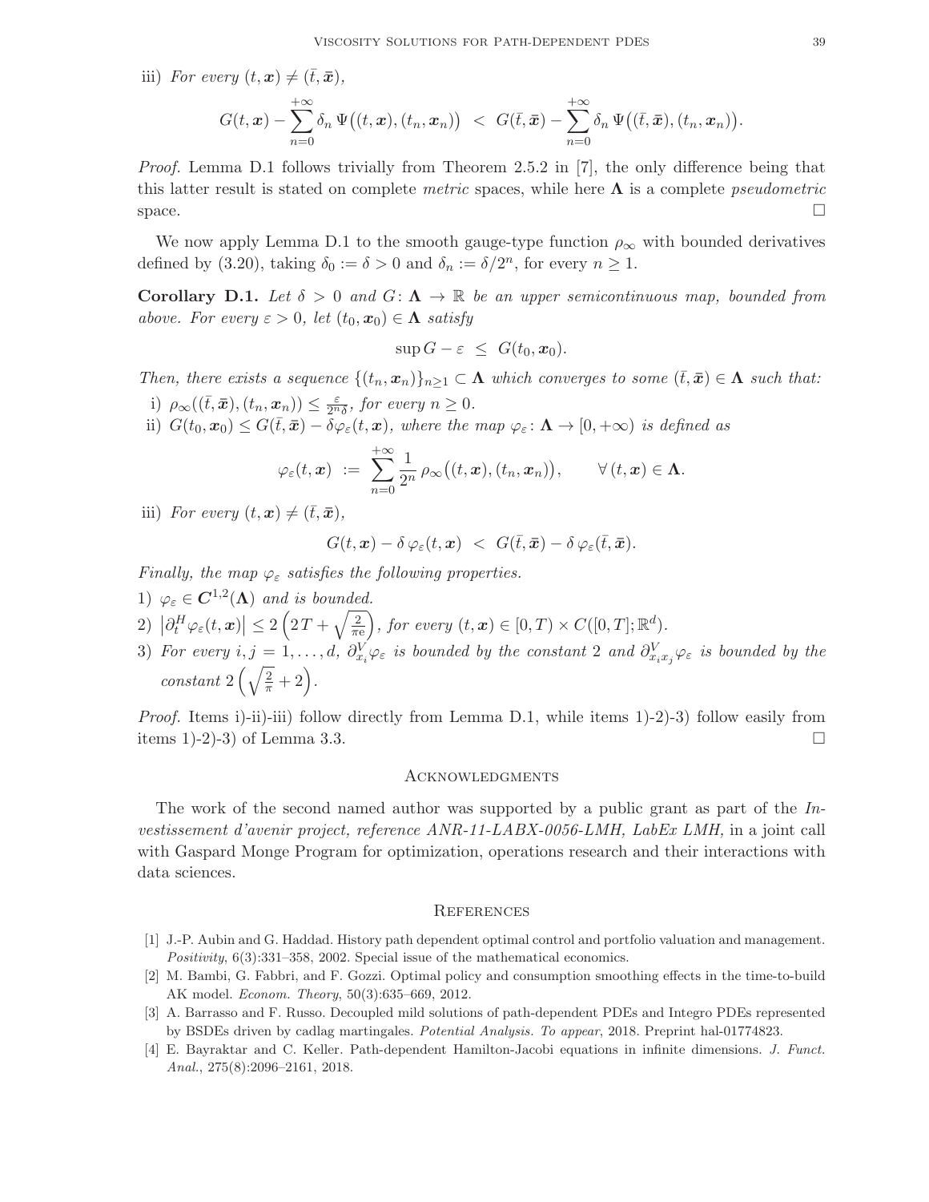iii) *For every* $(t, \boldsymbol{x}) \neq (\bar{t}, \bar{\boldsymbol{x}})$,

$$G(t, \boldsymbol{x}) - \sum_{n=0}^{+\infty} \delta_n \Psi\big((t, \boldsymbol{x}), (t_n, \boldsymbol{x}_n)\big) \; < \; G(\bar{t}, \bar{\boldsymbol{x}}) - \sum_{n=0}^{+\infty} \delta_n \Psi\big((\bar{t}, \bar{\boldsymbol{x}}), (t_n, \boldsymbol{x}_n)\big).$$

*Proof.* Lemma D.1 follows trivially from Theorem 2.5.2 in [7], the only difference being that this latter result is stated on complete *metric* spaces, while here $\boldsymbol{\Lambda}$ is a complete *pseudometric* space. □

We now apply Lemma D.1 to the smooth gauge-type function $\rho_\infty$ with bounded derivatives defined by (3.20), taking $\delta_0 := \delta > 0$ and $\delta_n := \delta/2^n$, for every $n \geq 1$.

**Corollary D.1.** *Let* $\delta > 0$ *and* $G \colon \boldsymbol{\Lambda} \to \mathbb{R}$ *be an upper semicontinuous map, bounded from above. For every* $\varepsilon > 0$, *let* $(t_0, \boldsymbol{x}_0) \in \boldsymbol{\Lambda}$ *satisfy*

$$\sup G - \varepsilon \; \leq \; G(t_0, \boldsymbol{x}_0).$$

*Then, there exists a sequence* $\{(t_n, \boldsymbol{x}_n)\}_{n \geq 1} \subset \boldsymbol{\Lambda}$ *which converges to some* $(\bar{t}, \bar{\boldsymbol{x}}) \in \boldsymbol{\Lambda}$ *such that:*

i) $\rho_\infty((\bar{t}, \bar{\boldsymbol{x}}), (t_n, \boldsymbol{x}_n)) \leq \frac{\varepsilon}{2^n \delta}$, *for every* $n \geq 0$.

ii) $G(t_0, \boldsymbol{x}_0) \leq G(\bar{t}, \bar{\boldsymbol{x}}) - \delta \varphi_\varepsilon(t, \boldsymbol{x})$, *where the map* $\varphi_\varepsilon \colon \boldsymbol{\Lambda} \to [0, +\infty)$ *is defined as*

$$\varphi_\varepsilon(t, \boldsymbol{x}) \; := \; \sum_{n=0}^{+\infty} \frac{1}{2^n} \rho_\infty\big((t, \boldsymbol{x}), (t_n, \boldsymbol{x}_n)\big), \qquad \forall \, (t, \boldsymbol{x}) \in \boldsymbol{\Lambda}.$$

iii) *For every* $(t, \boldsymbol{x}) \neq (\bar{t}, \bar{\boldsymbol{x}})$,

$$G(t, \boldsymbol{x}) - \delta \, \varphi_\varepsilon(t, \boldsymbol{x}) \; < \; G(\bar{t}, \bar{\boldsymbol{x}}) - \delta \, \varphi_\varepsilon(\bar{t}, \bar{\boldsymbol{x}}).$$

*Finally, the map* $\varphi_\varepsilon$ *satisfies the following properties.*

1) $\varphi_\varepsilon \in \boldsymbol{C}^{1,2}(\boldsymbol{\Lambda})$ *and is bounded.*

2) $\big|\partial_t^H \varphi_\varepsilon(t, \boldsymbol{x})\big| \leq 2\left(2T + \sqrt{\frac{2}{\pi \mathrm{e}}}\right)$, *for every* $(t, \boldsymbol{x}) \in [0, T) \times C([0, T]; \mathbb{R}^d)$.

3) *For every* $i, j = 1, \ldots, d$, $\partial_{x_i}^V \varphi_\varepsilon$ *is bounded by the constant* $2$ *and* $\partial_{x_i x_j}^V \varphi_\varepsilon$ *is bounded by the constant* $2\left(\sqrt{\frac{2}{\pi}} + 2\right)$.

*Proof.* Items i)-ii)-iii) follow directly from Lemma D.1, while items 1)-2)-3) follow easily from items 1)-2)-3) of Lemma 3.3. □

## Acknowledgments

The work of the second named author was supported by a public grant as part of the *Investissement d'avenir project, reference ANR-11-LABX-0056-LMH, LabEx LMH,* in a joint call with Gaspard Monge Program for optimization, operations research and their interactions with data sciences.

## References

[1] J.-P. Aubin and G. Haddad. History path dependent optimal control and portfolio valuation and management. *Positivity*, 6(3):331–358, 2002. Special issue of the mathematical economics.

[2] M. Bambi, G. Fabbri, and F. Gozzi. Optimal policy and consumption smoothing effects in the time-to-build AK model. *Econom. Theory*, 50(3):635–669, 2012.

[3] A. Barrasso and F. Russo. Decoupled mild solutions of path-dependent PDEs and Integro PDEs represented by BSDEs driven by cadlag martingales. *Potential Analysis. To appear*, 2018. Preprint hal-01774823.

[4] E. Bayraktar and C. Keller. Path-dependent Hamilton-Jacobi equations in infinite dimensions. *J. Funct. Anal.*, 275(8):2096–2161, 2018.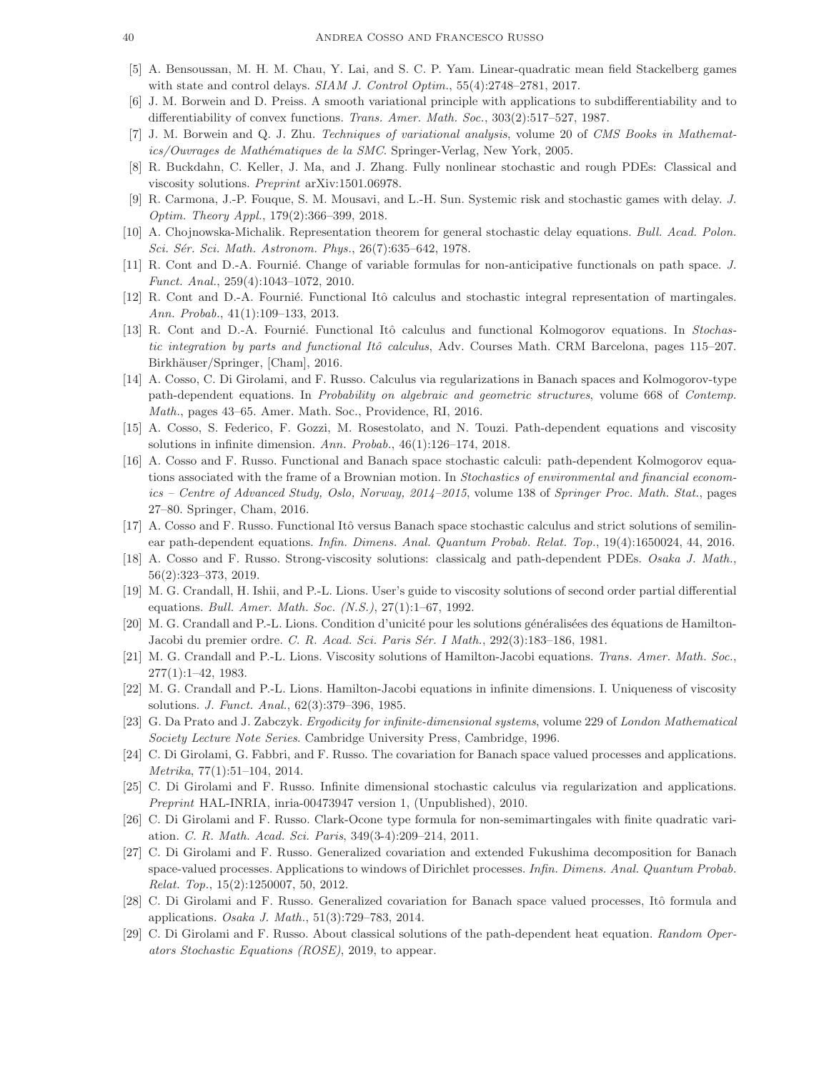[5] A. Bensoussan, M. H. M. Chau, Y. Lai, and S. C. P. Yam. Linear-quadratic mean field Stackelberg games with state and control delays. *SIAM J. Control Optim.*, 55(4):2748–2781, 2017.

[6] J. M. Borwein and D. Preiss. A smooth variational principle with applications to subdifferentiability and to differentiability of convex functions. *Trans. Amer. Math. Soc.*, 303(2):517–527, 1987.

[7] J. M. Borwein and Q. J. Zhu. *Techniques of variational analysis*, volume 20 of *CMS Books in Mathematics/Ouvrages de Mathématiques de la SMC*. Springer-Verlag, New York, 2005.

[8] R. Buckdahn, C. Keller, J. Ma, and J. Zhang. Fully nonlinear stochastic and rough PDEs: Classical and viscosity solutions. *Preprint* arXiv:1501.06978.

[9] R. Carmona, J.-P. Fouque, S. M. Mousavi, and L.-H. Sun. Systemic risk and stochastic games with delay. *J. Optim. Theory Appl.*, 179(2):366–399, 2018.

[10] A. Chojnowska-Michalik. Representation theorem for general stochastic delay equations. *Bull. Acad. Polon. Sci. Sér. Sci. Math. Astronom. Phys.*, 26(7):635–642, 1978.

[11] R. Cont and D.-A. Fournié. Change of variable formulas for non-anticipative functionals on path space. *J. Funct. Anal.*, 259(4):1043–1072, 2010.

[12] R. Cont and D.-A. Fournié. Functional Itô calculus and stochastic integral representation of martingales. *Ann. Probab.*, 41(1):109–133, 2013.

[13] R. Cont and D.-A. Fournié. Functional Itô calculus and functional Kolmogorov equations. In *Stochastic integration by parts and functional Itô calculus*, Adv. Courses Math. CRM Barcelona, pages 115–207. Birkhäuser/Springer, [Cham], 2016.

[14] A. Cosso, C. Di Girolami, and F. Russo. Calculus via regularizations in Banach spaces and Kolmogorov-type path-dependent equations. In *Probability on algebraic and geometric structures*, volume 668 of *Contemp. Math.*, pages 43–65. Amer. Math. Soc., Providence, RI, 2016.

[15] A. Cosso, S. Federico, F. Gozzi, M. Rosestolato, and N. Touzi. Path-dependent equations and viscosity solutions in infinite dimension. *Ann. Probab.*, 46(1):126–174, 2018.

[16] A. Cosso and F. Russo. Functional and Banach space stochastic calculi: path-dependent Kolmogorov equations associated with the frame of a Brownian motion. In *Stochastics of environmental and financial economics – Centre of Advanced Study, Oslo, Norway, 2014–2015*, volume 138 of *Springer Proc. Math. Stat.*, pages 27–80. Springer, Cham, 2016.

[17] A. Cosso and F. Russo. Functional Itô versus Banach space stochastic calculus and strict solutions of semilinear path-dependent equations. *Infin. Dimens. Anal. Quantum Probab. Relat. Top.*, 19(4):1650024, 44, 2016.

[18] A. Cosso and F. Russo. Strong-viscosity solutions: classicalg and path-dependent PDEs. *Osaka J. Math.*, 56(2):323–373, 2019.

[19] M. G. Crandall, H. Ishii, and P.-L. Lions. User's guide to viscosity solutions of second order partial differential equations. *Bull. Amer. Math. Soc. (N.S.)*, 27(1):1–67, 1992.

[20] M. G. Crandall and P.-L. Lions. Condition d'unicité pour les solutions généralisées des équations de Hamilton-Jacobi du premier ordre. *C. R. Acad. Sci. Paris Sér. I Math.*, 292(3):183–186, 1981.

[21] M. G. Crandall and P.-L. Lions. Viscosity solutions of Hamilton-Jacobi equations. *Trans. Amer. Math. Soc.*, 277(1):1–42, 1983.

[22] M. G. Crandall and P.-L. Lions. Hamilton-Jacobi equations in infinite dimensions. I. Uniqueness of viscosity solutions. *J. Funct. Anal.*, 62(3):379–396, 1985.

[23] G. Da Prato and J. Zabczyk. *Ergodicity for infinite-dimensional systems*, volume 229 of *London Mathematical Society Lecture Note Series*. Cambridge University Press, Cambridge, 1996.

[24] C. Di Girolami, G. Fabbri, and F. Russo. The covariation for Banach space valued processes and applications. *Metrika*, 77(1):51–104, 2014.

[25] C. Di Girolami and F. Russo. Infinite dimensional stochastic calculus via regularization and applications. *Preprint* HAL-INRIA, inria-00473947 version 1, (Unpublished), 2010.

[26] C. Di Girolami and F. Russo. Clark-Ocone type formula for non-semimartingales with finite quadratic variation. *C. R. Math. Acad. Sci. Paris*, 349(3-4):209–214, 2011.

[27] C. Di Girolami and F. Russo. Generalized covariation and extended Fukushima decomposition for Banach space-valued processes. Applications to windows of Dirichlet processes. *Infin. Dimens. Anal. Quantum Probab. Relat. Top.*, 15(2):1250007, 50, 2012.

[28] C. Di Girolami and F. Russo. Generalized covariation for Banach space valued processes, Itô formula and applications. *Osaka J. Math.*, 51(3):729–783, 2014.

[29] C. Di Girolami and F. Russo. About classical solutions of the path-dependent heat equation. *Random Operators Stochastic Equations (ROSE)*, 2019, to appear.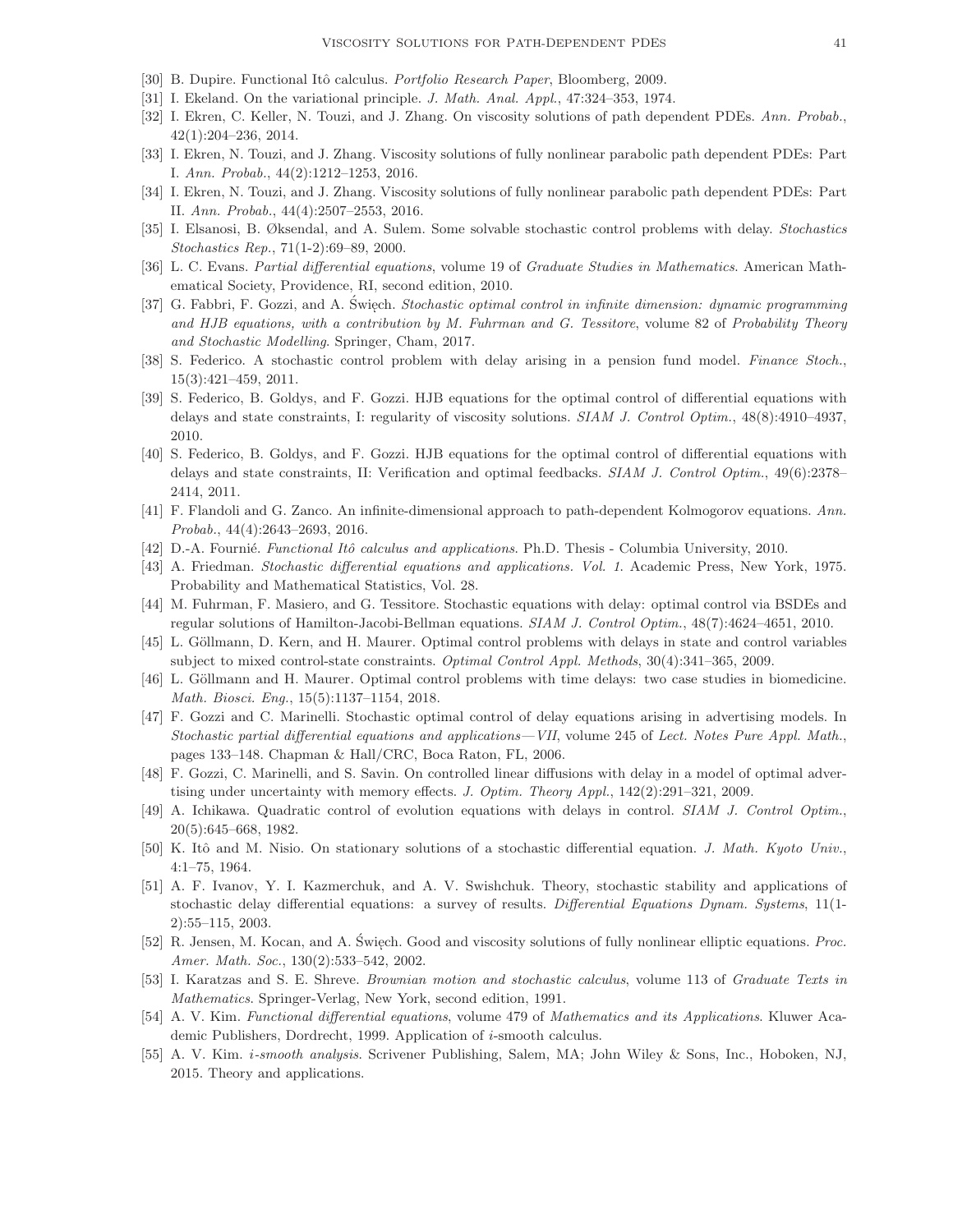[30] B. Dupire. Functional Itô calculus. *Portfolio Research Paper*, Bloomberg, 2009.

[31] I. Ekeland. On the variational principle. *J. Math. Anal. Appl.*, 47:324–353, 1974.

[32] I. Ekren, C. Keller, N. Touzi, and J. Zhang. On viscosity solutions of path dependent PDEs. *Ann. Probab.*, 42(1):204–236, 2014.

[33] I. Ekren, N. Touzi, and J. Zhang. Viscosity solutions of fully nonlinear parabolic path dependent PDEs: Part I. *Ann. Probab.*, 44(2):1212–1253, 2016.

[34] I. Ekren, N. Touzi, and J. Zhang. Viscosity solutions of fully nonlinear parabolic path dependent PDEs: Part II. *Ann. Probab.*, 44(4):2507–2553, 2016.

[35] I. Elsanosi, B. Øksendal, and A. Sulem. Some solvable stochastic control problems with delay. *Stochastics Stochastics Rep.*, 71(1-2):69–89, 2000.

[36] L. C. Evans. *Partial differential equations*, volume 19 of *Graduate Studies in Mathematics*. American Mathematical Society, Providence, RI, second edition, 2010.

[37] G. Fabbri, F. Gozzi, and A. Święch. *Stochastic optimal control in infinite dimension: dynamic programming and HJB equations, with a contribution by M. Fuhrman and G. Tessitore*, volume 82 of *Probability Theory and Stochastic Modelling*. Springer, Cham, 2017.

[38] S. Federico. A stochastic control problem with delay arising in a pension fund model. *Finance Stoch.*, 15(3):421–459, 2011.

[39] S. Federico, B. Goldys, and F. Gozzi. HJB equations for the optimal control of differential equations with delays and state constraints, I: regularity of viscosity solutions. *SIAM J. Control Optim.*, 48(8):4910–4937, 2010.

[40] S. Federico, B. Goldys, and F. Gozzi. HJB equations for the optimal control of differential equations with delays and state constraints, II: Verification and optimal feedbacks. *SIAM J. Control Optim.*, 49(6):2378–2414, 2011.

[41] F. Flandoli and G. Zanco. An infinite-dimensional approach to path-dependent Kolmogorov equations. *Ann. Probab.*, 44(4):2643–2693, 2016.

[42] D.-A. Fournié. *Functional Itô calculus and applications*. Ph.D. Thesis - Columbia University, 2010.

[43] A. Friedman. *Stochastic differential equations and applications. Vol. 1.* Academic Press, New York, 1975. Probability and Mathematical Statistics, Vol. 28.

[44] M. Fuhrman, F. Masiero, and G. Tessitore. Stochastic equations with delay: optimal control via BSDEs and regular solutions of Hamilton-Jacobi-Bellman equations. *SIAM J. Control Optim.*, 48(7):4624–4651, 2010.

[45] L. Göllmann, D. Kern, and H. Maurer. Optimal control problems with delays in state and control variables subject to mixed control-state constraints. *Optimal Control Appl. Methods*, 30(4):341–365, 2009.

[46] L. Göllmann and H. Maurer. Optimal control problems with time delays: two case studies in biomedicine. *Math. Biosci. Eng.*, 15(5):1137–1154, 2018.

[47] F. Gozzi and C. Marinelli. Stochastic optimal control of delay equations arising in advertising models. In *Stochastic partial differential equations and applications—VII*, volume 245 of *Lect. Notes Pure Appl. Math.*, pages 133–148. Chapman & Hall/CRC, Boca Raton, FL, 2006.

[48] F. Gozzi, C. Marinelli, and S. Savin. On controlled linear diffusions with delay in a model of optimal advertising under uncertainty with memory effects. *J. Optim. Theory Appl.*, 142(2):291–321, 2009.

[49] A. Ichikawa. Quadratic control of evolution equations with delays in control. *SIAM J. Control Optim.*, 20(5):645–668, 1982.

[50] K. Itô and M. Nisio. On stationary solutions of a stochastic differential equation. *J. Math. Kyoto Univ.*, 4:1–75, 1964.

[51] A. F. Ivanov, Y. I. Kazmerchuk, and A. V. Swishchuk. Theory, stochastic stability and applications of stochastic delay differential equations: a survey of results. *Differential Equations Dynam. Systems*, 11(1-2):55–115, 2003.

[52] R. Jensen, M. Kocan, and A. Święch. Good and viscosity solutions of fully nonlinear elliptic equations. *Proc. Amer. Math. Soc.*, 130(2):533–542, 2002.

[53] I. Karatzas and S. E. Shreve. *Brownian motion and stochastic calculus*, volume 113 of *Graduate Texts in Mathematics*. Springer-Verlag, New York, second edition, 1991.

[54] A. V. Kim. *Functional differential equations*, volume 479 of *Mathematics and its Applications*. Kluwer Academic Publishers, Dordrecht, 1999. Application of *i*-smooth calculus.

[55] A. V. Kim. *i-smooth analysis*. Scrivener Publishing, Salem, MA; John Wiley & Sons, Inc., Hoboken, NJ, 2015. Theory and applications.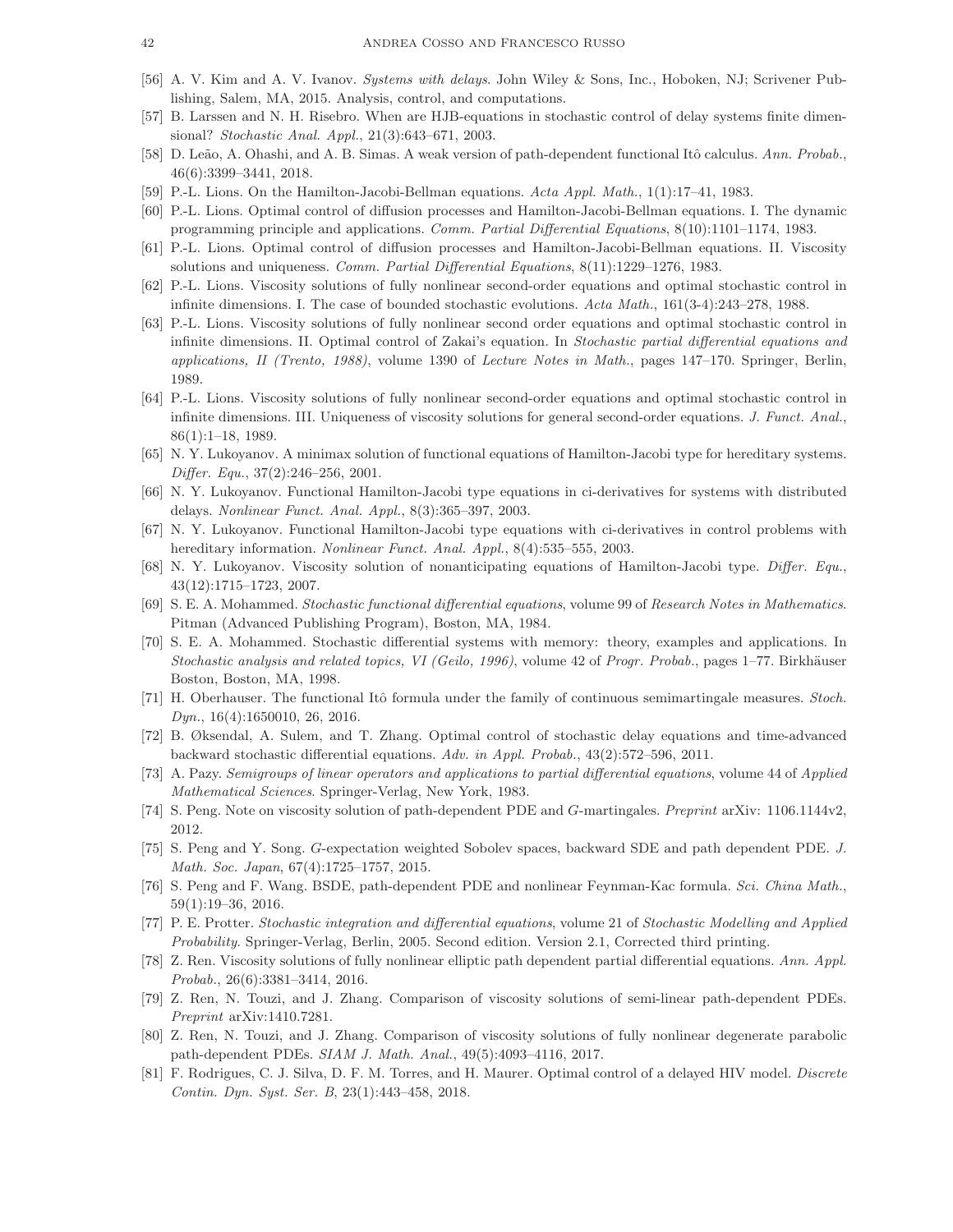[56] A. V. Kim and A. V. Ivanov. *Systems with delays*. John Wiley & Sons, Inc., Hoboken, NJ; Scrivener Publishing, Salem, MA, 2015. Analysis, control, and computations.

[57] B. Larssen and N. H. Risebro. When are HJB-equations in stochastic control of delay systems finite dimensional? *Stochastic Anal. Appl.*, 21(3):643–671, 2003.

[58] D. Leão, A. Ohashi, and A. B. Simas. A weak version of path-dependent functional Itô calculus. *Ann. Probab.*, 46(6):3399–3441, 2018.

[59] P.-L. Lions. On the Hamilton-Jacobi-Bellman equations. *Acta Appl. Math.*, 1(1):17–41, 1983.

[60] P.-L. Lions. Optimal control of diffusion processes and Hamilton-Jacobi-Bellman equations. I. The dynamic programming principle and applications. *Comm. Partial Differential Equations*, 8(10):1101–1174, 1983.

[61] P.-L. Lions. Optimal control of diffusion processes and Hamilton-Jacobi-Bellman equations. II. Viscosity solutions and uniqueness. *Comm. Partial Differential Equations*, 8(11):1229–1276, 1983.

[62] P.-L. Lions. Viscosity solutions of fully nonlinear second-order equations and optimal stochastic control in infinite dimensions. I. The case of bounded stochastic evolutions. *Acta Math.*, 161(3-4):243–278, 1988.

[63] P.-L. Lions. Viscosity solutions of fully nonlinear second order equations and optimal stochastic control in infinite dimensions. II. Optimal control of Zakai's equation. In *Stochastic partial differential equations and applications, II (Trento, 1988)*, volume 1390 of *Lecture Notes in Math.*, pages 147–170. Springer, Berlin, 1989.

[64] P.-L. Lions. Viscosity solutions of fully nonlinear second-order equations and optimal stochastic control in infinite dimensions. III. Uniqueness of viscosity solutions for general second-order equations. *J. Funct. Anal.*, 86(1):1–18, 1989.

[65] N. Y. Lukoyanov. A minimax solution of functional equations of Hamilton-Jacobi type for hereditary systems. *Differ. Equ.*, 37(2):246–256, 2001.

[66] N. Y. Lukoyanov. Functional Hamilton-Jacobi type equations in ci-derivatives for systems with distributed delays. *Nonlinear Funct. Anal. Appl.*, 8(3):365–397, 2003.

[67] N. Y. Lukoyanov. Functional Hamilton-Jacobi type equations with ci-derivatives in control problems with hereditary information. *Nonlinear Funct. Anal. Appl.*, 8(4):535–555, 2003.

[68] N. Y. Lukoyanov. Viscosity solution of nonanticipating equations of Hamilton-Jacobi type. *Differ. Equ.*, 43(12):1715–1723, 2007.

[69] S. E. A. Mohammed. *Stochastic functional differential equations*, volume 99 of *Research Notes in Mathematics*. Pitman (Advanced Publishing Program), Boston, MA, 1984.

[70] S. E. A. Mohammed. Stochastic differential systems with memory: theory, examples and applications. In *Stochastic analysis and related topics, VI (Geilo, 1996)*, volume 42 of *Progr. Probab.*, pages 1–77. Birkhäuser Boston, Boston, MA, 1998.

[71] H. Oberhauser. The functional Itô formula under the family of continuous semimartingale measures. *Stoch. Dyn.*, 16(4):1650010, 26, 2016.

[72] B. Øksendal, A. Sulem, and T. Zhang. Optimal control of stochastic delay equations and time-advanced backward stochastic differential equations. *Adv. in Appl. Probab.*, 43(2):572–596, 2011.

[73] A. Pazy. *Semigroups of linear operators and applications to partial differential equations*, volume 44 of *Applied Mathematical Sciences*. Springer-Verlag, New York, 1983.

[74] S. Peng. Note on viscosity solution of path-dependent PDE and $G$-martingales. *Preprint* arXiv: 1106.1144v2, 2012.

[75] S. Peng and Y. Song. $G$-expectation weighted Sobolev spaces, backward SDE and path dependent PDE. *J. Math. Soc. Japan*, 67(4):1725–1757, 2015.

[76] S. Peng and F. Wang. BSDE, path-dependent PDE and nonlinear Feynman-Kac formula. *Sci. China Math.*, 59(1):19–36, 2016.

[77] P. E. Protter. *Stochastic integration and differential equations*, volume 21 of *Stochastic Modelling and Applied Probability*. Springer-Verlag, Berlin, 2005. Second edition. Version 2.1, Corrected third printing.

[78] Z. Ren. Viscosity solutions of fully nonlinear elliptic path dependent partial differential equations. *Ann. Appl. Probab.*, 26(6):3381–3414, 2016.

[79] Z. Ren, N. Touzi, and J. Zhang. Comparison of viscosity solutions of semi-linear path-dependent PDEs. *Preprint* arXiv:1410.7281.

[80] Z. Ren, N. Touzi, and J. Zhang. Comparison of viscosity solutions of fully nonlinear degenerate parabolic path-dependent PDEs. *SIAM J. Math. Anal.*, 49(5):4093–4116, 2017.

[81] F. Rodrigues, C. J. Silva, D. F. M. Torres, and H. Maurer. Optimal control of a delayed HIV model. *Discrete Contin. Dyn. Syst. Ser. B*, 23(1):443–458, 2018.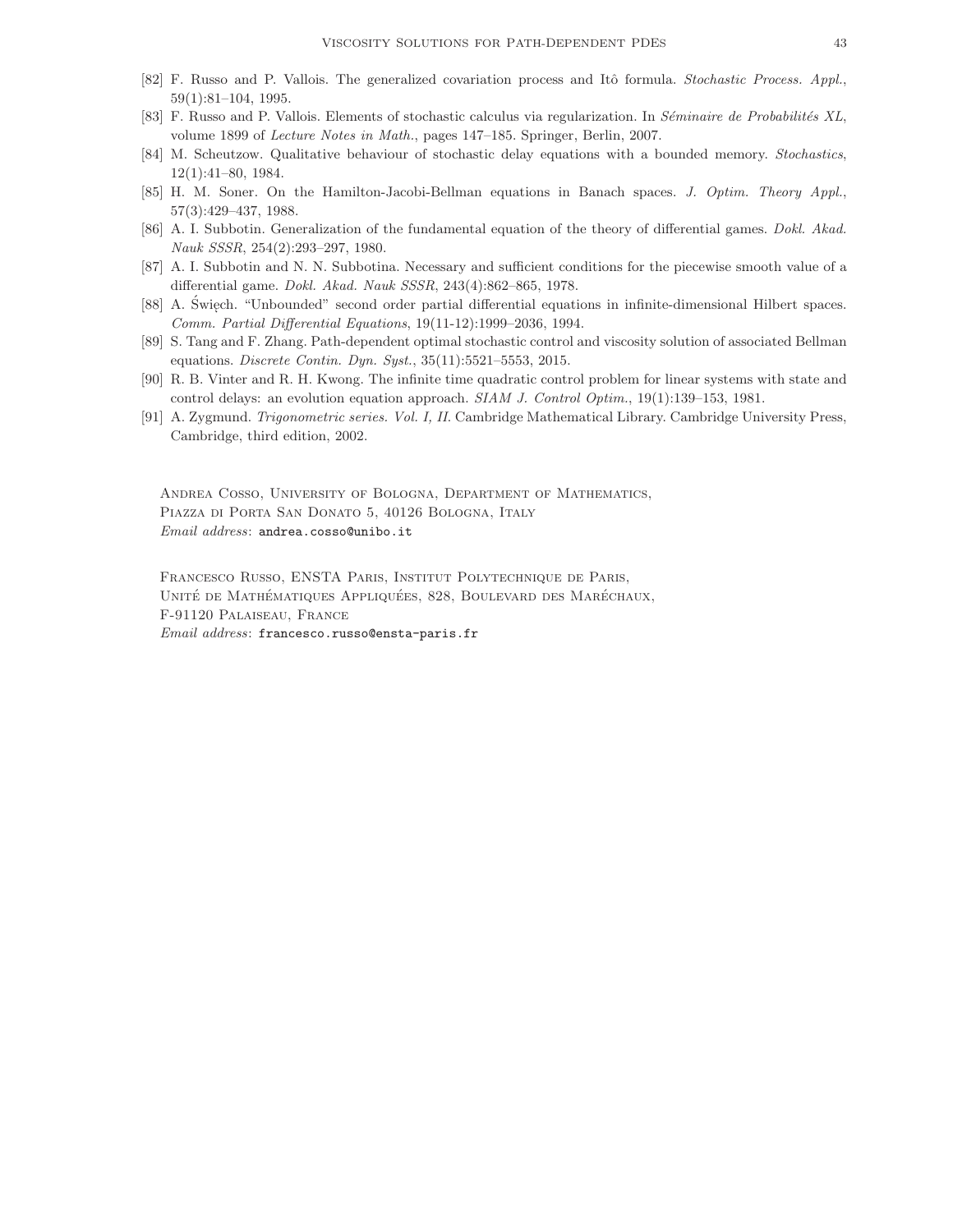[82] F. Russo and P. Vallois. The generalized covariation process and Itô formula. *Stochastic Process. Appl.*, 59(1):81–104, 1995.

[83] F. Russo and P. Vallois. Elements of stochastic calculus via regularization. In *Séminaire de Probabilités XL*, volume 1899 of *Lecture Notes in Math.*, pages 147–185. Springer, Berlin, 2007.

[84] M. Scheutzow. Qualitative behaviour of stochastic delay equations with a bounded memory. *Stochastics*, 12(1):41–80, 1984.

[85] H. M. Soner. On the Hamilton-Jacobi-Bellman equations in Banach spaces. *J. Optim. Theory Appl.*, 57(3):429–437, 1988.

[86] A. I. Subbotin. Generalization of the fundamental equation of the theory of differential games. *Dokl. Akad. Nauk SSSR*, 254(2):293–297, 1980.

[87] A. I. Subbotin and N. N. Subbotina. Necessary and sufficient conditions for the piecewise smooth value of a differential game. *Dokl. Akad. Nauk SSSR*, 243(4):862–865, 1978.

[88] A. Święch. "Unbounded" second order partial differential equations in infinite-dimensional Hilbert spaces. *Comm. Partial Differential Equations*, 19(11-12):1999–2036, 1994.

[89] S. Tang and F. Zhang. Path-dependent optimal stochastic control and viscosity solution of associated Bellman equations. *Discrete Contin. Dyn. Syst.*, 35(11):5521–5553, 2015.

[90] R. B. Vinter and R. H. Kwong. The infinite time quadratic control problem for linear systems with state and control delays: an evolution equation approach. *SIAM J. Control Optim.*, 19(1):139–153, 1981.

[91] A. Zygmund. *Trigonometric series. Vol. I, II.* Cambridge Mathematical Library. Cambridge University Press, Cambridge, third edition, 2002.

Andrea Cosso, University of Bologna, Department of Mathematics,
Piazza di Porta San Donato 5, 40126 Bologna, Italy
*Email address*: andrea.cosso@unibo.it

Francesco Russo, ENSTA Paris, Institut Polytechnique de Paris,
Unité de Mathématiques Appliquées, 828, Boulevard des Maréchaux,
F-91120 Palaiseau, France
*Email address*: francesco.russo@ensta-paris.fr